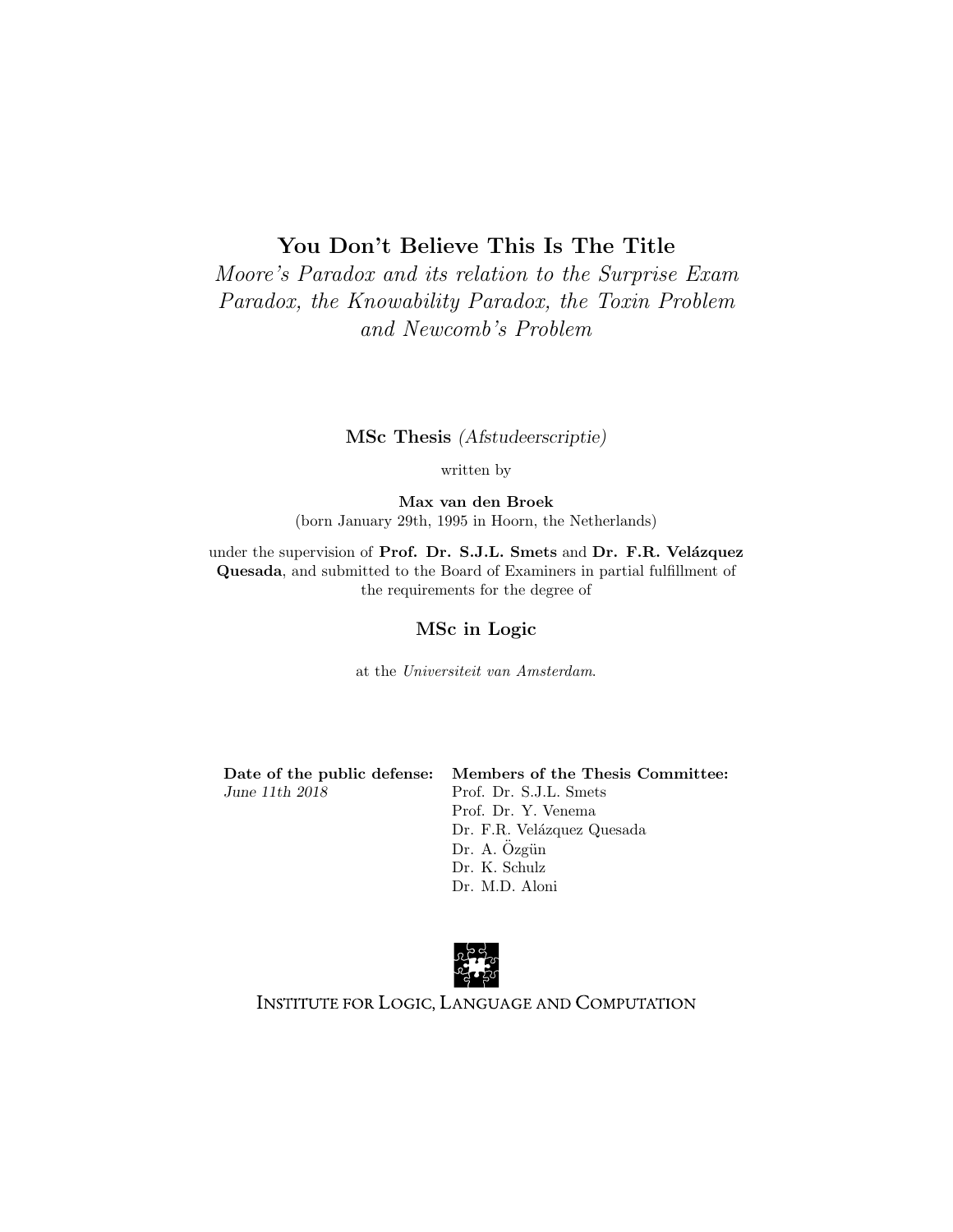# You Don't Believe This Is The Title

*Moore's Paradox and its relation to the Surprise Exam Paradox, the Knowability Paradox, the Toxin Problem and Newcomb's Problem*

**MSc Thesis** *(Afstudeerscriptie)*

written by

**Max van den Broek**
(born January 29th, 1995 in Hoorn, the Netherlands)

under the supervision of **Prof. Dr. S.J.L. Smets** and **Dr. F.R. Velázquez Quesada**, and submitted to the Board of Examiners in partial fulfillment of the requirements for the degree of

**MSc in Logic**

at the *Universiteit van Amsterdam*.

**Date of the public defense:**
*June 11th 2018*

**Members of the Thesis Committee:**
Prof. Dr. S.J.L. Smets
Prof. Dr. Y. Venema
Dr. F.R. Velázquez Quesada
Dr. A. Özgün
Dr. K. Schulz
Dr. M.D. Aloni

INSTITUTE FOR LOGIC, LANGUAGE AND COMPUTATION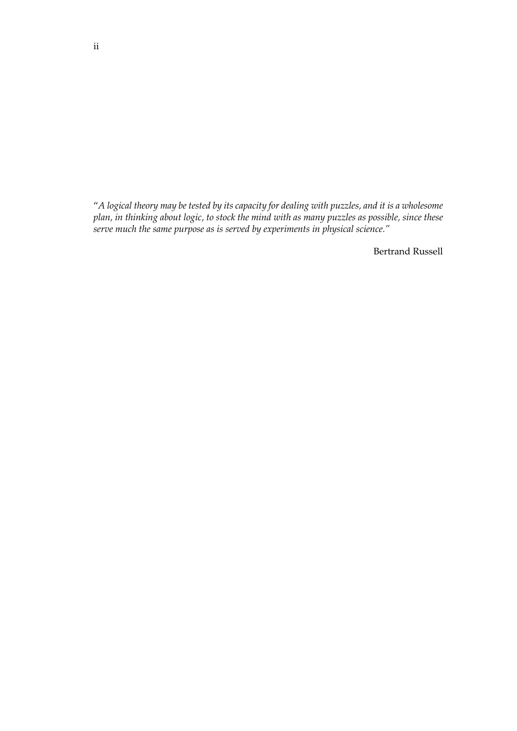"*A logical theory may be tested by its capacity for dealing with puzzles, and it is a wholesome plan, in thinking about logic, to stock the mind with as many puzzles as possible, since these serve much the same purpose as is served by experiments in physical science.*"

Bertrand Russell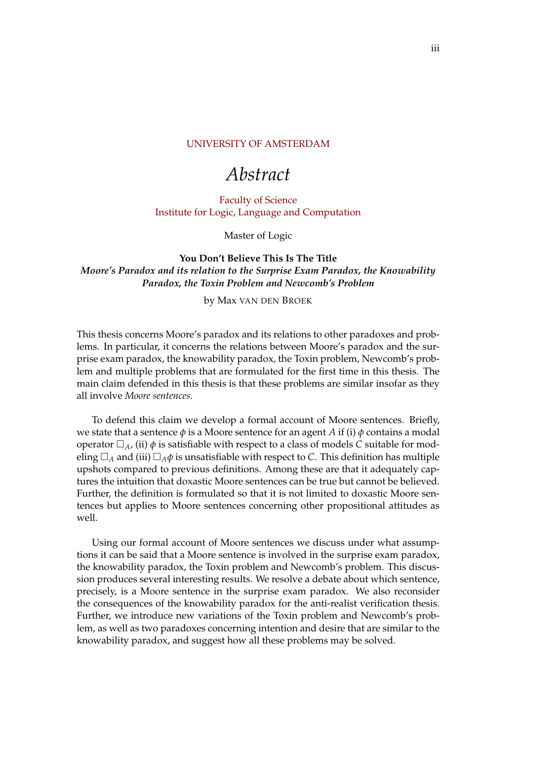UNIVERSITY OF AMSTERDAM

# *Abstract*

Faculty of Science
Institute for Logic, Language and Computation

Master of Logic

**You Don't Believe This Is The Title**
***Moore's Paradox and its relation to the Surprise Exam Paradox, the Knowability Paradox, the Toxin Problem and Newcomb's Problem***

by Max VAN DEN BROEK

This thesis concerns Moore's paradox and its relations to other paradoxes and problems. In particular, it concerns the relations between Moore's paradox and the surprise exam paradox, the knowability paradox, the Toxin problem, Newcomb's problem and multiple problems that are formulated for the first time in this thesis. The main claim defended in this thesis is that these problems are similar insofar as they all involve *Moore sentences*.

To defend this claim we develop a formal account of Moore sentences. Briefly, we state that a sentence $\phi$ is a Moore sentence for an agent $A$ if (i) $\phi$ contains a modal operator $\Box_A$, (ii) $\phi$ is satisfiable with respect to a class of models $C$ suitable for modeling $\Box_A$ and (iii) $\Box_A \phi$ is unsatisfiable with respect to $C$. This definition has multiple upshots compared to previous definitions. Among these are that it adequately captures the intuition that doxastic Moore sentences can be true but cannot be believed. Further, the definition is formulated so that it is not limited to doxastic Moore sentences but applies to Moore sentences concerning other propositional attitudes as well.

Using our formal account of Moore sentences we discuss under what assumptions it can be said that a Moore sentence is involved in the surprise exam paradox, the knowability paradox, the Toxin problem and Newcomb's problem. This discussion produces several interesting results. We resolve a debate about which sentence, precisely, is a Moore sentence in the surprise exam paradox. We also reconsider the consequences of the knowability paradox for the anti-realist verification thesis. Further, we introduce new variations of the Toxin problem and Newcomb's problem, as well as two paradoxes concerning intention and desire that are similar to the knowability paradox, and suggest how all these problems may be solved.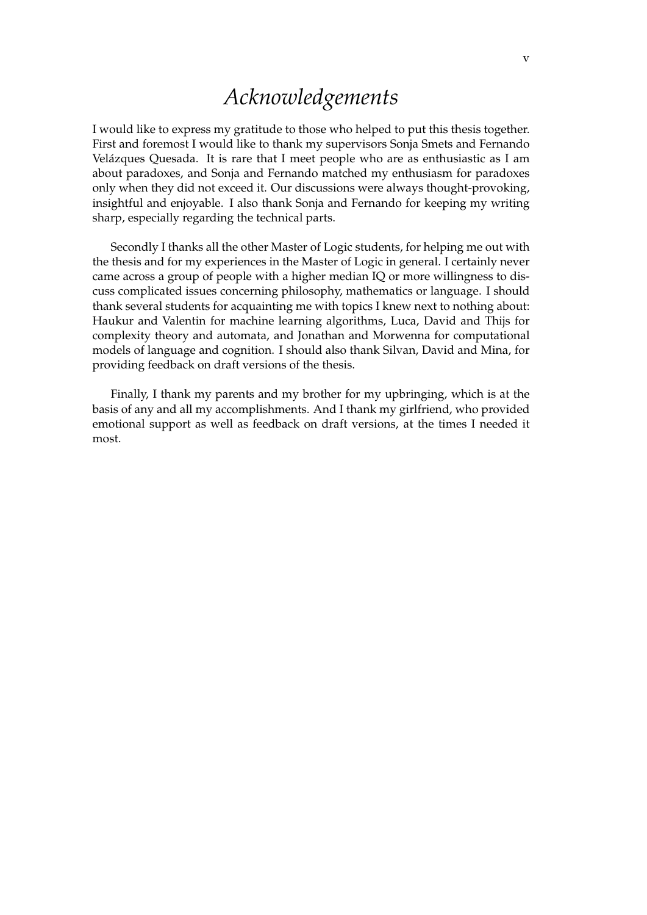# *Acknowledgements*

I would like to express my gratitude to those who helped to put this thesis together. First and foremost I would like to thank my supervisors Sonja Smets and Fernando Velázques Quesada. It is rare that I meet people who are as enthusiastic as I am about paradoxes, and Sonja and Fernando matched my enthusiasm for paradoxes only when they did not exceed it. Our discussions were always thought-provoking, insightful and enjoyable. I also thank Sonja and Fernando for keeping my writing sharp, especially regarding the technical parts.

Secondly I thanks all the other Master of Logic students, for helping me out with the thesis and for my experiences in the Master of Logic in general. I certainly never came across a group of people with a higher median IQ or more willingness to discuss complicated issues concerning philosophy, mathematics or language. I should thank several students for acquainting me with topics I knew next to nothing about: Haukur and Valentin for machine learning algorithms, Luca, David and Thijs for complexity theory and automata, and Jonathan and Morwenna for computational models of language and cognition. I should also thank Silvan, David and Mina, for providing feedback on draft versions of the thesis.

Finally, I thank my parents and my brother for my upbringing, which is at the basis of any and all my accomplishments. And I thank my girlfriend, who provided emotional support as well as feedback on draft versions, at the times I needed it most.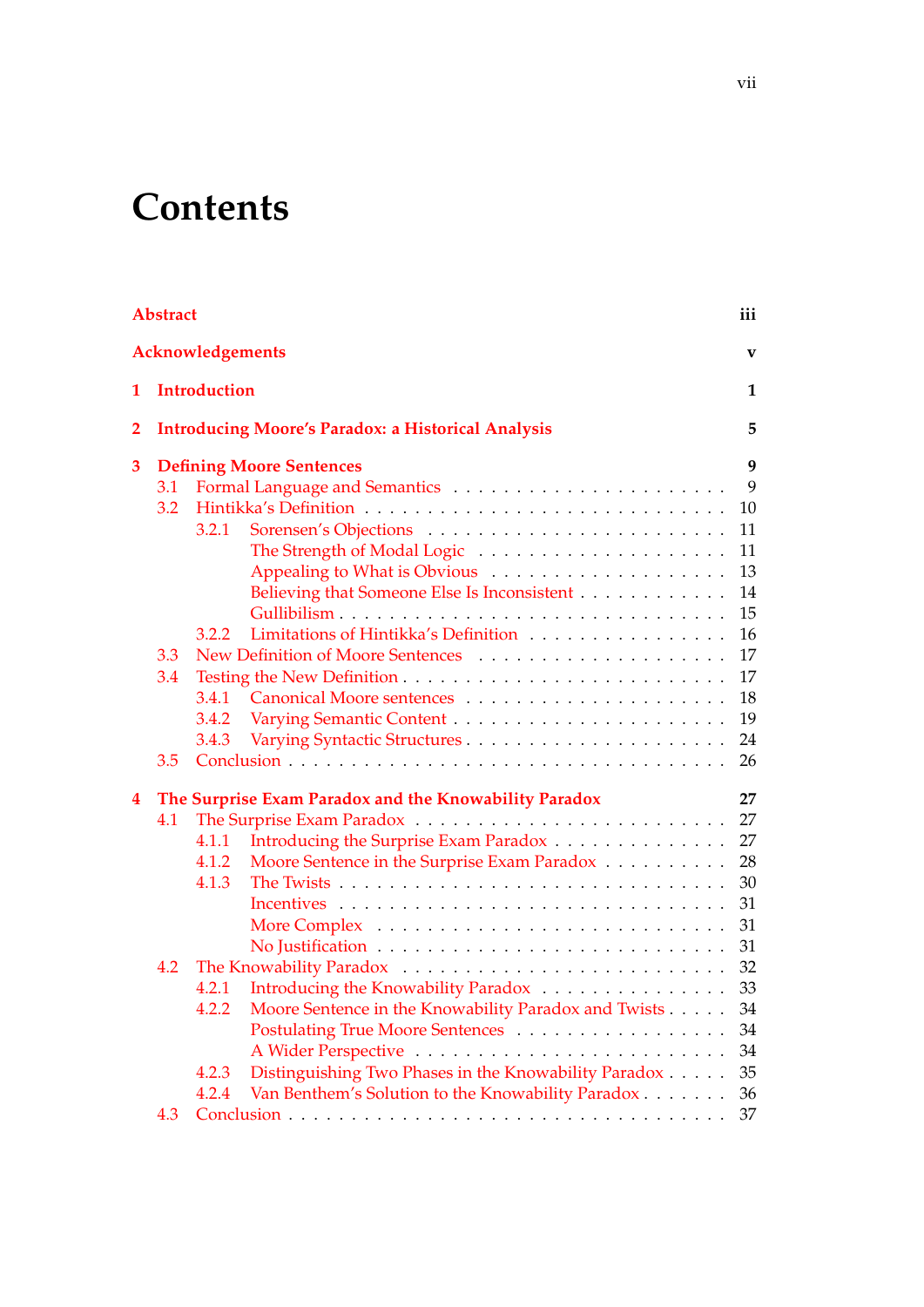# Contents

| | | |
|---|---|---|
| **Abstract** | | **iii** |
| **Acknowledgements** | | **v** |
| **1** | **Introduction** | **1** |
| **2** | **Introducing Moore's Paradox: a Historical Analysis** | **5** |
| **3** | **Defining Moore Sentences** | **9** |
| 3.1 | Formal Language and Semantics | 9 |
| 3.2 | Hintikka's Definition | 10 |
| 3.2.1 | Sorensen's Objections | 11 |
| | The Strength of Modal Logic | 11 |
| | Appealing to What is Obvious | 13 |
| | Believing that Someone Else Is Inconsistent | 14 |
| | Gullibilism | 15 |
| 3.2.2 | Limitations of Hintikka's Definition | 16 |
| 3.3 | New Definition of Moore Sentences | 17 |
| 3.4 | Testing the New Definition | 17 |
| 3.4.1 | Canonical Moore sentences | 18 |
| 3.4.2 | Varying Semantic Content | 19 |
| 3.4.3 | Varying Syntactic Structures | 24 |
| 3.5 | Conclusion | 26 |
| **4** | **The Surprise Exam Paradox and the Knowability Paradox** | **27** |
| 4.1 | The Surprise Exam Paradox | 27 |
| 4.1.1 | Introducing the Surprise Exam Paradox | 27 |
| 4.1.2 | Moore Sentence in the Surprise Exam Paradox | 28 |
| 4.1.3 | The Twists | 30 |
| | Incentives | 31 |
| | More Complex | 31 |
| | No Justification | 31 |
| 4.2 | The Knowability Paradox | 32 |
| 4.2.1 | Introducing the Knowability Paradox | 33 |
| 4.2.2 | Moore Sentence in the Knowability Paradox and Twists | 34 |
| | Postulating True Moore Sentences | 34 |
| | A Wider Perspective | 34 |
| 4.2.3 | Distinguishing Two Phases in the Knowability Paradox | 35 |
| 4.2.4 | Van Benthem's Solution to the Knowability Paradox | 36 |
| 4.3 | Conclusion | 37 |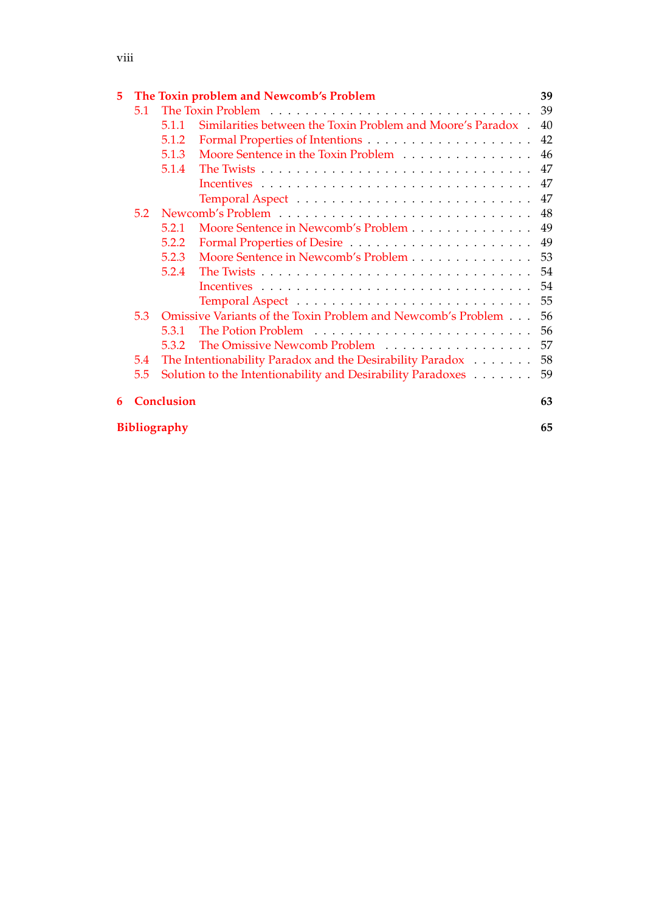- **5 The Toxin problem and Newcomb's Problem** — 39
  - 5.1 The Toxin Problem — 39
    - 5.1.1 Similarities between the Toxin Problem and Moore's Paradox — 40
    - 5.1.2 Formal Properties of Intentions — 42
    - 5.1.3 Moore Sentence in the Toxin Problem — 46
    - 5.1.4 The Twists — 47
      - Incentives — 47
      - Temporal Aspect — 47
  - 5.2 Newcomb's Problem — 48
    - 5.2.1 Moore Sentence in Newcomb's Problem — 49
    - 5.2.2 Formal Properties of Desire — 49
    - 5.2.3 Moore Sentence in Newcomb's Problem — 53
    - 5.2.4 The Twists — 54
      - Incentives — 54
      - Temporal Aspect — 55
  - 5.3 Omissive Variants of the Toxin Problem and Newcomb's Problem — 56
    - 5.3.1 The Potion Problem — 56
    - 5.3.2 The Omissive Newcomb Problem — 57
  - 5.4 The Intentionability Paradox and the Desirability Paradox — 58
  - 5.5 Solution to the Intentionability and Desirability Paradoxes — 59
- **6 Conclusion** — 63
- **Bibliography** — 65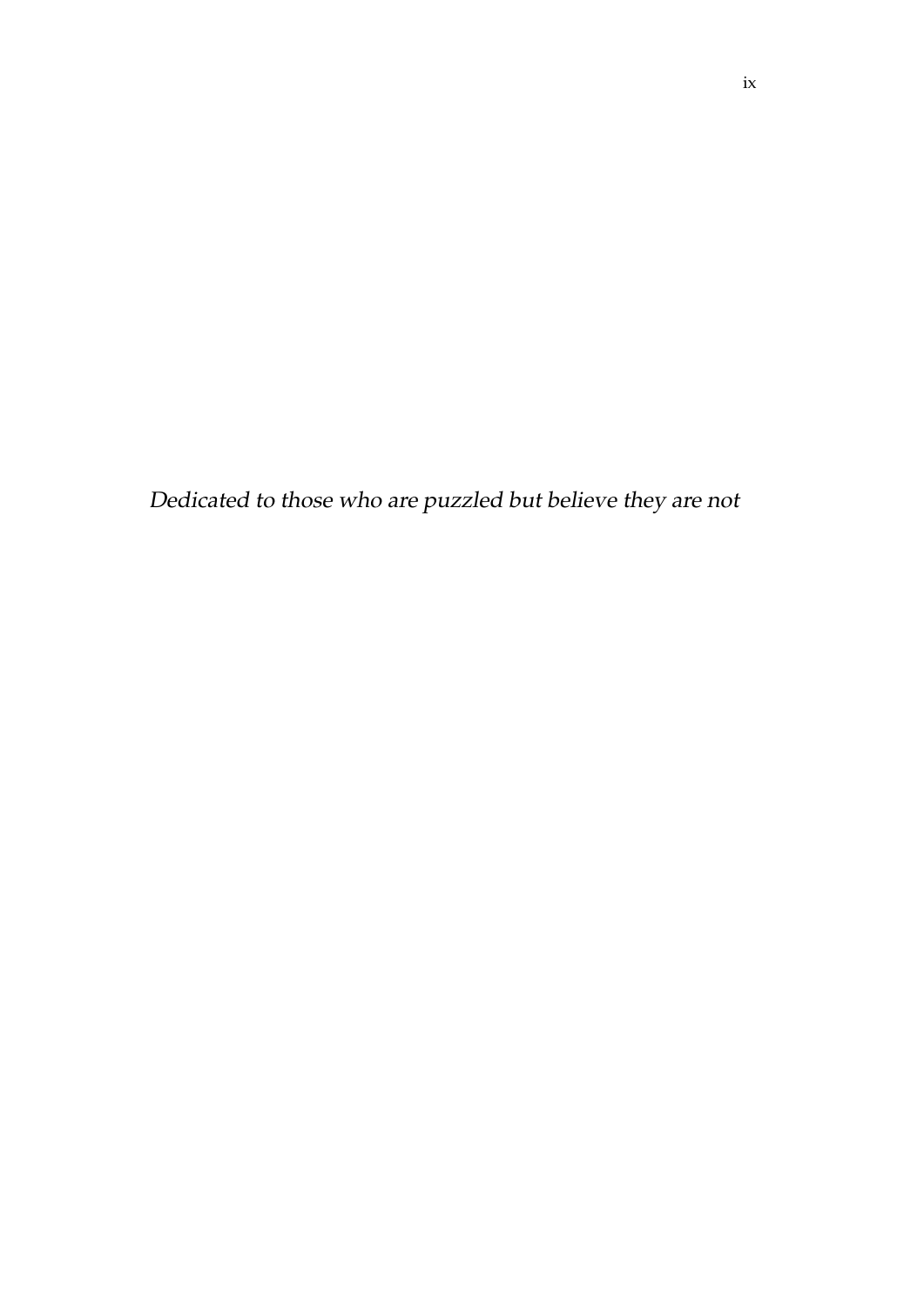*Dedicated to those who are puzzled but believe they are not*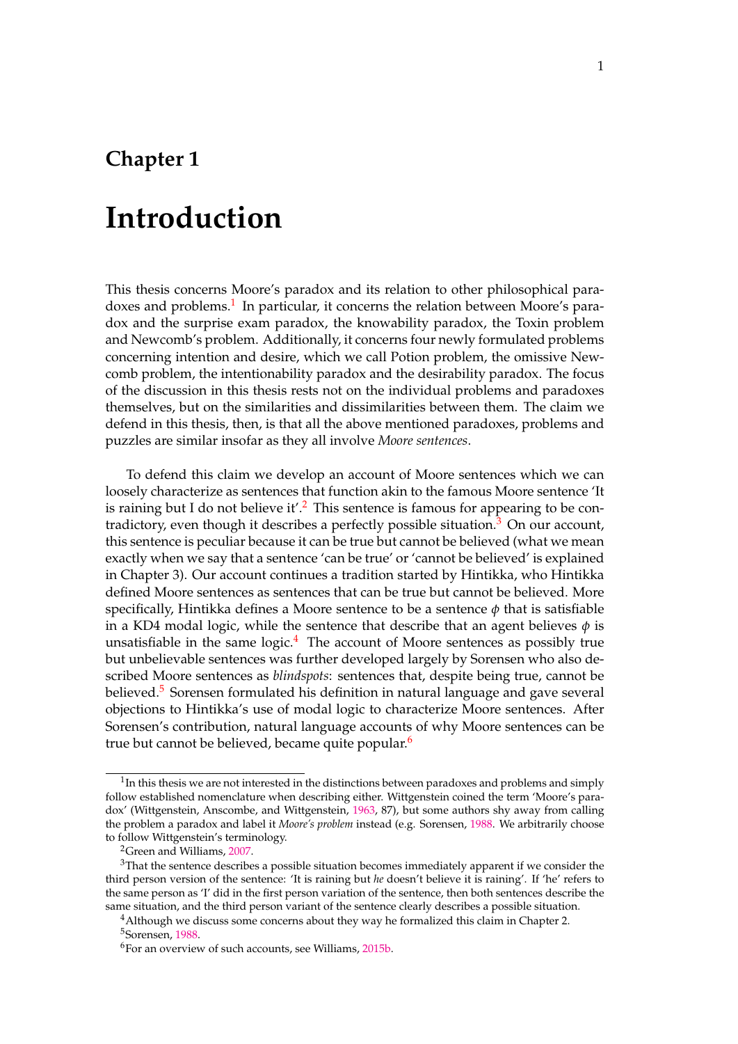# Chapter 1

# Introduction

This thesis concerns Moore's paradox and its relation to other philosophical paradoxes and problems.[1] In particular, it concerns the relation between Moore's paradox and the surprise exam paradox, the knowability paradox, the Toxin problem and Newcomb's problem. Additionally, it concerns four newly formulated problems concerning intention and desire, which we call Potion problem, the omissive Newcomb problem, the intentionability paradox and the desirability paradox. The focus of the discussion in this thesis rests not on the individual problems and paradoxes themselves, but on the similarities and dissimilarities between them. The claim we defend in this thesis, then, is that all the above mentioned paradoxes, problems and puzzles are similar insofar as they all involve *Moore sentences*.

To defend this claim we develop an account of Moore sentences which we can loosely characterize as sentences that function akin to the famous Moore sentence 'It is raining but I do not believe it'.[2] This sentence is famous for appearing to be contradictory, even though it describes a perfectly possible situation.[3] On our account, this sentence is peculiar because it can be true but cannot be believed (what we mean exactly when we say that a sentence 'can be true' or 'cannot be believed' is explained in Chapter 3). Our account continues a tradition started by Hintikka, who Hintikka defined Moore sentences as sentences that can be true but cannot be believed. More specifically, Hintikka defines a Moore sentence to be a sentence $\phi$ that is satisfiable in a KD4 modal logic, while the sentence that describe that an agent believes $\phi$ is unsatisfiable in the same logic.[4] The account of Moore sentences as possibly true but unbelievable sentences was further developed largely by Sorensen who also described Moore sentences as *blindspots*: sentences that, despite being true, cannot be believed.[5] Sorensen formulated his definition in natural language and gave several objections to Hintikka's use of modal logic to characterize Moore sentences. After Sorensen's contribution, natural language accounts of why Moore sentences can be true but cannot be believed, became quite popular.[6]

---

[1] In this thesis we are not interested in the distinctions between paradoxes and problems and simply follow established nomenclature when describing either. Wittgenstein coined the term 'Moore's paradox' (Wittgenstein, Anscombe, and Wittgenstein, 1963, 87), but some authors shy away from calling the problem a paradox and label it *Moore's problem* instead (e.g. Sorensen, 1988. We arbitrarily choose to follow Wittgenstein's terminology.

[2] Green and Williams, 2007.

[3] That the sentence describes a possible situation becomes immediately apparent if we consider the third person version of the sentence: 'It is raining but *he* doesn't believe it is raining'. If 'he' refers to the same person as 'I' did in the first person variation of the sentence, then both sentences describe the same situation, and the third person variant of the sentence clearly describes a possible situation.

[4] Although we discuss some concerns about they way he formalized this claim in Chapter 2.

[5] Sorensen, 1988.

[6] For an overview of such accounts, see Williams, 2015b.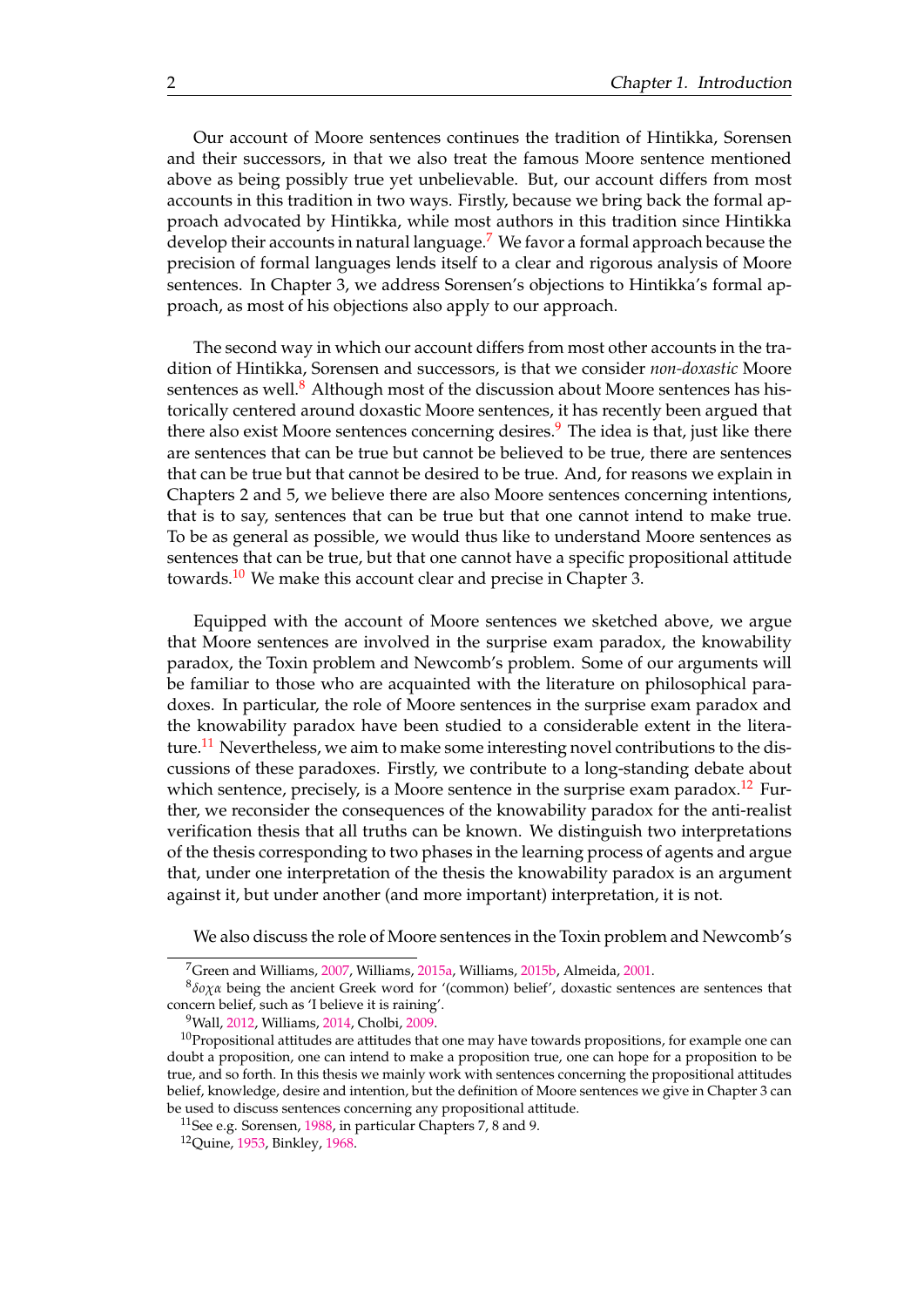Our account of Moore sentences continues the tradition of Hintikka, Sorensen and their successors, in that we also treat the famous Moore sentence mentioned above as being possibly true yet unbelievable. But, our account differs from most accounts in this tradition in two ways. Firstly, because we bring back the formal approach advocated by Hintikka, while most authors in this tradition since Hintikka develop their accounts in natural language.[7] We favor a formal approach because the precision of formal languages lends itself to a clear and rigorous analysis of Moore sentences. In Chapter 3, we address Sorensen's objections to Hintikka's formal approach, as most of his objections also apply to our approach.

The second way in which our account differs from most other accounts in the tradition of Hintikka, Sorensen and successors, is that we consider *non-doxastic* Moore sentences as well.[8] Although most of the discussion about Moore sentences has historically centered around doxastic Moore sentences, it has recently been argued that there also exist Moore sentences concerning desires.[9] The idea is that, just like there are sentences that can be true but cannot be believed to be true, there are sentences that can be true but that cannot be desired to be true. And, for reasons we explain in Chapters 2 and 5, we believe there are also Moore sentences concerning intentions, that is to say, sentences that can be true but that one cannot intend to make true. To be as general as possible, we would thus like to understand Moore sentences as sentences that can be true, but that one cannot have a specific propositional attitude towards.[10] We make this account clear and precise in Chapter 3.

Equipped with the account of Moore sentences we sketched above, we argue that Moore sentences are involved in the surprise exam paradox, the knowability paradox, the Toxin problem and Newcomb's problem. Some of our arguments will be familiar to those who are acquainted with the literature on philosophical paradoxes. In particular, the role of Moore sentences in the surprise exam paradox and the knowability paradox have been studied to a considerable extent in the literature.[11] Nevertheless, we aim to make some interesting novel contributions to the discussions of these paradoxes. Firstly, we contribute to a long-standing debate about which sentence, precisely, is a Moore sentence in the surprise exam paradox.[12] Further, we reconsider the consequences of the knowability paradox for the anti-realist verification thesis that all truths can be known. We distinguish two interpretations of the thesis corresponding to two phases in the learning process of agents and argue that, under one interpretation of the thesis the knowability paradox is an argument against it, but under another (and more important) interpretation, it is not.

We also discuss the role of Moore sentences in the Toxin problem and Newcomb's

---

[7] Green and Williams, 2007, Williams, 2015a, Williams, 2015b, Almeida, 2001.

[8] $\delta o \chi \alpha$ being the ancient Greek word for '(common) belief', doxastic sentences are sentences that concern belief, such as 'I believe it is raining'.

[9] Wall, 2012, Williams, 2014, Cholbi, 2009.

[10] Propositional attitudes are attitudes that one may have towards propositions, for example one can doubt a proposition, one can intend to make a proposition true, one can hope for a proposition to be true, and so forth. In this thesis we mainly work with sentences concerning the propositional attitudes belief, knowledge, desire and intention, but the definition of Moore sentences we give in Chapter 3 can be used to discuss sentences concerning any propositional attitude.

[11] See e.g. Sorensen, 1988, in particular Chapters 7, 8 and 9.

[12] Quine, 1953, Binkley, 1968.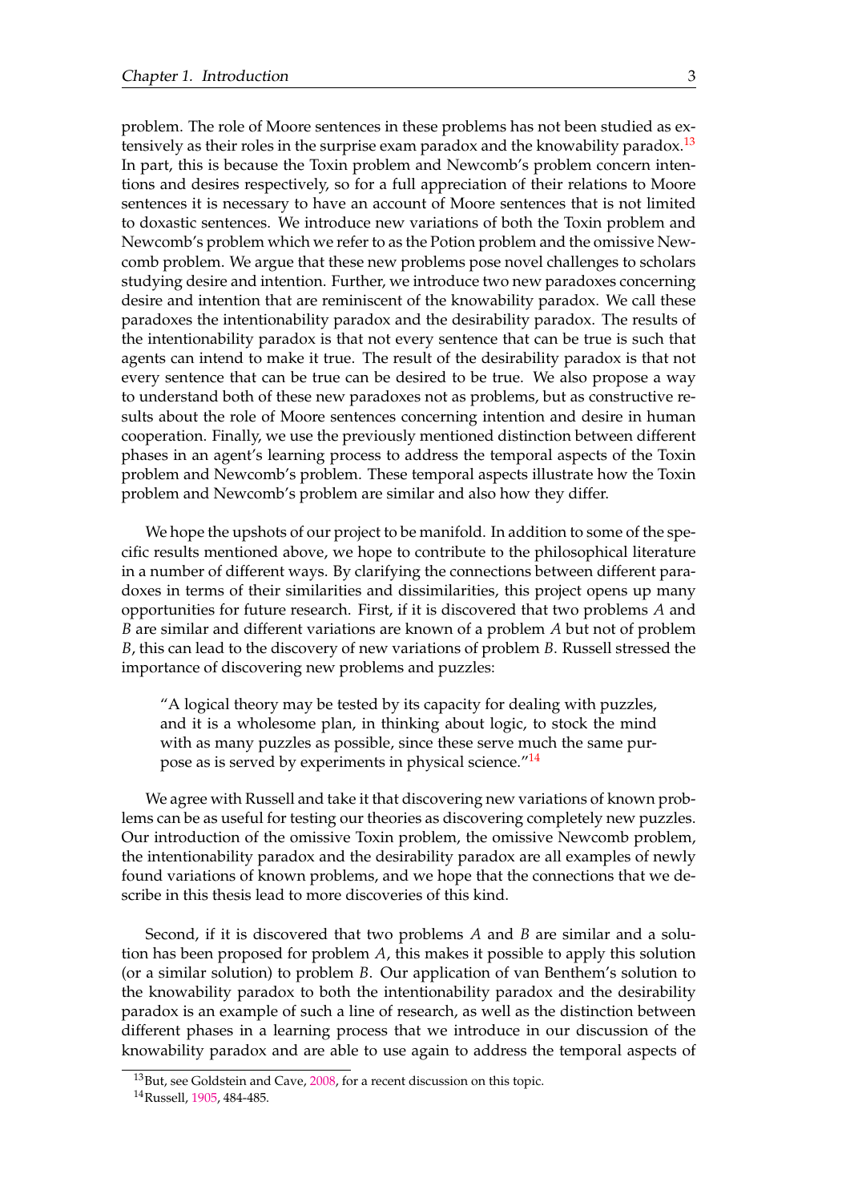problem. The role of Moore sentences in these problems has not been studied as extensively as their roles in the surprise exam paradox and the knowability paradox.[13] In part, this is because the Toxin problem and Newcomb's problem concern intentions and desires respectively, so for a full appreciation of their relations to Moore sentences it is necessary to have an account of Moore sentences that is not limited to doxastic sentences. We introduce new variations of both the Toxin problem and Newcomb's problem which we refer to as the Potion problem and the omissive Newcomb problem. We argue that these new problems pose novel challenges to scholars studying desire and intention. Further, we introduce two new paradoxes concerning desire and intention that are reminiscent of the knowability paradox. We call these paradoxes the intentionability paradox and the desirability paradox. The results of the intentionability paradox is that not every sentence that can be true is such that agents can intend to make it true. The result of the desirability paradox is that not every sentence that can be true can be desired to be true. We also propose a way to understand both of these new paradoxes not as problems, but as constructive results about the role of Moore sentences concerning intention and desire in human cooperation. Finally, we use the previously mentioned distinction between different phases in an agent's learning process to address the temporal aspects of the Toxin problem and Newcomb's problem. These temporal aspects illustrate how the Toxin problem and Newcomb's problem are similar and also how they differ.

We hope the upshots of our project to be manifold. In addition to some of the specific results mentioned above, we hope to contribute to the philosophical literature in a number of different ways. By clarifying the connections between different paradoxes in terms of their similarities and dissimilarities, this project opens up many opportunities for future research. First, if it is discovered that two problems $A$ and $B$ are similar and different variations are known of a problem $A$ but not of problem $B$, this can lead to the discovery of new variations of problem $B$. Russell stressed the importance of discovering new problems and puzzles:

> "A logical theory may be tested by its capacity for dealing with puzzles, and it is a wholesome plan, in thinking about logic, to stock the mind with as many puzzles as possible, since these serve much the same purpose as is served by experiments in physical science."[14]

We agree with Russell and take it that discovering new variations of known problems can be as useful for testing our theories as discovering completely new puzzles. Our introduction of the omissive Toxin problem, the omissive Newcomb problem, the intentionability paradox and the desirability paradox are all examples of newly found variations of known problems, and we hope that the connections that we describe in this thesis lead to more discoveries of this kind.

Second, if it is discovered that two problems $A$ and $B$ are similar and a solution has been proposed for problem $A$, this makes it possible to apply this solution (or a similar solution) to problem $B$. Our application of van Benthem's solution to the knowability paradox to both the intentionability paradox and the desirability paradox is an example of such a line of research, as well as the distinction between different phases in a learning process that we introduce in our discussion of the knowability paradox and are able to use again to address the temporal aspects of

[13] But, see Goldstein and Cave, 2008, for a recent discussion on this topic.

[14] Russell, 1905, 484-485.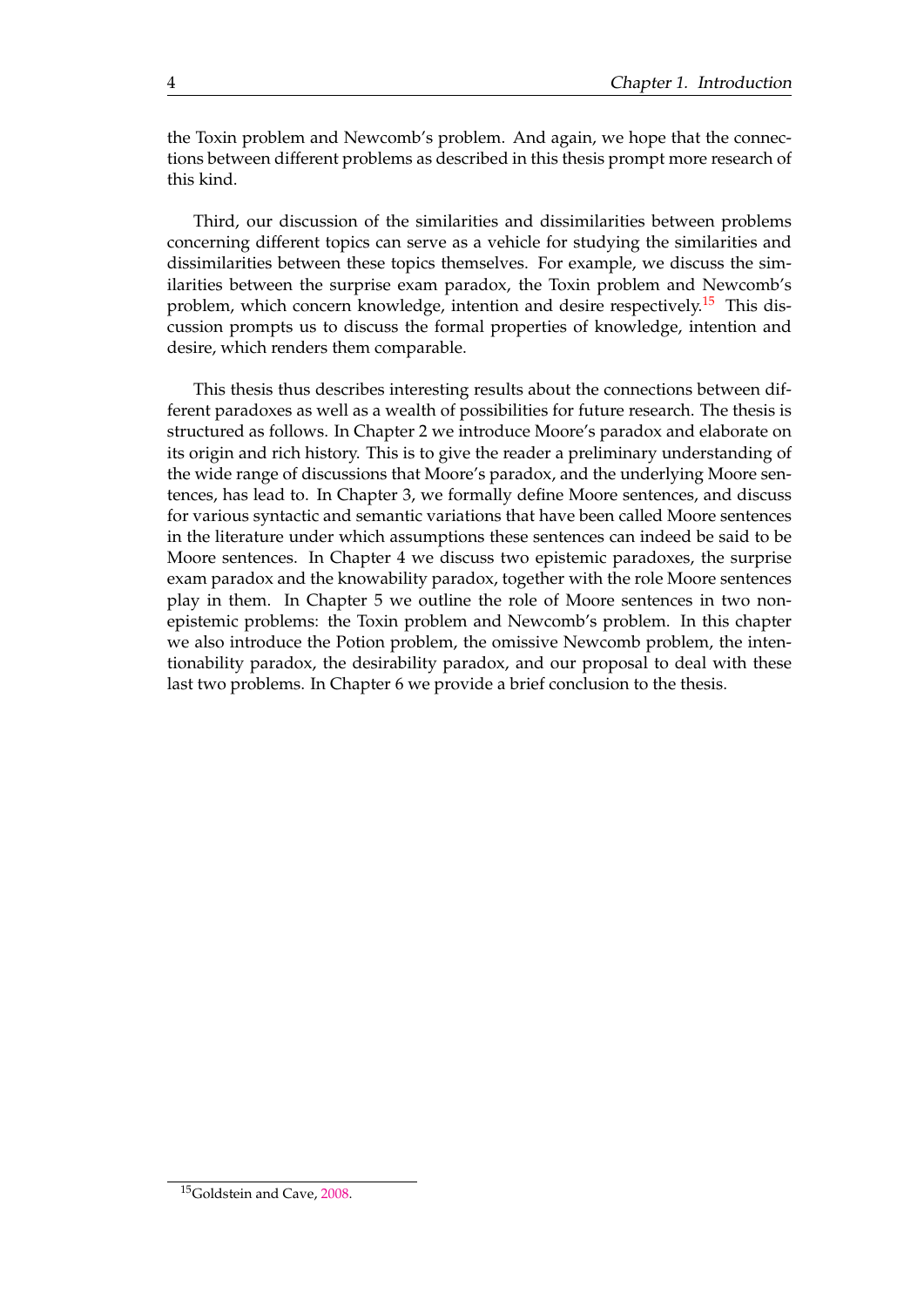the Toxin problem and Newcomb's problem. And again, we hope that the connections between different problems as described in this thesis prompt more research of this kind.

Third, our discussion of the similarities and dissimilarities between problems concerning different topics can serve as a vehicle for studying the similarities and dissimilarities between these topics themselves. For example, we discuss the similarities between the surprise exam paradox, the Toxin problem and Newcomb's problem, which concern knowledge, intention and desire respectively.[15] This discussion prompts us to discuss the formal properties of knowledge, intention and desire, which renders them comparable.

This thesis thus describes interesting results about the connections between different paradoxes as well as a wealth of possibilities for future research. The thesis is structured as follows. In Chapter 2 we introduce Moore's paradox and elaborate on its origin and rich history. This is to give the reader a preliminary understanding of the wide range of discussions that Moore's paradox, and the underlying Moore sentences, has lead to. In Chapter 3, we formally define Moore sentences, and discuss for various syntactic and semantic variations that have been called Moore sentences in the literature under which assumptions these sentences can indeed be said to be Moore sentences. In Chapter 4 we discuss two epistemic paradoxes, the surprise exam paradox and the knowability paradox, together with the role Moore sentences play in them. In Chapter 5 we outline the role of Moore sentences in two non-epistemic problems: the Toxin problem and Newcomb's problem. In this chapter we also introduce the Potion problem, the omissive Newcomb problem, the intentionability paradox, the desirability paradox, and our proposal to deal with these last two problems. In Chapter 6 we provide a brief conclusion to the thesis.

[15] Goldstein and Cave, 2008.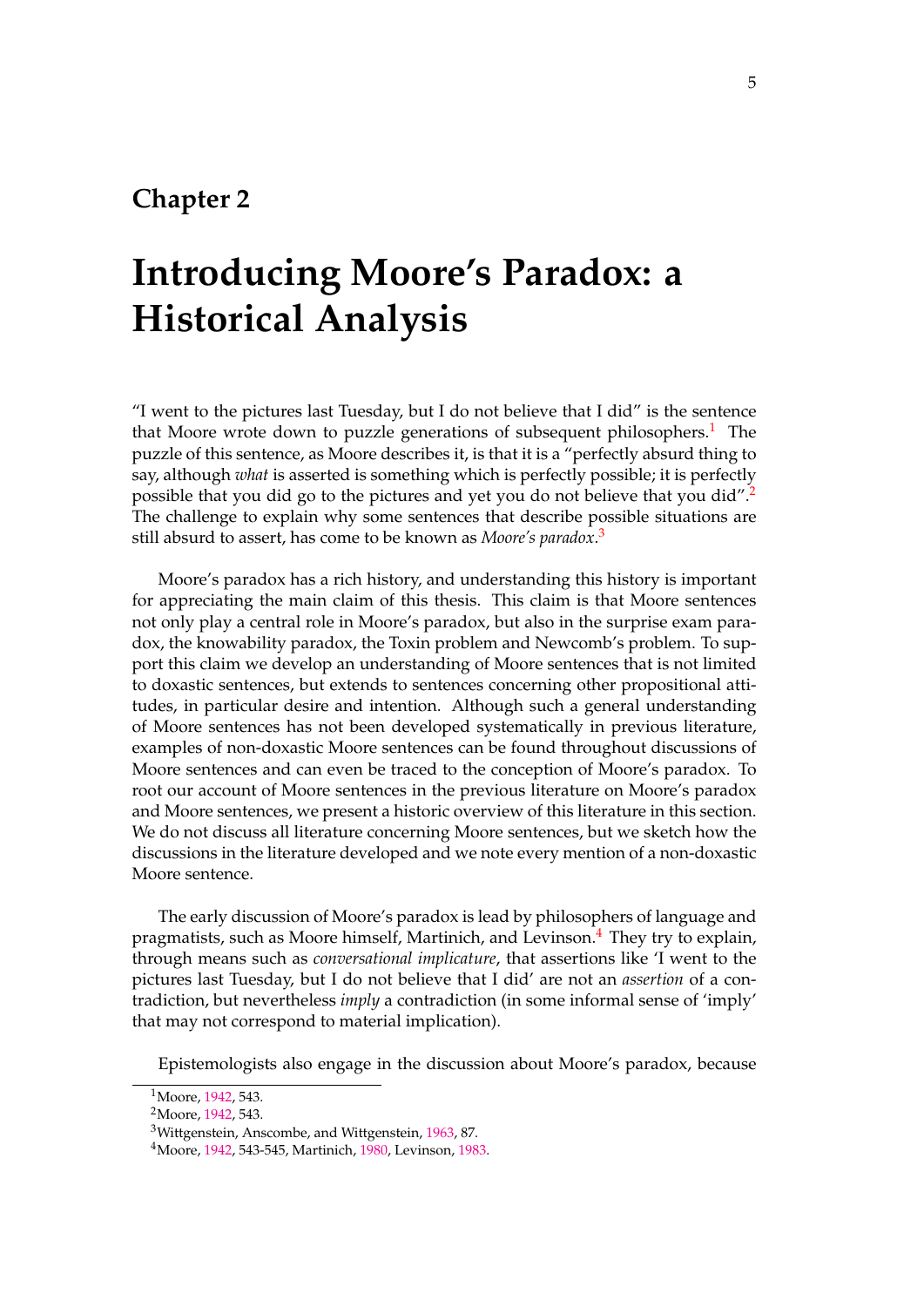# Chapter 2

# Introducing Moore's Paradox: a Historical Analysis

"I went to the pictures last Tuesday, but I do not believe that I did" is the sentence that Moore wrote down to puzzle generations of subsequent philosophers.[1] The puzzle of this sentence, as Moore describes it, is that it is a "perfectly absurd thing to say, although *what* is asserted is something which is perfectly possible; it is perfectly possible that you did go to the pictures and yet you do not believe that you did".[2] The challenge to explain why some sentences that describe possible situations are still absurd to assert, has come to be known as *Moore's paradox*.[3]

Moore's paradox has a rich history, and understanding this history is important for appreciating the main claim of this thesis. This claim is that Moore sentences not only play a central role in Moore's paradox, but also in the surprise exam paradox, the knowability paradox, the Toxin problem and Newcomb's problem. To support this claim we develop an understanding of Moore sentences that is not limited to doxastic sentences, but extends to sentences concerning other propositional attitudes, in particular desire and intention. Although such a general understanding of Moore sentences has not been developed systematically in previous literature, examples of non-doxastic Moore sentences can be found throughout discussions of Moore sentences and can even be traced to the conception of Moore's paradox. To root our account of Moore sentences in the previous literature on Moore's paradox and Moore sentences, we present a historic overview of this literature in this section. We do not discuss all literature concerning Moore sentences, but we sketch how the discussions in the literature developed and we note every mention of a non-doxastic Moore sentence.

The early discussion of Moore's paradox is lead by philosophers of language and pragmatists, such as Moore himself, Martinich, and Levinson.[4] They try to explain, through means such as *conversational implicature*, that assertions like 'I went to the pictures last Tuesday, but I do not believe that I did' are not an *assertion* of a contradiction, but nevertheless *imply* a contradiction (in some informal sense of 'imply' that may not correspond to material implication).

Epistemologists also engage in the discussion about Moore's paradox, because

---

[1] Moore, 1942, 543.

[2] Moore, 1942, 543.

[3] Wittgenstein, Anscombe, and Wittgenstein, 1963, 87.

[4] Moore, 1942, 543-545, Martinich, 1980, Levinson, 1983.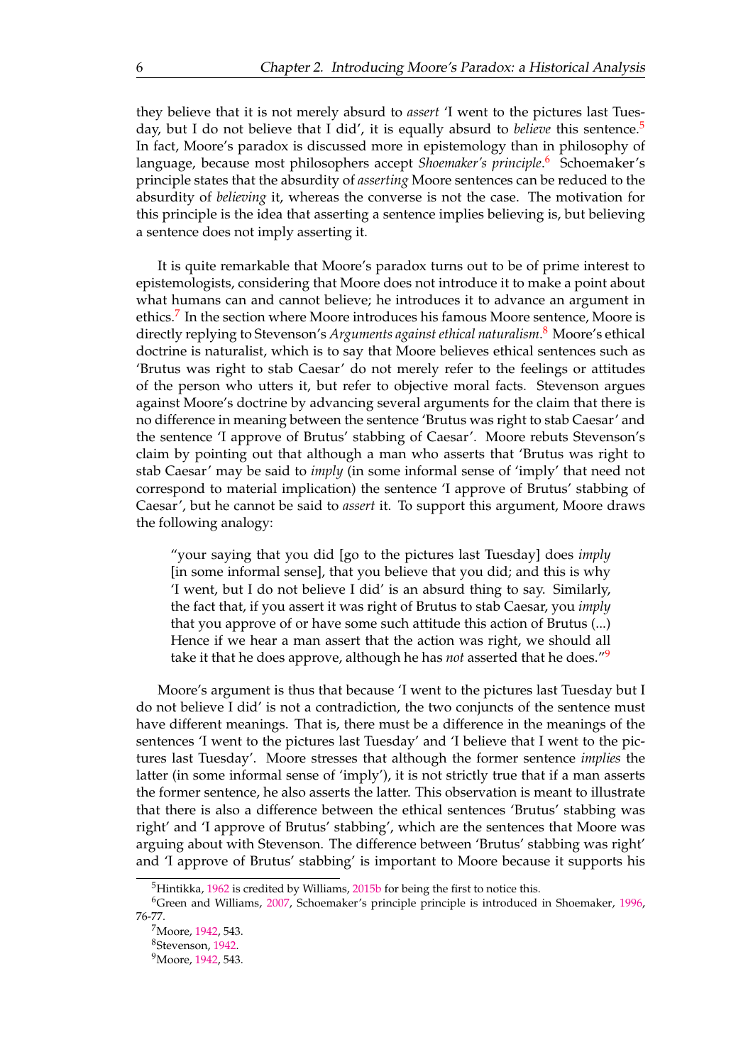they believe that it is not merely absurd to *assert* 'I went to the pictures last Tuesday, but I do not believe that I did', it is equally absurd to *believe* this sentence.[5] In fact, Moore's paradox is discussed more in epistemology than in philosophy of language, because most philosophers accept *Shoemaker's principle*.[6] Schoemaker's principle states that the absurdity of *asserting* Moore sentences can be reduced to the absurdity of *believing* it, whereas the converse is not the case. The motivation for this principle is the idea that asserting a sentence implies believing is, but believing a sentence does not imply asserting it.

It is quite remarkable that Moore's paradox turns out to be of prime interest to epistemologists, considering that Moore does not introduce it to make a point about what humans can and cannot believe; he introduces it to advance an argument in ethics.[7] In the section where Moore introduces his famous Moore sentence, Moore is directly replying to Stevenson's *Arguments against ethical naturalism*.[8] Moore's ethical doctrine is naturalist, which is to say that Moore believes ethical sentences such as 'Brutus was right to stab Caesar' do not merely refer to the feelings or attitudes of the person who utters it, but refer to objective moral facts. Stevenson argues against Moore's doctrine by advancing several arguments for the claim that there is no difference in meaning between the sentence 'Brutus was right to stab Caesar' and the sentence 'I approve of Brutus' stabbing of Caesar'. Moore rebuts Stevenson's claim by pointing out that although a man who asserts that 'Brutus was right to stab Caesar' may be said to *imply* (in some informal sense of 'imply' that need not correspond to material implication) the sentence 'I approve of Brutus' stabbing of Caesar', but he cannot be said to *assert* it. To support this argument, Moore draws the following analogy:

> "your saying that you did [go to the pictures last Tuesday] does *imply* [in some informal sense], that you believe that you did; and this is why 'I went, but I do not believe I did' is an absurd thing to say. Similarly, the fact that, if you assert it was right of Brutus to stab Caesar, you *imply* that you approve of or have some such attitude this action of Brutus (...) Hence if we hear a man assert that the action was right, we should all take it that he does approve, although he has *not* asserted that he does."[9]

Moore's argument is thus that because 'I went to the pictures last Tuesday but I do not believe I did' is not a contradiction, the two conjuncts of the sentence must have different meanings. That is, there must be a difference in the meanings of the sentences 'I went to the pictures last Tuesday' and 'I believe that I went to the pictures last Tuesday'. Moore stresses that although the former sentence *implies* the latter (in some informal sense of 'imply'), it is not strictly true that if a man asserts the former sentence, he also asserts the latter. This observation is meant to illustrate that there is also a difference between the ethical sentences 'Brutus' stabbing was right' and 'I approve of Brutus' stabbing', which are the sentences that Moore was arguing about with Stevenson. The difference between 'Brutus' stabbing was right' and 'I approve of Brutus' stabbing' is important to Moore because it supports his

---

[5] Hintikka, 1962 is credited by Williams, 2015b for being the first to notice this.

[6] Green and Williams, 2007, Schoemaker's principle principle is introduced in Shoemaker, 1996, 76-77.

[7] Moore, 1942, 543.

[8] Stevenson, 1942.

[9] Moore, 1942, 543.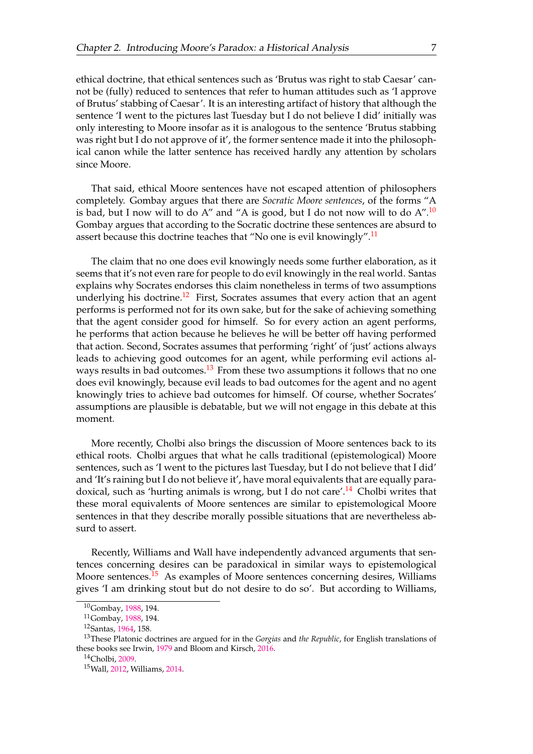ethical doctrine, that ethical sentences such as 'Brutus was right to stab Caesar' cannot be (fully) reduced to sentences that refer to human attitudes such as 'I approve of Brutus' stabbing of Caesar'. It is an interesting artifact of history that although the sentence 'I went to the pictures last Tuesday but I do not believe I did' initially was only interesting to Moore insofar as it is analogous to the sentence 'Brutus stabbing was right but I do not approve of it', the former sentence made it into the philosophical canon while the latter sentence has received hardly any attention by scholars since Moore.

That said, ethical Moore sentences have not escaped attention of philosophers completely. Gombay argues that there are *Socratic Moore sentences*, of the forms "A is bad, but I now will to do A" and "A is good, but I do not now will to do A".[10] Gombay argues that according to the Socratic doctrine these sentences are absurd to assert because this doctrine teaches that "No one is evil knowingly".[11]

The claim that no one does evil knowingly needs some further elaboration, as it seems that it's not even rare for people to do evil knowingly in the real world. Santas explains why Socrates endorses this claim nonetheless in terms of two assumptions underlying his doctrine.[12] First, Socrates assumes that every action that an agent performs is performed not for its own sake, but for the sake of achieving something that the agent consider good for himself. So for every action an agent performs, he performs that action because he believes he will be better off having performed that action. Second, Socrates assumes that performing 'right' of 'just' actions always leads to achieving good outcomes for an agent, while performing evil actions always results in bad outcomes.[13] From these two assumptions it follows that no one does evil knowingly, because evil leads to bad outcomes for the agent and no agent knowingly tries to achieve bad outcomes for himself. Of course, whether Socrates' assumptions are plausible is debatable, but we will not engage in this debate at this moment.

More recently, Cholbi also brings the discussion of Moore sentences back to its ethical roots. Cholbi argues that what he calls traditional (epistemological) Moore sentences, such as 'I went to the pictures last Tuesday, but I do not believe that I did' and 'It's raining but I do not believe it', have moral equivalents that are equally paradoxical, such as 'hurting animals is wrong, but I do not care'.[14] Cholbi writes that these moral equivalents of Moore sentences are similar to epistemological Moore sentences in that they describe morally possible situations that are nevertheless absurd to assert.

Recently, Williams and Wall have independently advanced arguments that sentences concerning desires can be paradoxical in similar ways to epistemological Moore sentences.[15] As examples of Moore sentences concerning desires, Williams gives 'I am drinking stout but do not desire to do so'. But according to Williams,

[10] Gombay, 1988, 194.
[11] Gombay, 1988, 194.
[12] Santas, 1964, 158.
[13] These Platonic doctrines are argued for in the *Gorgias* and *the Republic*, for English translations of these books see Irwin, 1979 and Bloom and Kirsch, 2016.
[14] Cholbi, 2009.
[15] Wall, 2012, Williams, 2014.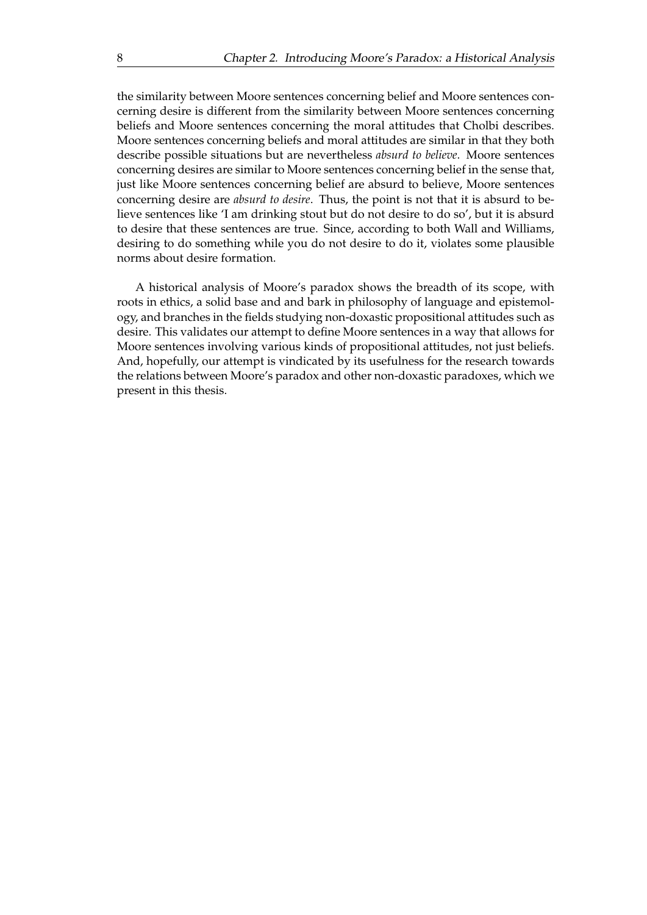the similarity between Moore sentences concerning belief and Moore sentences concerning desire is different from the similarity between Moore sentences concerning beliefs and Moore sentences concerning the moral attitudes that Cholbi describes. Moore sentences concerning beliefs and moral attitudes are similar in that they both describe possible situations but are nevertheless *absurd to believe*. Moore sentences concerning desires are similar to Moore sentences concerning belief in the sense that, just like Moore sentences concerning belief are absurd to believe, Moore sentences concerning desire are *absurd to desire*. Thus, the point is not that it is absurd to believe sentences like 'I am drinking stout but do not desire to do so', but it is absurd to desire that these sentences are true. Since, according to both Wall and Williams, desiring to do something while you do not desire to do it, violates some plausible norms about desire formation.

A historical analysis of Moore's paradox shows the breadth of its scope, with roots in ethics, a solid base and and bark in philosophy of language and epistemology, and branches in the fields studying non-doxastic propositional attitudes such as desire. This validates our attempt to define Moore sentences in a way that allows for Moore sentences involving various kinds of propositional attitudes, not just beliefs. And, hopefully, our attempt is vindicated by its usefulness for the research towards the relations between Moore's paradox and other non-doxastic paradoxes, which we present in this thesis.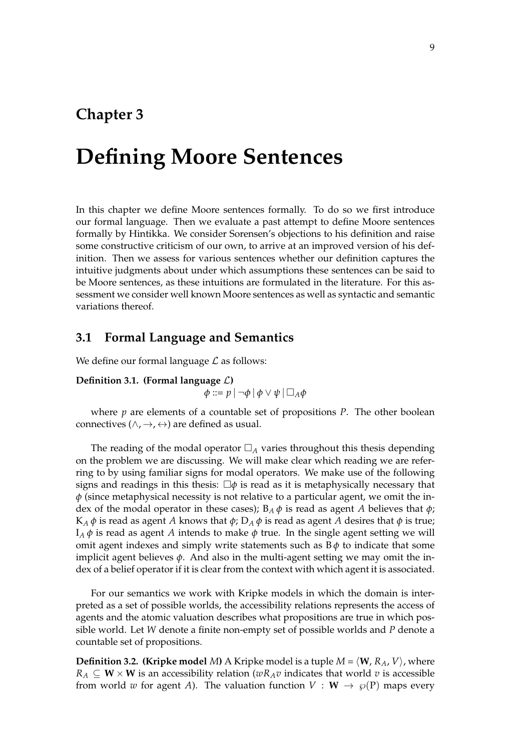# Chapter 3

# Defining Moore Sentences

In this chapter we define Moore sentences formally. To do so we first introduce our formal language. Then we evaluate a past attempt to define Moore sentences formally by Hintikka. We consider Sorensen's objections to his definition and raise some constructive criticism of our own, to arrive at an improved version of his definition. Then we assess for various sentences whether our definition captures the intuitive judgments about under which assumptions these sentences can be said to be Moore sentences, as these intuitions are formulated in the literature. For this assessment we consider well known Moore sentences as well as syntactic and semantic variations thereof.

## 3.1 Formal Language and Semantics

We define our formal language $\mathcal{L}$ as follows:

**Definition 3.1. (Formal language $\mathcal{L}$)**

$$\phi ::= p \mid \neg\phi \mid \phi \vee \psi \mid \Box_A \phi$$

where $p$ are elements of a countable set of propositions $P$. The other boolean connectives ($\wedge, \rightarrow, \leftrightarrow$) are defined as usual.

The reading of the modal operator $\Box_A$ varies throughout this thesis depending on the problem we are discussing. We will make clear which reading we are referring to by using familiar signs for modal operators. We make use of the following signs and readings in this thesis: $\Box\phi$ is read as it is metaphysically necessary that $\phi$ (since metaphysical necessity is not relative to a particular agent, we omit the index of the modal operator in these cases); $\mathrm{B}_A\,\phi$ is read as agent $A$ believes that $\phi$; $\mathrm{K}_A\,\phi$ is read as agent $A$ knows that $\phi$; $\mathrm{D}_A\,\phi$ is read as agent $A$ desires that $\phi$ is true; $\mathrm{I}_A\,\phi$ is read as agent $A$ intends to make $\phi$ true. In the single agent setting we will omit agent indexes and simply write statements such as $\mathrm{B}\,\phi$ to indicate that some implicit agent believes $\phi$. And also in the multi-agent setting we may omit the index of a belief operator if it is clear from the context with which agent it is associated.

For our semantics we work with Kripke models in which the domain is interpreted as a set of possible worlds, the accessibility relations represents the access of agents and the atomic valuation describes what propositions are true in which possible world. Let $W$ denote a finite non-empty set of possible worlds and $P$ denote a countable set of propositions.

**Definition 3.2. (Kripke model $M$)** A Kripke model is a tuple $M = \langle \mathbf{W}, R_A, V \rangle$, where $R_A \subseteq \mathbf{W} \times \mathbf{W}$ is an accessibility relation ($wR_Av$ indicates that world $v$ is accessible from world $w$ for agent $A$). The valuation function $V : \mathbf{W} \rightarrow \wp(\mathrm{P})$ maps every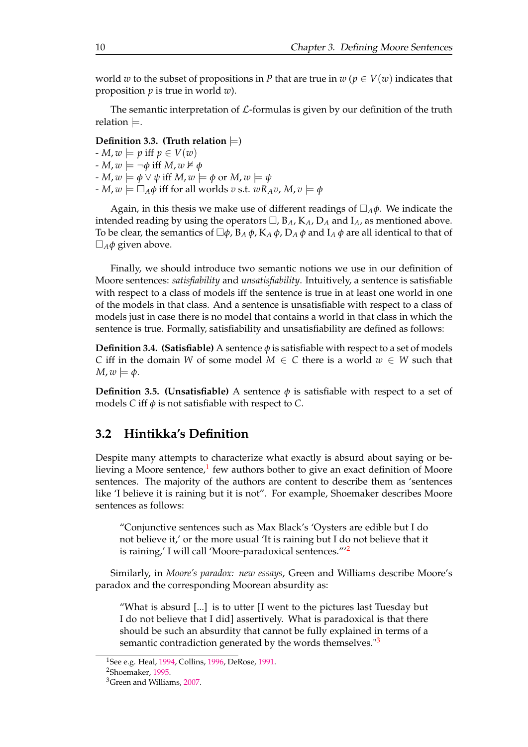world $w$ to the subset of propositions in $P$ that are true in $w$ ($p \in V(w)$ indicates that proposition $p$ is true in world $w$).

The semantic interpretation of $\mathcal{L}$-formulas is given by our definition of the truth relation $\models$.

**Definition 3.3. (Truth relation $\models$)**

- $M, w \models p$ iff $p \in V(w)$
- $M, w \models \neg\phi$ iff $M, w \not\models \phi$
- $M, w \models \phi \vee \psi$ iff $M, w \models \phi$ or $M, w \models \psi$
- $M, w \models \Box_A \phi$ iff for all worlds $v$ s.t. $wR_A v$, $M, v \models \phi$

Again, in this thesis we make use of different readings of $\Box_A \phi$. We indicate the intended reading by using the operators $\Box$, $\mathrm{B}_A$, $\mathrm{K}_A$, $\mathrm{D}_A$ and $\mathrm{I}_A$, as mentioned above. To be clear, the semantics of $\Box\phi$, $\mathrm{B}_A\, \phi$, $\mathrm{K}_A\, \phi$, $\mathrm{D}_A\, \phi$ and $\mathrm{I}_A\, \phi$ are all identical to that of $\Box_A \phi$ given above.

Finally, we should introduce two semantic notions we use in our definition of Moore sentences: *satisfiability* and *unsatisfiability*. Intuitively, a sentence is satisfiable with respect to a class of models iff the sentence is true in at least one world in one of the models in that class. And a sentence is unsatisfiable with respect to a class of models just in case there is no model that contains a world in that class in which the sentence is true. Formally, satisfiability and unsatisfiability are defined as follows:

**Definition 3.4. (Satisfiable)** A sentence $\phi$ is satisfiable with respect to a set of models $C$ iff in the domain $W$ of some model $M \in C$ there is a world $w \in W$ such that $M, w \models \phi$.

**Definition 3.5. (Unsatisfiable)** A sentence $\phi$ is satisfiable with respect to a set of models $C$ iff $\phi$ is not satisfiable with respect to $C$.

## 3.2 Hintikka's Definition

Despite many attempts to characterize what exactly is absurd about saying or believing a Moore sentence,[1] few authors bother to give an exact definition of Moore sentences. The majority of the authors are content to describe them as 'sentences like 'I believe it is raining but it is not''. For example, Shoemaker describes Moore sentences as follows:

> "Conjunctive sentences such as Max Black's 'Oysters are edible but I do not believe it,' or the more usual 'It is raining but I do not believe that it is raining,' I will call 'Moore-paradoxical sentences.'"[2]

Similarly, in *Moore's paradox: new essays*, Green and Williams describe Moore's paradox and the corresponding Moorean absurdity as:

> "What is absurd [...] is to utter [I went to the pictures last Tuesday but I do not believe that I did] assertively. What is paradoxical is that there should be such an absurdity that cannot be fully explained in terms of a semantic contradiction generated by the words themselves."[3]

[1] See e.g. Heal, 1994, Collins, 1996, DeRose, 1991.

[2] Shoemaker, 1995.

[3] Green and Williams, 2007.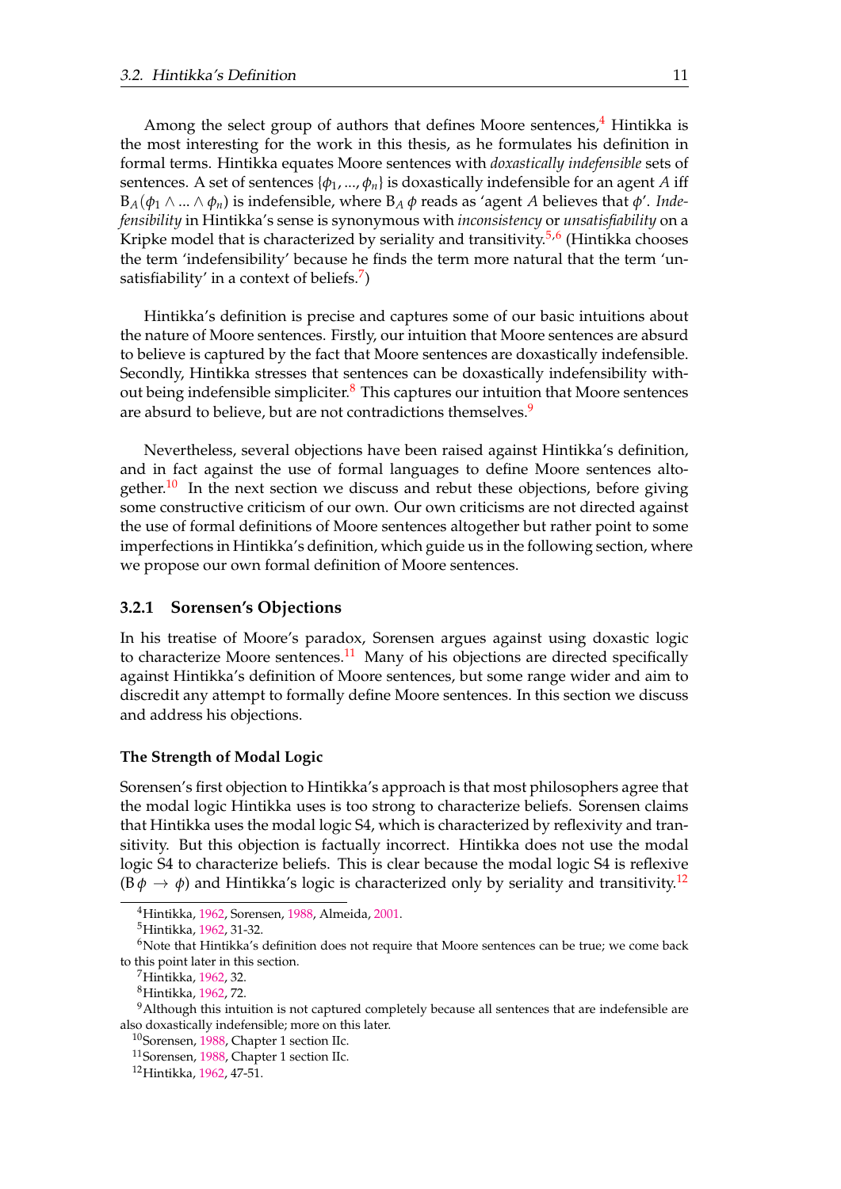Among the select group of authors that defines Moore sentences,[4] Hintikka is the most interesting for the work in this thesis, as he formulates his definition in formal terms. Hintikka equates Moore sentences with *doxastically indefensible* sets of sentences. A set of sentences $\{\phi_1, ..., \phi_n\}$ is doxastically indefensible for an agent $A$ iff $B_A(\phi_1 \wedge ... \wedge \phi_n)$ is indefensible, where $B_A\,\phi$ reads as 'agent $A$ believes that $\phi$'. *Indefensibility* in Hintikka's sense is synonymous with *inconsistency* or *unsatisfiability* on a Kripke model that is characterized by seriality and transitivity.[5,6] (Hintikka chooses the term 'indefensibility' because he finds the term more natural that the term 'unsatisfiability' in a context of beliefs.[7])

Hintikka's definition is precise and captures some of our basic intuitions about the nature of Moore sentences. Firstly, our intuition that Moore sentences are absurd to believe is captured by the fact that Moore sentences are doxastically indefensible. Secondly, Hintikka stresses that sentences can be doxastically indefensibility without being indefensible simpliciter.[8] This captures our intuition that Moore sentences are absurd to believe, but are not contradictions themselves.[9]

Nevertheless, several objections have been raised against Hintikka's definition, and in fact against the use of formal languages to define Moore sentences altogether.[10] In the next section we discuss and rebut these objections, before giving some constructive criticism of our own. Our own criticisms are not directed against the use of formal definitions of Moore sentences altogether but rather point to some imperfections in Hintikka's definition, which guide us in the following section, where we propose our own formal definition of Moore sentences.

### 3.2.1 Sorensen's Objections

In his treatise of Moore's paradox, Sorensen argues against using doxastic logic to characterize Moore sentences.[11] Many of his objections are directed specifically against Hintikka's definition of Moore sentences, but some range wider and aim to discredit any attempt to formally define Moore sentences. In this section we discuss and address his objections.

#### The Strength of Modal Logic

Sorensen's first objection to Hintikka's approach is that most philosophers agree that the modal logic Hintikka uses is too strong to characterize beliefs. Sorensen claims that Hintikka uses the modal logic S4, which is characterized by reflexivity and transitivity. But this objection is factually incorrect. Hintikka does not use the modal logic S4 to characterize beliefs. This is clear because the modal logic S4 is reflexive ($B\,\phi \rightarrow \phi$) and Hintikka's logic is characterized only by seriality and transitivity.[12]

---

[4] Hintikka, 1962, Sorensen, 1988, Almeida, 2001.

[5] Hintikka, 1962, 31-32.

[6] Note that Hintikka's definition does not require that Moore sentences can be true; we come back to this point later in this section.

[7] Hintikka, 1962, 32.

[8] Hintikka, 1962, 72.

[9] Although this intuition is not captured completely because all sentences that are indefensible are also doxastically indefensible; more on this later.

[10] Sorensen, 1988, Chapter 1 section IIc.

[11] Sorensen, 1988, Chapter 1 section IIc.

[12] Hintikka, 1962, 47-51.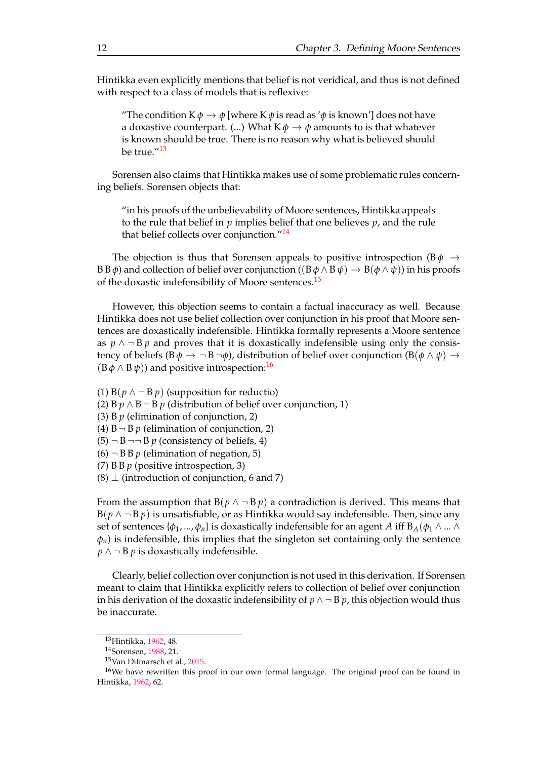Hintikka even explicitly mentions that belief is not veridical, and thus is not defined with respect to a class of models that is reflexive:

> "The condition $\mathrm{K}\,\phi \rightarrow \phi$ [where $\mathrm{K}\,\phi$ is read as '$\phi$ is known'] does not have a doxastive counterpart. (...) What $\mathrm{K}\,\phi \rightarrow \phi$ amounts to is that whatever is known should be true. There is no reason why what is believed should be true."[13]

Sorensen also claims that Hintikka makes use of some problematic rules concerning beliefs. Sorensen objects that:

> "in his proofs of the unbelievability of Moore sentences, Hintikka appeals to the rule that belief in $p$ implies belief that one believes $p$, and the rule that belief collects over conjunction."[14]

The objection is thus that Sorensen appeals to positive introspection ($\mathrm{B}\,\phi \rightarrow \mathrm{B}\,\mathrm{B}\,\phi$) and collection of belief over conjunction ($(\mathrm{B}\,\phi \wedge \mathrm{B}\,\psi) \rightarrow \mathrm{B}(\phi \wedge \psi)$) in his proofs of the doxastic indefensibility of Moore sentences.[15]

However, this objection seems to contain a factual inaccuracy as well. Because Hintikka does not use belief collection over conjunction in his proof that Moore sentences are doxastically indefensible. Hintikka formally represents a Moore sentence as $p \wedge \neg\,\mathrm{B}\,p$ and proves that it is doxastically indefensible using only the consistency of beliefs ($\mathrm{B}\,\phi \rightarrow \neg\,\mathrm{B}\,\neg\phi$), distribution of belief over conjunction ($\mathrm{B}(\phi \wedge \psi) \rightarrow (\mathrm{B}\,\phi \wedge \mathrm{B}\,\psi)$) and positive introspection:[16]

(1) $\mathrm{B}(p \wedge \neg\,\mathrm{B}\,p)$ (supposition for reductio)
(2) $\mathrm{B}\,p \wedge \mathrm{B}\,\neg\,\mathrm{B}\,p$ (distribution of belief over conjunction, 1)
(3) $\mathrm{B}\,p$ (elimination of conjunction, 2)
(4) $\mathrm{B}\,\neg\,\mathrm{B}\,p$ (elimination of conjunction, 2)
(5) $\neg\,\mathrm{B}\,\neg\neg\,\mathrm{B}\,p$ (consistency of beliefs, 4)
(6) $\neg\,\mathrm{B}\,\mathrm{B}\,p$ (elimination of negation, 5)
(7) $\mathrm{B}\,\mathrm{B}\,p$ (positive introspection, 3)
(8) $\bot$ (introduction of conjunction, 6 and 7)

From the assumption that $\mathrm{B}(p \wedge \neg\,\mathrm{B}\,p)$ a contradiction is derived. This means that $\mathrm{B}(p \wedge \neg\,\mathrm{B}\,p)$ is unsatisfiable, or as Hintikka would say indefensible. Then, since any set of sentences $\{\phi_1, ..., \phi_n\}$ is doxastically indefensible for an agent $A$ iff $\mathrm{B}_A(\phi_1 \wedge ... \wedge \phi_n)$ is indefensible, this implies that the singleton set containing only the sentence $p \wedge \neg\,\mathrm{B}\,p$ is doxastically indefensible.

Clearly, belief collection over conjunction is not used in this derivation. If Sorensen meant to claim that Hintikka explicitly refers to collection of belief over conjunction in his derivation of the doxastic indefensibility of $p \wedge \neg\,\mathrm{B}\,p$, this objection would thus be inaccurate.

---

[13] Hintikka, 1962, 48.
[14] Sorensen, 1988, 21.
[15] Van Ditmarsch et al., 2015.
[16] We have rewritten this proof in our own formal language. The original proof can be found in Hintikka, 1962, 62.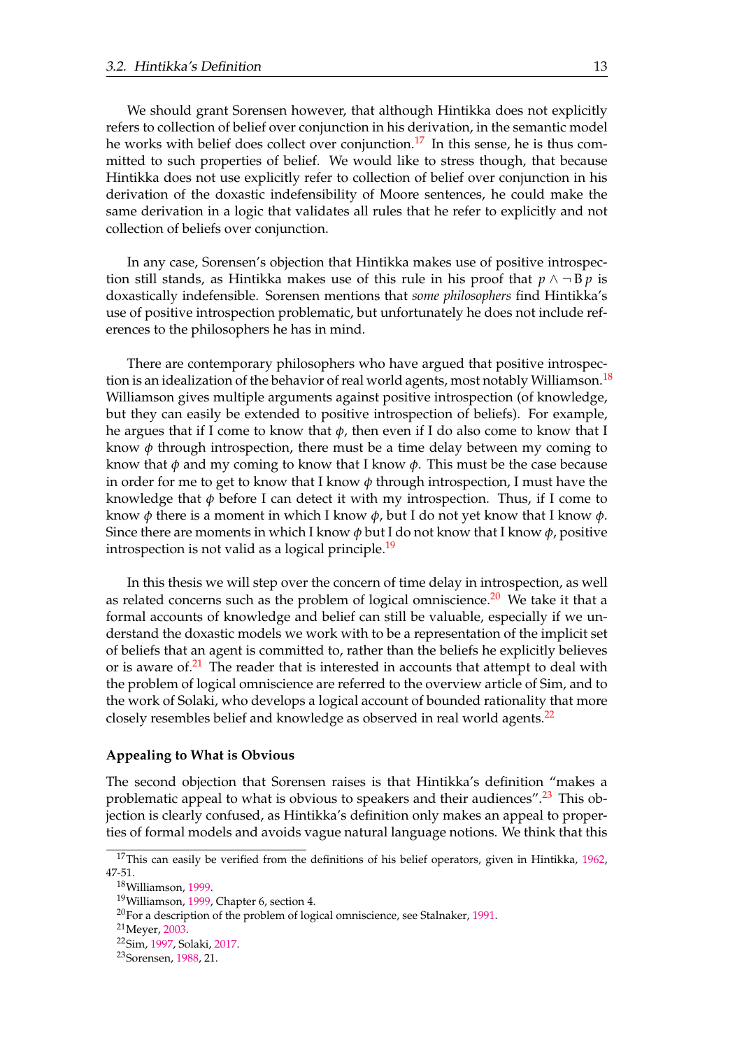We should grant Sorensen however, that although Hintikka does not explicitly refers to collection of belief over conjunction in his derivation, in the semantic model he works with belief does collect over conjunction.[17] In this sense, he is thus committed to such properties of belief. We would like to stress though, that because Hintikka does not use explicitly refer to collection of belief over conjunction in his derivation of the doxastic indefensibility of Moore sentences, he could make the same derivation in a logic that validates all rules that he refer to explicitly and not collection of beliefs over conjunction.

In any case, Sorensen's objection that Hintikka makes use of positive introspection still stands, as Hintikka makes use of this rule in his proof that $p \wedge \neg \mathrm{B}\, p$ is doxastically indefensible. Sorensen mentions that *some philosophers* find Hintikka's use of positive introspection problematic, but unfortunately he does not include references to the philosophers he has in mind.

There are contemporary philosophers who have argued that positive introspection is an idealization of the behavior of real world agents, most notably Williamson.[18] Williamson gives multiple arguments against positive introspection (of knowledge, but they can easily be extended to positive introspection of beliefs). For example, he argues that if I come to know that $\phi$, then even if I do also come to know that I know $\phi$ through introspection, there must be a time delay between my coming to know that $\phi$ and my coming to know that I know $\phi$. This must be the case because in order for me to get to know that I know $\phi$ through introspection, I must have the knowledge that $\phi$ before I can detect it with my introspection. Thus, if I come to know $\phi$ there is a moment in which I know $\phi$, but I do not yet know that I know $\phi$. Since there are moments in which I know $\phi$ but I do not know that I know $\phi$, positive introspection is not valid as a logical principle.[19]

In this thesis we will step over the concern of time delay in introspection, as well as related concerns such as the problem of logical omniscience.[20] We take it that a formal accounts of knowledge and belief can still be valuable, especially if we understand the doxastic models we work with to be a representation of the implicit set of beliefs that an agent is committed to, rather than the beliefs he explicitly believes or is aware of.[21] The reader that is interested in accounts that attempt to deal with the problem of logical omniscience are referred to the overview article of Sim, and to the work of Solaki, who develops a logical account of bounded rationality that more closely resembles belief and knowledge as observed in real world agents.[22]

#### Appealing to What is Obvious

The second objection that Sorensen raises is that Hintikka's definition "makes a problematic appeal to what is obvious to speakers and their audiences".[23] This objection is clearly confused, as Hintikka's definition only makes an appeal to properties of formal models and avoids vague natural language notions. We think that this

---

[17] This can easily be verified from the definitions of his belief operators, given in Hintikka, 1962, 47-51.

[18] Williamson, 1999.

[19] Williamson, 1999, Chapter 6, section 4.

[20] For a description of the problem of logical omniscience, see Stalnaker, 1991.

[21] Meyer, 2003.

[22] Sim, 1997, Solaki, 2017.

[23] Sorensen, 1988, 21.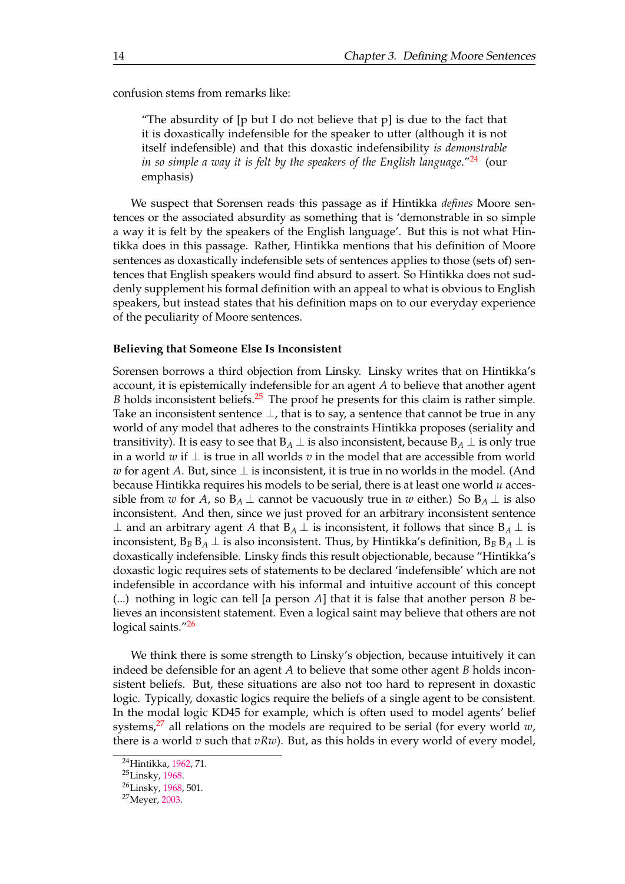confusion stems from remarks like:

> "The absurdity of [p but I do not believe that p] is due to the fact that it is doxastically indefensible for the speaker to utter (although it is not itself indefensible) and that this doxastic indefensibility *is demonstrable in so simple a way it is felt by the speakers of the English language*."[24] (our emphasis)

We suspect that Sorensen reads this passage as if Hintikka *defines* Moore sentences or the associated absurdity as something that is 'demonstrable in so simple a way it is felt by the speakers of the English language'. But this is not what Hintikka does in this passage. Rather, Hintikka mentions that his definition of Moore sentences as doxastically indefensible sets of sentences applies to those (sets of) sentences that English speakers would find absurd to assert. So Hintikka does not suddenly supplement his formal definition with an appeal to what is obvious to English speakers, but instead states that his definition maps on to our everyday experience of the peculiarity of Moore sentences.

**Believing that Someone Else Is Inconsistent**

Sorensen borrows a third objection from Linsky. Linsky writes that on Hintikka's account, it is epistemically indefensible for an agent $A$ to believe that another agent $B$ holds inconsistent beliefs.[25] The proof he presents for this claim is rather simple. Take an inconsistent sentence $\bot$, that is to say, a sentence that cannot be true in any world of any model that adheres to the constraints Hintikka proposes (seriality and transitivity). It is easy to see that $\mathrm{B}_A \bot$ is also inconsistent, because $\mathrm{B}_A \bot$ is only true in a world $w$ if $\bot$ is true in all worlds $v$ in the model that are accessible from world $w$ for agent $A$. But, since $\bot$ is inconsistent, it is true in no worlds in the model. (And because Hintikka requires his models to be serial, there is at least one world $u$ accessible from $w$ for $A$, so $\mathrm{B}_A \bot$ cannot be vacuously true in $w$ either.) So $\mathrm{B}_A \bot$ is also inconsistent. And then, since we just proved for an arbitrary inconsistent sentence $\bot$ and an arbitrary agent $A$ that $\mathrm{B}_A \bot$ is inconsistent, it follows that since $\mathrm{B}_A \bot$ is inconsistent, $\mathrm{B}_B \mathrm{B}_A \bot$ is also inconsistent. Thus, by Hintikka's definition, $\mathrm{B}_B \mathrm{B}_A \bot$ is doxastically indefensible. Linsky finds this result objectionable, because "Hintikka's doxastic logic requires sets of statements to be declared 'indefensible' which are not indefensible in accordance with his informal and intuitive account of this concept (...) nothing in logic can tell [a person $A$] that it is false that another person $B$ believes an inconsistent statement. Even a logical saint may believe that others are not logical saints."[26]

We think there is some strength to Linsky's objection, because intuitively it can indeed be defensible for an agent $A$ to believe that some other agent $B$ holds inconsistent beliefs. But, these situations are also not too hard to represent in doxastic logic. Typically, doxastic logics require the beliefs of a single agent to be consistent. In the modal logic KD45 for example, which is often used to model agents' belief systems,[27] all relations on the models are required to be serial (for every world $w$, there is a world $v$ such that $vRw$). But, as this holds in every world of every model,

[24] Hintikka, 1962, 71.

[25] Linsky, 1968.

[26] Linsky, 1968, 501.

[27] Meyer, 2003.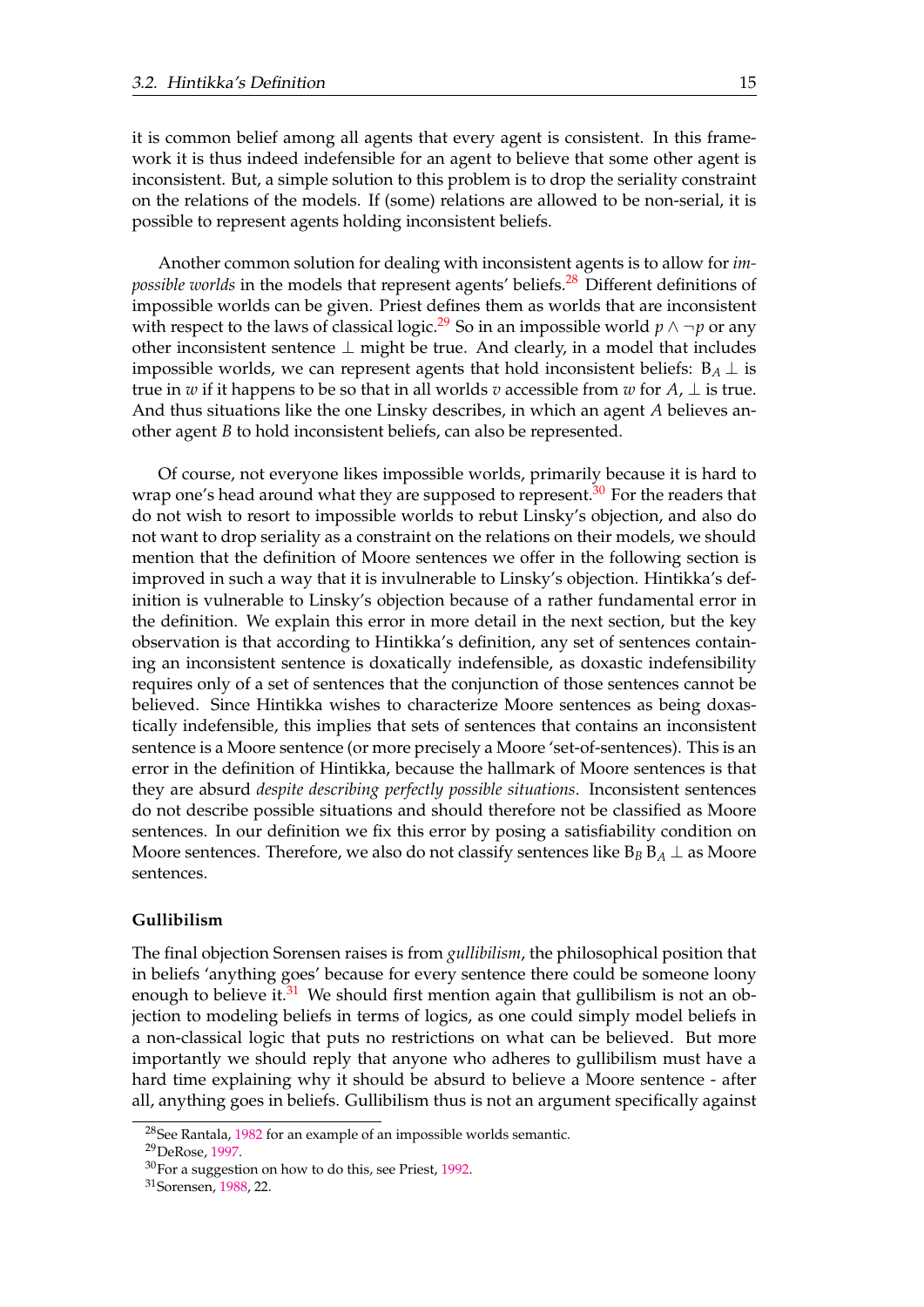it is common belief among all agents that every agent is consistent. In this framework it is thus indeed indefensible for an agent to believe that some other agent is inconsistent. But, a simple solution to this problem is to drop the seriality constraint on the relations of the models. If (some) relations are allowed to be non-serial, it is possible to represent agents holding inconsistent beliefs.

Another common solution for dealing with inconsistent agents is to allow for *impossible worlds* in the models that represent agents' beliefs.[28] Different definitions of impossible worlds can be given. Priest defines them as worlds that are inconsistent with respect to the laws of classical logic.[29] So in an impossible world $p \wedge \neg p$ or any other inconsistent sentence $\bot$ might be true. And clearly, in a model that includes impossible worlds, we can represent agents that hold inconsistent beliefs: $\mathrm{B}_A \bot$ is true in $w$ if it happens to be so that in all worlds $v$ accessible from $w$ for $A$, $\bot$ is true. And thus situations like the one Linsky describes, in which an agent $A$ believes another agent $B$ to hold inconsistent beliefs, can also be represented.

Of course, not everyone likes impossible worlds, primarily because it is hard to wrap one's head around what they are supposed to represent.[30] For the readers that do not wish to resort to impossible worlds to rebut Linsky's objection, and also do not want to drop seriality as a constraint on the relations on their models, we should mention that the definition of Moore sentences we offer in the following section is improved in such a way that it is invulnerable to Linsky's objection. Hintikka's definition is vulnerable to Linsky's objection because of a rather fundamental error in the definition. We explain this error in more detail in the next section, but the key observation is that according to Hintikka's definition, any set of sentences containing an inconsistent sentence is doxatically indefensible, as doxastic indefensibility requires only of a set of sentences that the conjunction of those sentences cannot be believed. Since Hintikka wishes to characterize Moore sentences as being doxastically indefensible, this implies that sets of sentences that contains an inconsistent sentence is a Moore sentence (or more precisely a Moore 'set-of-sentences). This is an error in the definition of Hintikka, because the hallmark of Moore sentences is that they are absurd *despite describing perfectly possible situations*. Inconsistent sentences do not describe possible situations and should therefore not be classified as Moore sentences. In our definition we fix this error by posing a satisfiability condition on Moore sentences. Therefore, we also do not classify sentences like $\mathrm{B}_B \mathrm{B}_A \bot$ as Moore sentences.

#### Gullibilism

The final objection Sorensen raises is from *gullibilism*, the philosophical position that in beliefs 'anything goes' because for every sentence there could be someone loony enough to believe it.[31] We should first mention again that gullibilism is not an objection to modeling beliefs in terms of logics, as one could simply model beliefs in a non-classical logic that puts no restrictions on what can be believed. But more importantly we should reply that anyone who adheres to gullibilism must have a hard time explaining why it should be absurd to believe a Moore sentence - after all, anything goes in beliefs. Gullibilism thus is not an argument specifically against

[28] See Rantala, 1982 for an example of an impossible worlds semantic.

[29] DeRose, 1997.

[30] For a suggestion on how to do this, see Priest, 1992.

[31] Sorensen, 1988, 22.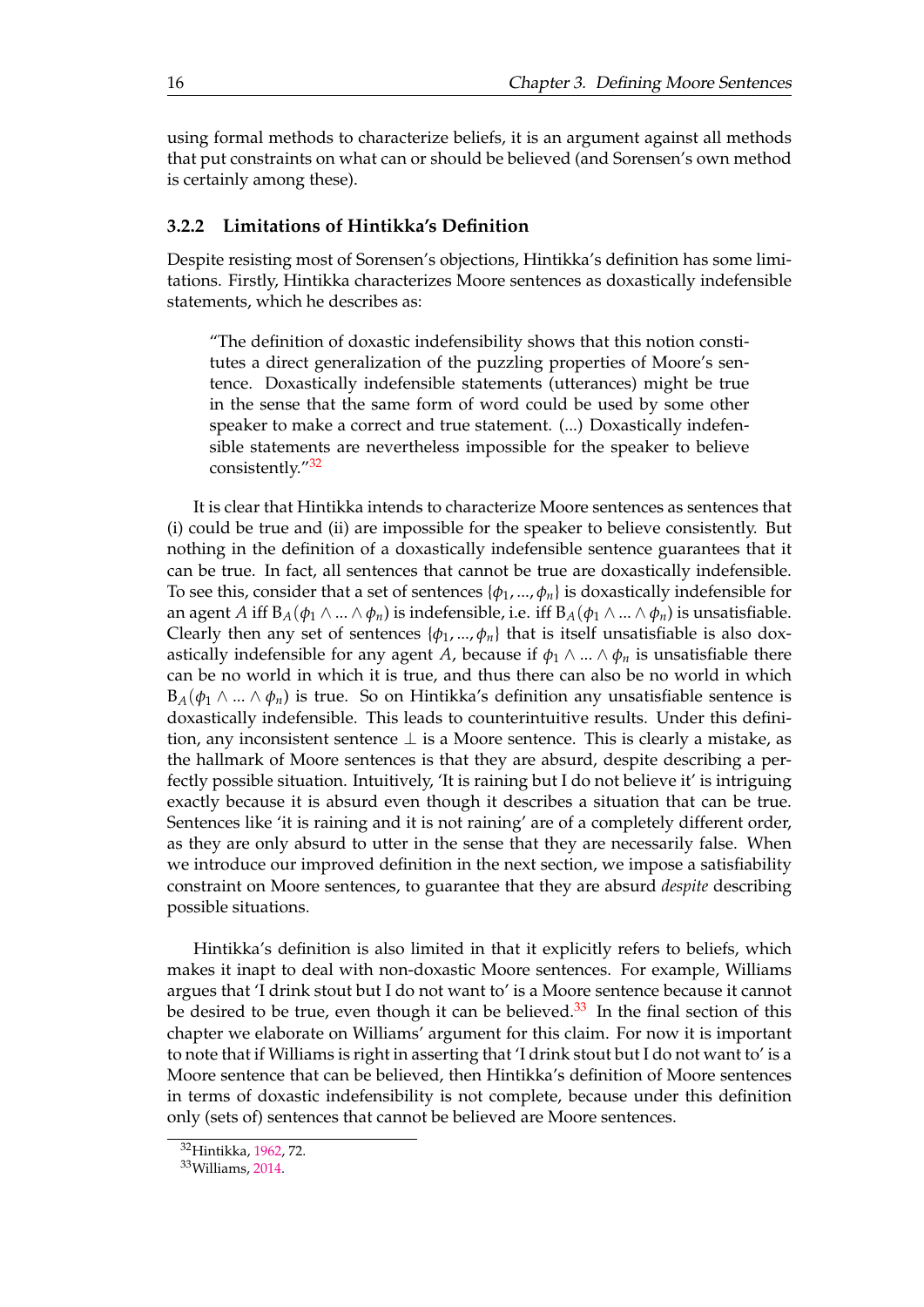using formal methods to characterize beliefs, it is an argument against all methods that put constraints on what can or should be believed (and Sorensen's own method is certainly among these).

### 3.2.2 Limitations of Hintikka's Definition

Despite resisting most of Sorensen's objections, Hintikka's definition has some limitations. Firstly, Hintikka characterizes Moore sentences as doxastically indefensible statements, which he describes as:

> "The definition of doxastic indefensibility shows that this notion constitutes a direct generalization of the puzzling properties of Moore's sentence. Doxastically indefensible statements (utterances) might be true in the sense that the same form of word could be used by some other speaker to make a correct and true statement. (...) Doxastically indefensible statements are nevertheless impossible for the speaker to believe consistently."[32]

It is clear that Hintikka intends to characterize Moore sentences as sentences that (i) could be true and (ii) are impossible for the speaker to believe consistently. But nothing in the definition of a doxastically indefensible sentence guarantees that it can be true. In fact, all sentences that cannot be true are doxastically indefensible. To see this, consider that a set of sentences $\{\phi_1, ..., \phi_n\}$ is doxastically indefensible for an agent $A$ iff $B_A(\phi_1 \wedge ... \wedge \phi_n)$ is indefensible, i.e. iff $B_A(\phi_1 \wedge ... \wedge \phi_n)$ is unsatisfiable. Clearly then any set of sentences $\{\phi_1, ..., \phi_n\}$ that is itself unsatisfiable is also doxastically indefensible for any agent $A$, because if $\phi_1 \wedge ... \wedge \phi_n$ is unsatisfiable there can be no world in which it is true, and thus there can also be no world in which $B_A(\phi_1 \wedge ... \wedge \phi_n)$ is true. So on Hintikka's definition any unsatisfiable sentence is doxastically indefensible. This leads to counterintuitive results. Under this definition, any inconsistent sentence $\perp$ is a Moore sentence. This is clearly a mistake, as the hallmark of Moore sentences is that they are absurd, despite describing a perfectly possible situation. Intuitively, 'It is raining but I do not believe it' is intriguing exactly because it is absurd even though it describes a situation that can be true. Sentences like 'it is raining and it is not raining' are of a completely different order, as they are only absurd to utter in the sense that they are necessarily false. When we introduce our improved definition in the next section, we impose a satisfiability constraint on Moore sentences, to guarantee that they are absurd *despite* describing possible situations.

Hintikka's definition is also limited in that it explicitly refers to beliefs, which makes it inapt to deal with non-doxastic Moore sentences. For example, Williams argues that 'I drink stout but I do not want to' is a Moore sentence because it cannot be desired to be true, even though it can be believed.[33] In the final section of this chapter we elaborate on Williams' argument for this claim. For now it is important to note that if Williams is right in asserting that 'I drink stout but I do not want to' is a Moore sentence that can be believed, then Hintikka's definition of Moore sentences in terms of doxastic indefensibility is not complete, because under this definition only (sets of) sentences that cannot be believed are Moore sentences.

[32] Hintikka, 1962, 72.

[33] Williams, 2014.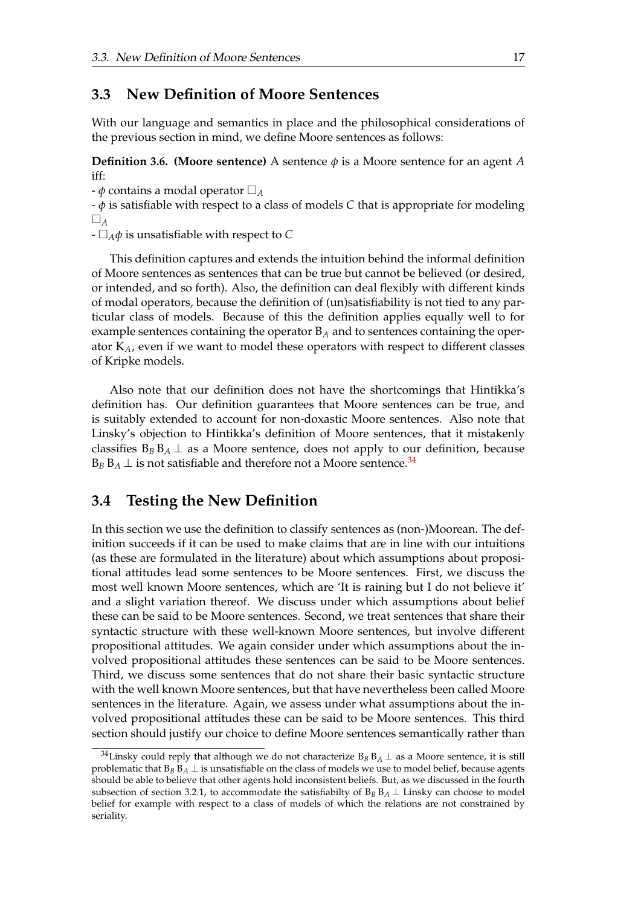## 3.3 New Definition of Moore Sentences

With our language and semantics in place and the philosophical considerations of the previous section in mind, we define Moore sentences as follows:

**Definition 3.6. (Moore sentence)** A sentence $\phi$ is a Moore sentence for an agent $A$ iff:

- $\phi$ contains a modal operator $\Box_A$
- $\phi$ is satisfiable with respect to a class of models $C$ that is appropriate for modeling $\Box_A$
- $\Box_A \phi$ is unsatisfiable with respect to $C$

This definition captures and extends the intuition behind the informal definition of Moore sentences as sentences that can be true but cannot be believed (or desired, or intended, and so forth). Also, the definition can deal flexibly with different kinds of modal operators, because the definition of (un)satisfiability is not tied to any particular class of models. Because of this the definition applies equally well to for example sentences containing the operator $B_A$ and to sentences containing the operator $K_A$, even if we want to model these operators with respect to different classes of Kripke models.

Also note that our definition does not have the shortcomings that Hintikka's definition has. Our definition guarantees that Moore sentences can be true, and is suitably extended to account for non-doxastic Moore sentences. Also note that Linsky's objection to Hintikka's definition of Moore sentences, that it mistakenly classifies $B_B\, B_A \perp$ as a Moore sentence, does not apply to our definition, because $B_B\, B_A \perp$ is not satisfiable and therefore not a Moore sentence.[34]

## 3.4 Testing the New Definition

In this section we use the definition to classify sentences as (non-)Moorean. The definition succeeds if it can be used to make claims that are in line with our intuitions (as these are formulated in the literature) about which assumptions about propositional attitudes lead some sentences to be Moore sentences. First, we discuss the most well known Moore sentences, which are 'It is raining but I do not believe it' and a slight variation thereof. We discuss under which assumptions about belief these can be said to be Moore sentences. Second, we treat sentences that share their syntactic structure with these well-known Moore sentences, but involve different propositional attitudes. We again consider under which assumptions about the involved propositional attitudes these sentences can be said to be Moore sentences. Third, we discuss some sentences that do not share their basic syntactic structure with the well known Moore sentences, but that have nevertheless been called Moore sentences in the literature. Again, we assess under what assumptions about the involved propositional attitudes these can be said to be Moore sentences. This third section should justify our choice to define Moore sentences semantically rather than

[34] Linsky could reply that although we do not characterize $B_B\, B_A \perp$ as a Moore sentence, it is still problematic that $B_B\, B_A \perp$ is unsatisfiable on the class of models we use to model belief, because agents should be able to believe that other agents hold inconsistent beliefs. But, as we discussed in the fourth subsection of section 3.2.1, to accommodate the satisfiabilty of $B_B\, B_A \perp$ Linsky can choose to model belief for example with respect to a class of models of which the relations are not constrained by seriality.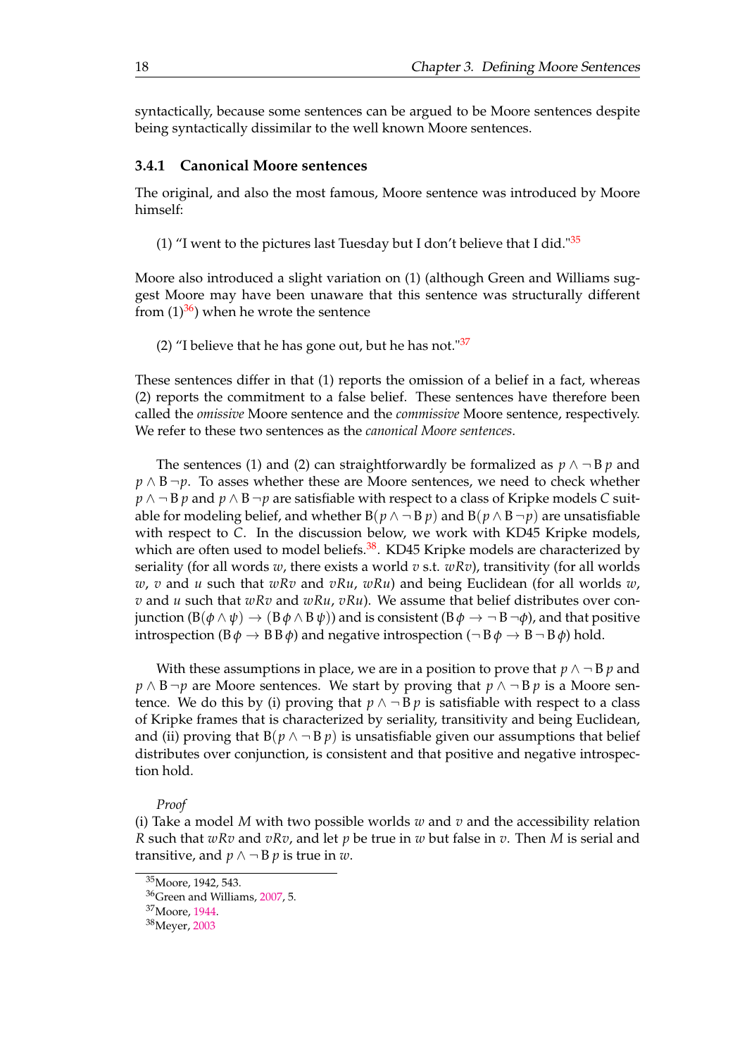syntactically, because some sentences can be argued to be Moore sentences despite being syntactically dissimilar to the well known Moore sentences.

### 3.4.1 Canonical Moore sentences

The original, and also the most famous, Moore sentence was introduced by Moore himself:

(1) "I went to the pictures last Tuesday but I don't believe that I did."[35]

Moore also introduced a slight variation on (1) (although Green and Williams suggest Moore may have been unaware that this sentence was structurally different from (1)[36]) when he wrote the sentence

(2) "I believe that he has gone out, but he has not."[37]

These sentences differ in that (1) reports the omission of a belief in a fact, whereas (2) reports the commitment to a false belief. These sentences have therefore been called the *omissive* Moore sentence and the *commissive* Moore sentence, respectively. We refer to these two sentences as the *canonical Moore sentences*.

The sentences (1) and (2) can straightforwardly be formalized as $p \wedge \neg \mathrm{B}\, p$ and $p \wedge \mathrm{B} \neg p$. To asses whether these are Moore sentences, we need to check whether $p \wedge \neg \mathrm{B}\, p$ and $p \wedge \mathrm{B} \neg p$ are satisfiable with respect to a class of Kripke models $C$ suitable for modeling belief, and whether $\mathrm{B}(p \wedge \neg \mathrm{B}\, p)$ and $\mathrm{B}(p \wedge \mathrm{B} \neg p)$ are unsatisfiable with respect to $C$. In the discussion below, we work with KD45 Kripke models, which are often used to model beliefs.[38]. KD45 Kripke models are characterized by seriality (for all words $w$, there exists a world $v$ s.t. $wRv$), transitivity (for all worlds $w$, $v$ and $u$ such that $wRv$ and $vRu$, $wRu$) and being Euclidean (for all worlds $w$, $v$ and $u$ such that $wRv$ and $wRu$, $vRu$). We assume that belief distributes over conjunction ($\mathrm{B}(\phi \wedge \psi) \rightarrow (\mathrm{B}\,\phi \wedge \mathrm{B}\,\psi)$) and is consistent ($\mathrm{B}\,\phi \rightarrow \neg \mathrm{B} \neg \phi$), and that positive introspection ($\mathrm{B}\,\phi \rightarrow \mathrm{B}\,\mathrm{B}\,\phi$) and negative introspection ($\neg \mathrm{B}\,\phi \rightarrow \mathrm{B} \neg \mathrm{B}\,\phi$) hold.

With these assumptions in place, we are in a position to prove that $p \wedge \neg \mathrm{B}\, p$ and $p \wedge \mathrm{B} \neg p$ are Moore sentences. We start by proving that $p \wedge \neg \mathrm{B}\, p$ is a Moore sentence. We do this by (i) proving that $p \wedge \neg \mathrm{B}\, p$ is satisfiable with respect to a class of Kripke frames that is characterized by seriality, transitivity and being Euclidean, and (ii) proving that $\mathrm{B}(p \wedge \neg \mathrm{B}\, p)$ is unsatisfiable given our assumptions that belief distributes over conjunction, is consistent and that positive and negative introspection hold.

*Proof*

(i) Take a model $M$ with two possible worlds $w$ and $v$ and the accessibility relation $R$ such that $wRv$ and $vRv$, and let $p$ be true in $w$ but false in $v$. Then $M$ is serial and transitive, and $p \wedge \neg \mathrm{B}\, p$ is true in $w$.

---

[35] Moore, 1942, 543.

[36] Green and Williams, 2007, 5.

[37] Moore, 1944.

[38] Meyer, 2003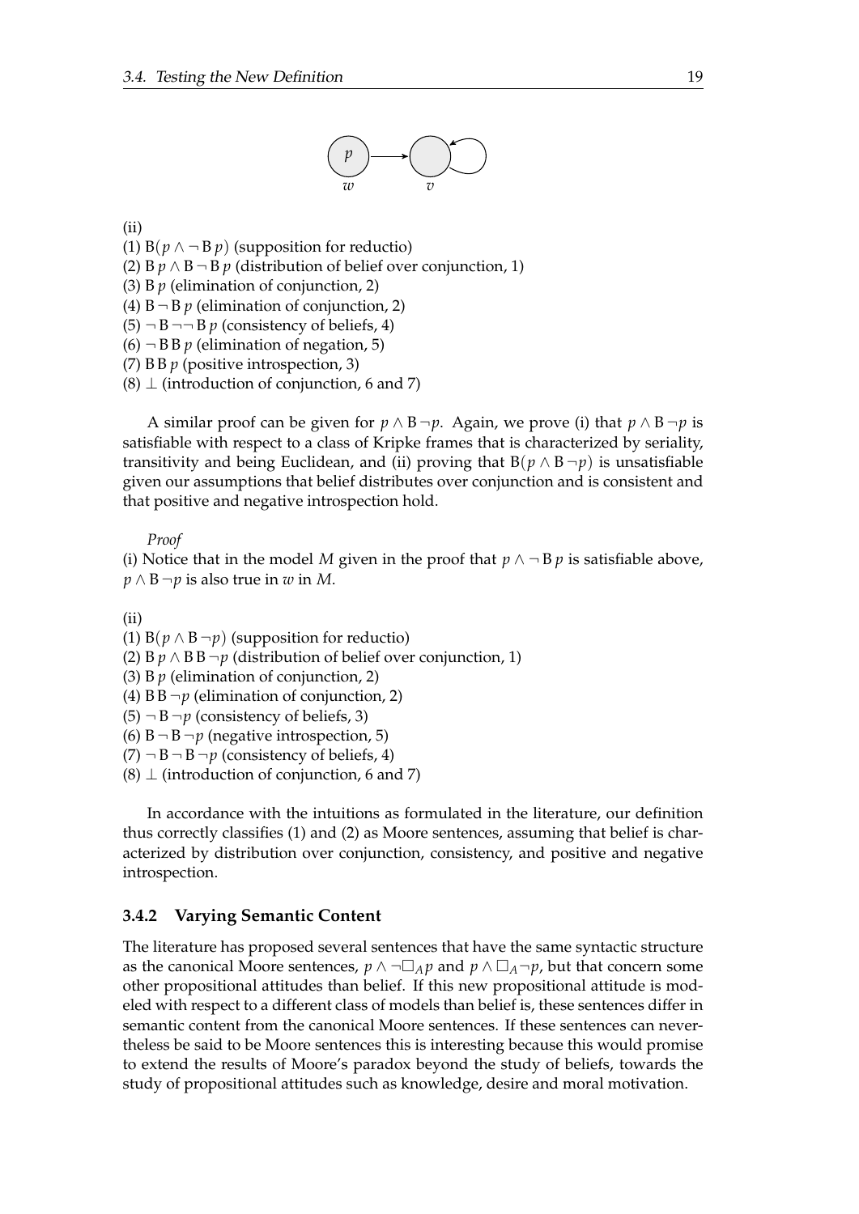(ii)

(1) $\mathrm{B}(p \wedge \neg \mathrm{B}\, p)$ (supposition for reductio)

(2) $\mathrm{B}\, p \wedge \mathrm{B} \neg \mathrm{B}\, p$ (distribution of belief over conjunction, 1)

(3) $\mathrm{B}\, p$ (elimination of conjunction, 2)

(4) $\mathrm{B} \neg \mathrm{B}\, p$ (elimination of conjunction, 2)

(5) $\neg \mathrm{B} \neg\neg \mathrm{B}\, p$ (consistency of beliefs, 4)

(6) $\neg \mathrm{B}\,\mathrm{B}\, p$ (elimination of negation, 5)

(7) $\mathrm{B}\,\mathrm{B}\, p$ (positive introspection, 3)

(8) $\perp$ (introduction of conjunction, 6 and 7)

A similar proof can be given for $p \wedge \mathrm{B} \neg p$. Again, we prove (i) that $p \wedge \mathrm{B} \neg p$ is satisfiable with respect to a class of Kripke frames that is characterized by seriality, transitivity and being Euclidean, and (ii) proving that $\mathrm{B}(p \wedge \mathrm{B} \neg p)$ is unsatisfiable given our assumptions that belief distributes over conjunction and is consistent and that positive and negative introspection hold.

*Proof*

(i) Notice that in the model $M$ given in the proof that $p \wedge \neg \mathrm{B}\, p$ is satisfiable above, $p \wedge \mathrm{B} \neg p$ is also true in $w$ in $M$.

(ii)

(1) $\mathrm{B}(p \wedge \mathrm{B} \neg p)$ (supposition for reductio)

(2) $\mathrm{B}\, p \wedge \mathrm{B}\,\mathrm{B} \neg p$ (distribution of belief over conjunction, 1)

(3) $\mathrm{B}\, p$ (elimination of conjunction, 2)

(4) $\mathrm{B}\,\mathrm{B} \neg p$ (elimination of conjunction, 2)

(5) $\neg \mathrm{B} \neg p$ (consistency of beliefs, 3)

(6) $\mathrm{B} \neg \mathrm{B} \neg p$ (negative introspection, 5)

(7) $\neg \mathrm{B} \neg \mathrm{B} \neg p$ (consistency of beliefs, 4)

(8) $\perp$ (introduction of conjunction, 6 and 7)

In accordance with the intuitions as formulated in the literature, our definition thus correctly classifies (1) and (2) as Moore sentences, assuming that belief is characterized by distribution over conjunction, consistency, and positive and negative introspection.

### 3.4.2 Varying Semantic Content

The literature has proposed several sentences that have the same syntactic structure as the canonical Moore sentences, $p \wedge \neg\Box_A p$ and $p \wedge \Box_A \neg p$, but that concern some other propositional attitudes than belief. If this new propositional attitude is modeled with respect to a different class of models than belief is, these sentences differ in semantic content from the canonical Moore sentences. If these sentences can nevertheless be said to be Moore sentences this is interesting because this would promise to extend the results of Moore's paradox beyond the study of beliefs, towards the study of propositional attitudes such as knowledge, desire and moral motivation.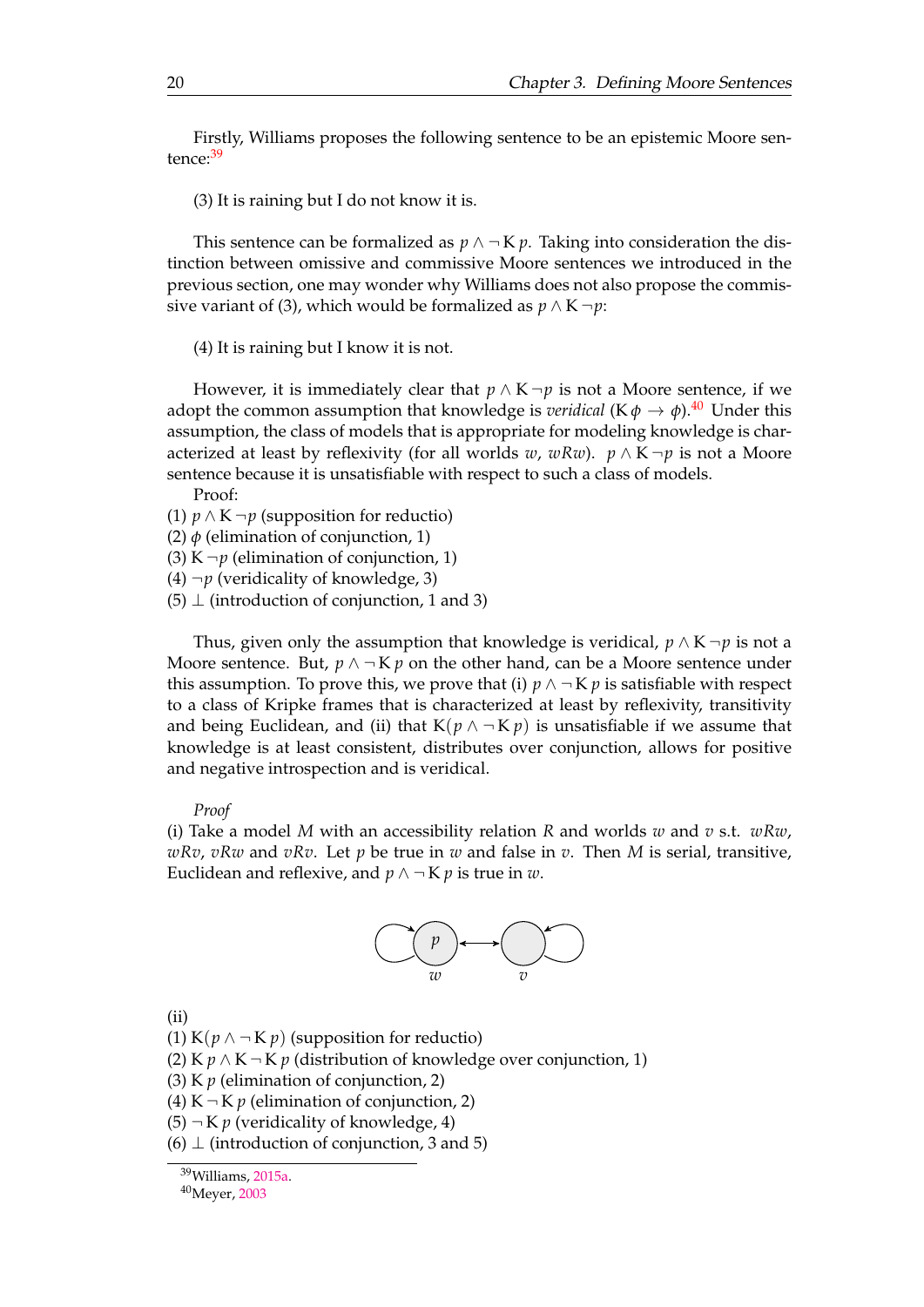Firstly, Williams proposes the following sentence to be an epistemic Moore sentence:[39]

(3) It is raining but I do not know it is.

This sentence can be formalized as $p \wedge \neg \mathrm{K}\, p$. Taking into consideration the distinction between omissive and commissive Moore sentences we introduced in the previous section, one may wonder why Williams does not also propose the commissive variant of (3), which would be formalized as $p \wedge \mathrm{K}\, \neg p$:

(4) It is raining but I know it is not.

However, it is immediately clear that $p \wedge \mathrm{K}\, \neg p$ is not a Moore sentence, if we adopt the common assumption that knowledge is *veridical* ($\mathrm{K}\, \phi \rightarrow \phi$).[40] Under this assumption, the class of models that is appropriate for modeling knowledge is characterized at least by reflexivity (for all worlds $w$, $wRw$). $p \wedge \mathrm{K}\, \neg p$ is not a Moore sentence because it is unsatisfiable with respect to such a class of models.

Proof:

(1) $p \wedge \mathrm{K}\, \neg p$ (supposition for reductio)
(2) $\phi$ (elimination of conjunction, 1)
(3) $\mathrm{K}\, \neg p$ (elimination of conjunction, 1)
(4) $\neg p$ (veridicality of knowledge, 3)
(5) $\perp$ (introduction of conjunction, 1 and 3)

Thus, given only the assumption that knowledge is veridical, $p \wedge \mathrm{K}\, \neg p$ is not a Moore sentence. But, $p \wedge \neg \mathrm{K}\, p$ on the other hand, can be a Moore sentence under this assumption. To prove this, we prove that (i) $p \wedge \neg \mathrm{K}\, p$ is satisfiable with respect to a class of Kripke frames that is characterized at least by reflexivity, transitivity and being Euclidean, and (ii) that $\mathrm{K}(p \wedge \neg \mathrm{K}\, p)$ is unsatisfiable if we assume that knowledge is at least consistent, distributes over conjunction, allows for positive and negative introspection and is veridical.

*Proof*

(i) Take a model $M$ with an accessibility relation $R$ and worlds $w$ and $v$ s.t. $wRw$, $wRv$, $vRw$ and $vRv$. Let $p$ be true in $w$ and false in $v$. Then $M$ is serial, transitive, Euclidean and reflexive, and $p \wedge \neg \mathrm{K}\, p$ is true in $w$.

(ii)

(1) $\mathrm{K}(p \wedge \neg \mathrm{K}\, p)$ (supposition for reductio)
(2) $\mathrm{K}\, p \wedge \mathrm{K}\, \neg \mathrm{K}\, p$ (distribution of knowledge over conjunction, 1)
(3) $\mathrm{K}\, p$ (elimination of conjunction, 2)
(4) $\mathrm{K}\, \neg \mathrm{K}\, p$ (elimination of conjunction, 2)
(5) $\neg \mathrm{K}\, p$ (veridicality of knowledge, 4)
(6) $\perp$ (introduction of conjunction, 3 and 5)

[39] Williams, 2015a.
[40] Meyer, 2003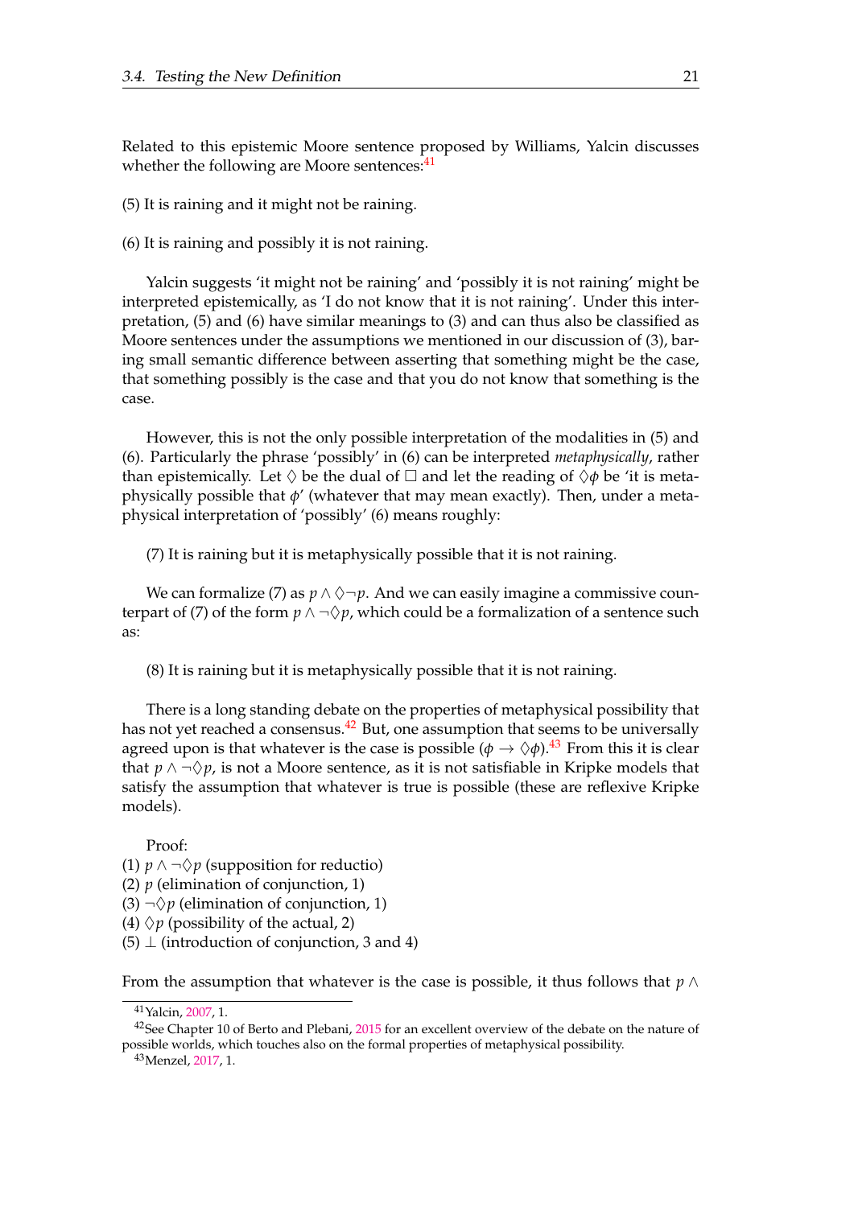Related to this epistemic Moore sentence proposed by Williams, Yalcin discusses whether the following are Moore sentences:[41]

(5) It is raining and it might not be raining.

(6) It is raining and possibly it is not raining.

Yalcin suggests 'it might not be raining' and 'possibly it is not raining' might be interpreted epistemically, as 'I do not know that it is not raining'. Under this interpretation, (5) and (6) have similar meanings to (3) and can thus also be classified as Moore sentences under the assumptions we mentioned in our discussion of (3), baring small semantic difference between asserting that something might be the case, that something possibly is the case and that you do not know that something is the case.

However, this is not the only possible interpretation of the modalities in (5) and (6). Particularly the phrase 'possibly' in (6) can be interpreted *metaphysically*, rather than epistemically. Let $\Diamond$ be the dual of $\Box$ and let the reading of $\Diamond\phi$ be 'it is metaphysically possible that $\phi$' (whatever that may mean exactly). Then, under a metaphysical interpretation of 'possibly' (6) means roughly:

(7) It is raining but it is metaphysically possible that it is not raining.

We can formalize (7) as $p \wedge \Diamond\neg p$. And we can easily imagine a commissive counterpart of (7) of the form $p \wedge \neg\Diamond p$, which could be a formalization of a sentence such as:

(8) It is raining but it is metaphysically possible that it is not raining.

There is a long standing debate on the properties of metaphysical possibility that has not yet reached a consensus.[42] But, one assumption that seems to be universally agreed upon is that whatever is the case is possible ($\phi \rightarrow \Diamond\phi$).[43] From this it is clear that $p \wedge \neg\Diamond p$, is not a Moore sentence, as it is not satisfiable in Kripke models that satisfy the assumption that whatever is true is possible (these are reflexive Kripke models).

Proof:

(1) $p \wedge \neg\Diamond p$ (supposition for reductio)
(2) $p$ (elimination of conjunction, 1)
(3) $\neg\Diamond p$ (elimination of conjunction, 1)
(4) $\Diamond p$ (possibility of the actual, 2)
(5) $\bot$ (introduction of conjunction, 3 and 4)

From the assumption that whatever is the case is possible, it thus follows that $p \wedge$

[41] Yalcin, 2007, 1.

[42] See Chapter 10 of Berto and Plebani, 2015 for an excellent overview of the debate on the nature of possible worlds, which touches also on the formal properties of metaphysical possibility.

[43] Menzel, 2017, 1.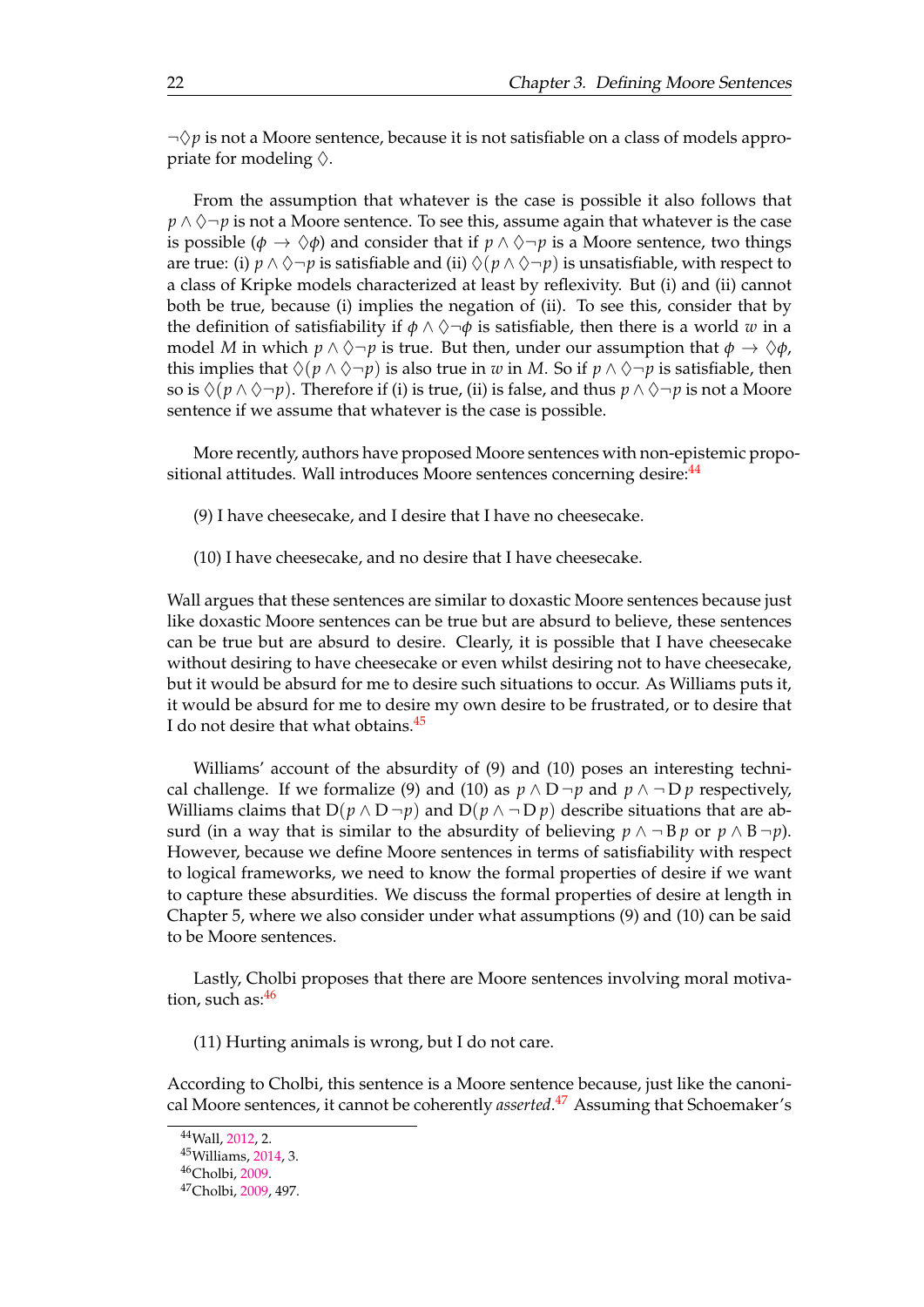$\neg\Diamond p$ is not a Moore sentence, because it is not satisfiable on a class of models appropriate for modeling $\Diamond$.

From the assumption that whatever is the case is possible it also follows that $p \wedge \Diamond\neg p$ is not a Moore sentence. To see this, assume again that whatever is the case is possible ($\phi \rightarrow \Diamond\phi$) and consider that if $p \wedge \Diamond\neg p$ is a Moore sentence, two things are true: (i) $p \wedge \Diamond\neg p$ is satisfiable and (ii) $\Diamond(p \wedge \Diamond\neg p)$ is unsatisfiable, with respect to a class of Kripke models characterized at least by reflexivity. But (i) and (ii) cannot both be true, because (i) implies the negation of (ii). To see this, consider that by the definition of satisfiability if $\phi \wedge \Diamond\neg\phi$ is satisfiable, then there is a world $w$ in a model $M$ in which $p \wedge \Diamond\neg p$ is true. But then, under our assumption that $\phi \rightarrow \Diamond\phi$, this implies that $\Diamond(p \wedge \Diamond\neg p)$ is also true in $w$ in $M$. So if $p \wedge \Diamond\neg p$ is satisfiable, then so is $\Diamond(p \wedge \Diamond\neg p)$. Therefore if (i) is true, (ii) is false, and thus $p \wedge \Diamond\neg p$ is not a Moore sentence if we assume that whatever is the case is possible.

More recently, authors have proposed Moore sentences with non-epistemic propositional attitudes. Wall introduces Moore sentences concerning desire:[44]

(9) I have cheesecake, and I desire that I have no cheesecake.

(10) I have cheesecake, and no desire that I have cheesecake.

Wall argues that these sentences are similar to doxastic Moore sentences because just like doxastic Moore sentences can be true but are absurd to believe, these sentences can be true but are absurd to desire. Clearly, it is possible that I have cheesecake without desiring to have cheesecake or even whilst desiring not to have cheesecake, but it would be absurd for me to desire such situations to occur. As Williams puts it, it would be absurd for me to desire my own desire to be frustrated, or to desire that I do not desire that what obtains.[45]

Williams' account of the absurdity of (9) and (10) poses an interesting technical challenge. If we formalize (9) and (10) as $p \wedge \mathrm{D}\,\neg p$ and $p \wedge \neg\,\mathrm{D}\,p$ respectively, Williams claims that $\mathrm{D}(p \wedge \mathrm{D}\,\neg p)$ and $\mathrm{D}(p \wedge \neg\,\mathrm{D}\,p)$ describe situations that are absurd (in a way that is similar to the absurdity of believing $p \wedge \neg\,\mathrm{B}\,p$ or $p \wedge \mathrm{B}\,\neg p$). However, because we define Moore sentences in terms of satisfiability with respect to logical frameworks, we need to know the formal properties of desire if we want to capture these absurdities. We discuss the formal properties of desire at length in Chapter 5, where we also consider under what assumptions (9) and (10) can be said to be Moore sentences.

Lastly, Cholbi proposes that there are Moore sentences involving moral motivation, such as:[46]

(11) Hurting animals is wrong, but I do not care.

According to Cholbi, this sentence is a Moore sentence because, just like the canonical Moore sentences, it cannot be coherently *asserted*.[47] Assuming that Schoemaker's

[44]Wall, 2012, 2.

[45]Williams, 2014, 3.

[46]Cholbi, 2009.

[47]Cholbi, 2009, 497.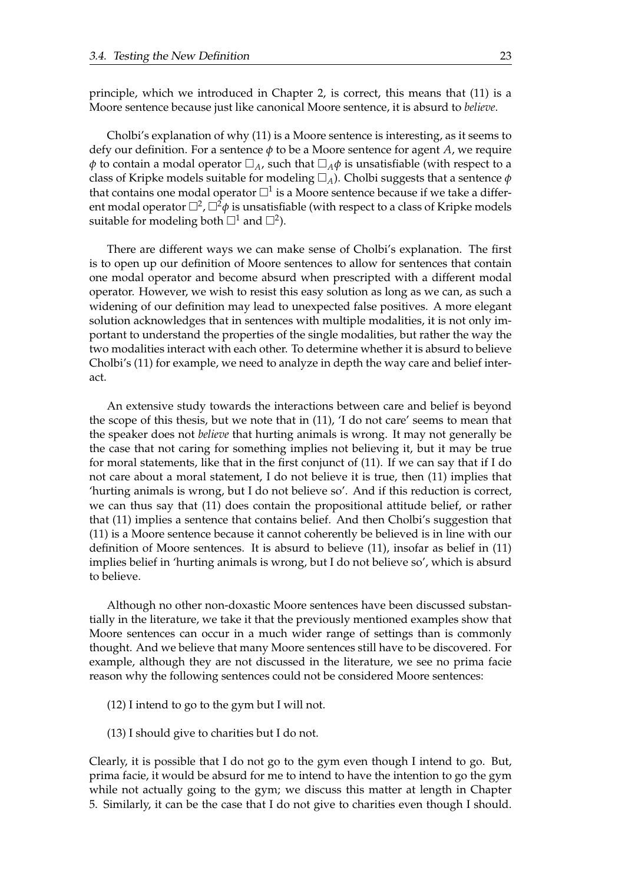principle, which we introduced in Chapter 2, is correct, this means that (11) is a Moore sentence because just like canonical Moore sentence, it is absurd to *believe*.

Cholbi's explanation of why (11) is a Moore sentence is interesting, as it seems to defy our definition. For a sentence $\phi$ to be a Moore sentence for agent $A$, we require $\phi$ to contain a modal operator $\Box_A$, such that $\Box_A \phi$ is unsatisfiable (with respect to a class of Kripke models suitable for modeling $\Box_A$). Cholbi suggests that a sentence $\phi$ that contains one modal operator $\Box^1$ is a Moore sentence because if we take a different modal operator $\Box^2$, $\Box^2 \phi$ is unsatisfiable (with respect to a class of Kripke models suitable for modeling both $\Box^1$ and $\Box^2$).

There are different ways we can make sense of Cholbi's explanation. The first is to open up our definition of Moore sentences to allow for sentences that contain one modal operator and become absurd when prescripted with a different modal operator. However, we wish to resist this easy solution as long as we can, as such a widening of our definition may lead to unexpected false positives. A more elegant solution acknowledges that in sentences with multiple modalities, it is not only important to understand the properties of the single modalities, but rather the way the two modalities interact with each other. To determine whether it is absurd to believe Cholbi's (11) for example, we need to analyze in depth the way care and belief interact.

An extensive study towards the interactions between care and belief is beyond the scope of this thesis, but we note that in (11), 'I do not care' seems to mean that the speaker does not *believe* that hurting animals is wrong. It may not generally be the case that not caring for something implies not believing it, but it may be true for moral statements, like that in the first conjunct of (11). If we can say that if I do not care about a moral statement, I do not believe it is true, then (11) implies that 'hurting animals is wrong, but I do not believe so'. And if this reduction is correct, we can thus say that (11) does contain the propositional attitude belief, or rather that (11) implies a sentence that contains belief. And then Cholbi's suggestion that (11) is a Moore sentence because it cannot coherently be believed is in line with our definition of Moore sentences. It is absurd to believe (11), insofar as belief in (11) implies belief in 'hurting animals is wrong, but I do not believe so', which is absurd to believe.

Although no other non-doxastic Moore sentences have been discussed substantially in the literature, we take it that the previously mentioned examples show that Moore sentences can occur in a much wider range of settings than is commonly thought. And we believe that many Moore sentences still have to be discovered. For example, although they are not discussed in the literature, we see no prima facie reason why the following sentences could not be considered Moore sentences:

(12) I intend to go to the gym but I will not.

(13) I should give to charities but I do not.

Clearly, it is possible that I do not go to the gym even though I intend to go. But, prima facie, it would be absurd for me to intend to have the intention to go the gym while not actually going to the gym; we discuss this matter at length in Chapter 5. Similarly, it can be the case that I do not give to charities even though I should.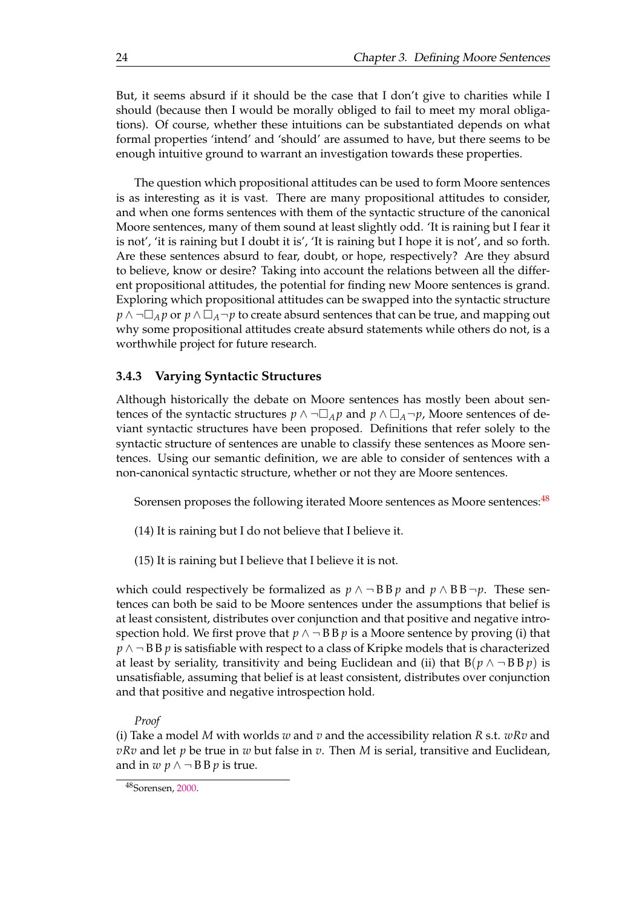But, it seems absurd if it should be the case that I don't give to charities while I should (because then I would be morally obliged to fail to meet my moral obligations). Of course, whether these intuitions can be substantiated depends on what formal properties 'intend' and 'should' are assumed to have, but there seems to be enough intuitive ground to warrant an investigation towards these properties.

The question which propositional attitudes can be used to form Moore sentences is as interesting as it is vast. There are many propositional attitudes to consider, and when one forms sentences with them of the syntactic structure of the canonical Moore sentences, many of them sound at least slightly odd. 'It is raining but I fear it is not', 'it is raining but I doubt it is', 'It is raining but I hope it is not', and so forth. Are these sentences absurd to fear, doubt, or hope, respectively? Are they absurd to believe, know or desire? Taking into account the relations between all the different propositional attitudes, the potential for finding new Moore sentences is grand. Exploring which propositional attitudes can be swapped into the syntactic structure $p \wedge \neg\Box_A p$ or $p \wedge \Box_A \neg p$ to create absurd sentences that can be true, and mapping out why some propositional attitudes create absurd statements while others do not, is a worthwhile project for future research.

### 3.4.3 Varying Syntactic Structures

Although historically the debate on Moore sentences has mostly been about sentences of the syntactic structures $p \wedge \neg\Box_A p$ and $p \wedge \Box_A \neg p$, Moore sentences of deviant syntactic structures have been proposed. Definitions that refer solely to the syntactic structure of sentences are unable to classify these sentences as Moore sentences. Using our semantic definition, we are able to consider of sentences with a non-canonical syntactic structure, whether or not they are Moore sentences.

Sorensen proposes the following iterated Moore sentences as Moore sentences:[48]

(14) It is raining but I do not believe that I believe it.

(15) It is raining but I believe that I believe it is not.

which could respectively be formalized as $p \wedge \neg \mathrm{B}\,\mathrm{B}\,p$ and $p \wedge \mathrm{B}\,\mathrm{B}\,\neg p$. These sentences can both be said to be Moore sentences under the assumptions that belief is at least consistent, distributes over conjunction and that positive and negative introspection hold. We first prove that $p \wedge \neg \mathrm{B}\,\mathrm{B}\,p$ is a Moore sentence by proving (i) that $p \wedge \neg \mathrm{B}\,\mathrm{B}\,p$ is satisfiable with respect to a class of Kripke models that is characterized at least by seriality, transitivity and being Euclidean and (ii) that $\mathrm{B}(p \wedge \neg \mathrm{B}\,\mathrm{B}\,p)$ is unsatisfiable, assuming that belief is at least consistent, distributes over conjunction and that positive and negative introspection hold.

*Proof*

(i) Take a model $M$ with worlds $w$ and $v$ and the accessibility relation $R$ s.t. $wRv$ and $vRv$ and let $p$ be true in $w$ but false in $v$. Then $M$ is serial, transitive and Euclidean, and in $w$ $p \wedge \neg \mathrm{B}\,\mathrm{B}\,p$ is true.

[48] Sorensen, 2000.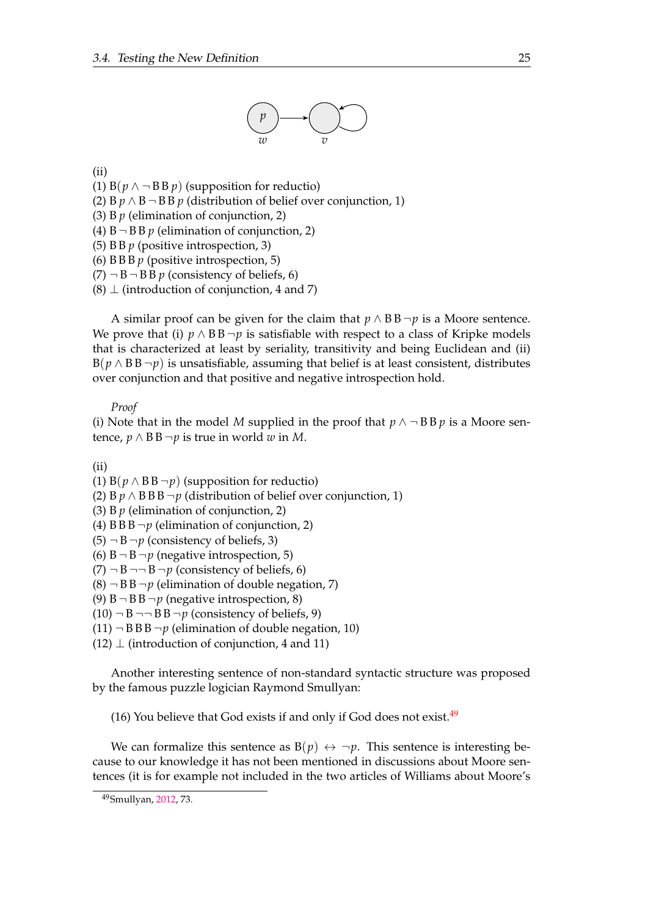(ii)
(1) $\mathrm{B}(p \wedge \neg \mathrm{B}\,\mathrm{B}\,p)$ (supposition for reductio)
(2) $\mathrm{B}\,p \wedge \mathrm{B}\,\neg \mathrm{B}\,\mathrm{B}\,p$ (distribution of belief over conjunction, 1)
(3) $\mathrm{B}\,p$ (elimination of conjunction, 2)
(4) $\mathrm{B}\,\neg \mathrm{B}\,\mathrm{B}\,p$ (elimination of conjunction, 2)
(5) $\mathrm{B}\,\mathrm{B}\,p$ (positive introspection, 3)
(6) $\mathrm{B}\,\mathrm{B}\,\mathrm{B}\,p$ (positive introspection, 5)
(7) $\neg \mathrm{B}\,\neg \mathrm{B}\,\mathrm{B}\,p$ (consistency of beliefs, 6)
(8) $\bot$ (introduction of conjunction, 4 and 7)

A similar proof can be given for the claim that $p \wedge \mathrm{B}\,\mathrm{B}\,\neg p$ is a Moore sentence. We prove that (i) $p \wedge \mathrm{B}\,\mathrm{B}\,\neg p$ is satisfiable with respect to a class of Kripke models that is characterized at least by seriality, transitivity and being Euclidean and (ii) $\mathrm{B}(p \wedge \mathrm{B}\,\mathrm{B}\,\neg p)$ is unsatisfiable, assuming that belief is at least consistent, distributes over conjunction and that positive and negative introspection hold.

*Proof*
(i) Note that in the model $M$ supplied in the proof that $p \wedge \neg \mathrm{B}\,\mathrm{B}\,p$ is a Moore sentence, $p \wedge \mathrm{B}\,\mathrm{B}\,\neg p$ is true in world $w$ in $M$.

(ii)
(1) $\mathrm{B}(p \wedge \mathrm{B}\,\mathrm{B}\,\neg p)$ (supposition for reductio)
(2) $\mathrm{B}\,p \wedge \mathrm{B}\,\mathrm{B}\,\mathrm{B}\,\neg p$ (distribution of belief over conjunction, 1)
(3) $\mathrm{B}\,p$ (elimination of conjunction, 2)
(4) $\mathrm{B}\,\mathrm{B}\,\mathrm{B}\,\neg p$ (elimination of conjunction, 2)
(5) $\neg \mathrm{B}\,\neg p$ (consistency of beliefs, 3)
(6) $\mathrm{B}\,\neg \mathrm{B}\,\neg p$ (negative introspection, 5)
(7) $\neg \mathrm{B}\,\neg\neg \mathrm{B}\,\neg p$ (consistency of beliefs, 6)
(8) $\neg \mathrm{B}\,\mathrm{B}\,\neg p$ (elimination of double negation, 7)
(9) $\mathrm{B}\,\neg \mathrm{B}\,\mathrm{B}\,\neg p$ (negative introspection, 8)
(10) $\neg \mathrm{B}\,\neg\neg \mathrm{B}\,\mathrm{B}\,\neg p$ (consistency of beliefs, 9)
(11) $\neg \mathrm{B}\,\mathrm{B}\,\mathrm{B}\,\neg p$ (elimination of double negation, 10)
(12) $\bot$ (introduction of conjunction, 4 and 11)

Another interesting sentence of non-standard syntactic structure was proposed by the famous puzzle logician Raymond Smullyan:

(16) You believe that God exists if and only if God does not exist.[49]

We can formalize this sentence as $\mathrm{B}(p) \leftrightarrow \neg p$. This sentence is interesting because to our knowledge it has not been mentioned in discussions about Moore sentences (it is for example not included in the two articles of Williams about Moore's

[49] Smullyan, 2012, 73.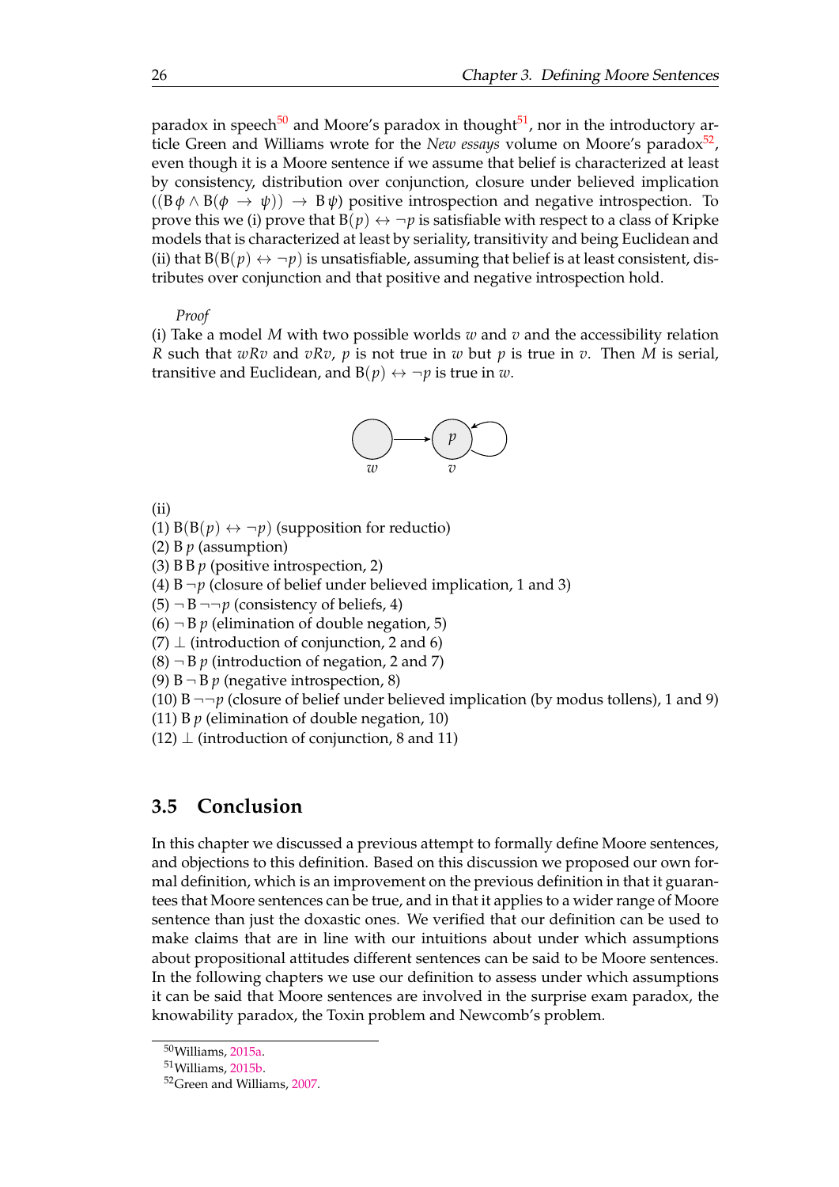paradox in speech[50] and Moore's paradox in thought[51], nor in the introductory article Green and Williams wrote for the *New essays* volume on Moore's paradox[52], even though it is a Moore sentence if we assume that belief is characterized at least by consistency, distribution over conjunction, closure under believed implication ($(\mathrm{B}\,\phi \wedge \mathrm{B}(\phi \rightarrow \psi)) \rightarrow \mathrm{B}\,\psi$) positive introspection and negative introspection. To prove this we (i) prove that $\mathrm{B}(p) \leftrightarrow \neg p$ is satisfiable with respect to a class of Kripke models that is characterized at least by seriality, transitivity and being Euclidean and (ii) that $\mathrm{B}(\mathrm{B}(p) \leftrightarrow \neg p)$ is unsatisfiable, assuming that belief is at least consistent, distributes over conjunction and that positive and negative introspection hold.

*Proof*

(i) Take a model $M$ with two possible worlds $w$ and $v$ and the accessibility relation $R$ such that $wRv$ and $vRv$, $p$ is not true in $w$ but $p$ is true in $v$. Then $M$ is serial, transitive and Euclidean, and $\mathrm{B}(p) \leftrightarrow \neg p$ is true in $w$.

(ii)

(1) $\mathrm{B}(\mathrm{B}(p) \leftrightarrow \neg p)$ (supposition for reductio)
(2) $\mathrm{B}\,p$ (assumption)
(3) $\mathrm{B}\,\mathrm{B}\,p$ (positive introspection, 2)
(4) $\mathrm{B}\,\neg p$ (closure of belief under believed implication, 1 and 3)
(5) $\neg\,\mathrm{B}\,\neg\neg p$ (consistency of beliefs, 4)
(6) $\neg\,\mathrm{B}\,p$ (elimination of double negation, 5)
(7) $\perp$ (introduction of conjunction, 2 and 6)
(8) $\neg\,\mathrm{B}\,p$ (introduction of negation, 2 and 7)
(9) $\mathrm{B}\,\neg\,\mathrm{B}\,p$ (negative introspection, 8)
(10) $\mathrm{B}\,\neg\neg p$ (closure of belief under believed implication (by modus tollens), 1 and 9)
(11) $\mathrm{B}\,p$ (elimination of double negation, 10)
(12) $\perp$ (introduction of conjunction, 8 and 11)

## 3.5 Conclusion

In this chapter we discussed a previous attempt to formally define Moore sentences, and objections to this definition. Based on this discussion we proposed our own formal definition, which is an improvement on the previous definition in that it guarantees that Moore sentences can be true, and in that it applies to a wider range of Moore sentence than just the doxastic ones. We verified that our definition can be used to make claims that are in line with our intuitions about under which assumptions about propositional attitudes different sentences can be said to be Moore sentences. In the following chapters we use our definition to assess under which assumptions it can be said that Moore sentences are involved in the surprise exam paradox, the knowability paradox, the Toxin problem and Newcomb's problem.

[50] Williams, 2015a.
[51] Williams, 2015b.
[52] Green and Williams, 2007.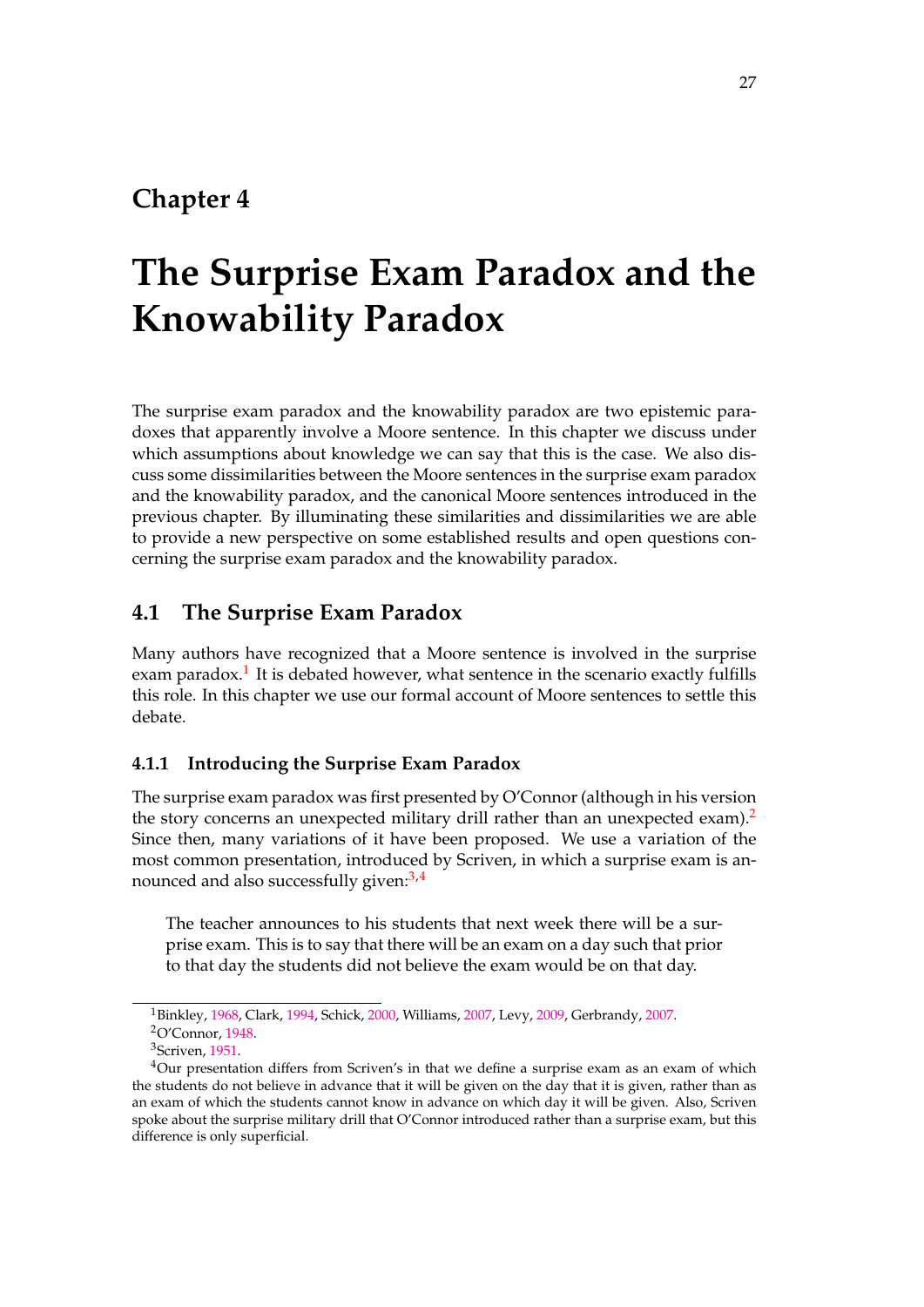# Chapter 4

# The Surprise Exam Paradox and the Knowability Paradox

The surprise exam paradox and the knowability paradox are two epistemic paradoxes that apparently involve a Moore sentence. In this chapter we discuss under which assumptions about knowledge we can say that this is the case. We also discuss some dissimilarities between the Moore sentences in the surprise exam paradox and the knowability paradox, and the canonical Moore sentences introduced in the previous chapter. By illuminating these similarities and dissimilarities we are able to provide a new perspective on some established results and open questions concerning the surprise exam paradox and the knowability paradox.

## 4.1 The Surprise Exam Paradox

Many authors have recognized that a Moore sentence is involved in the surprise exam paradox.[1] It is debated however, what sentence in the scenario exactly fulfills this role. In this chapter we use our formal account of Moore sentences to settle this debate.

### 4.1.1 Introducing the Surprise Exam Paradox

The surprise exam paradox was first presented by O'Connor (although in his version the story concerns an unexpected military drill rather than an unexpected exam).[2] Since then, many variations of it have been proposed. We use a variation of the most common presentation, introduced by Scriven, in which a surprise exam is announced and also successfully given:[3,4]

> The teacher announces to his students that next week there will be a surprise exam. This is to say that there will be an exam on a day such that prior to that day the students did not believe the exam would be on that day.

---

[1] Binkley, 1968, Clark, 1994, Schick, 2000, Williams, 2007, Levy, 2009, Gerbrandy, 2007.

[2] O'Connor, 1948.

[3] Scriven, 1951.

[4] Our presentation differs from Scriven's in that we define a surprise exam as an exam of which the students do not believe in advance that it will be given on the day that it is given, rather than as an exam of which the students cannot know in advance on which day it will be given. Also, Scriven spoke about the surprise military drill that O'Connor introduced rather than a surprise exam, but this difference is only superficial.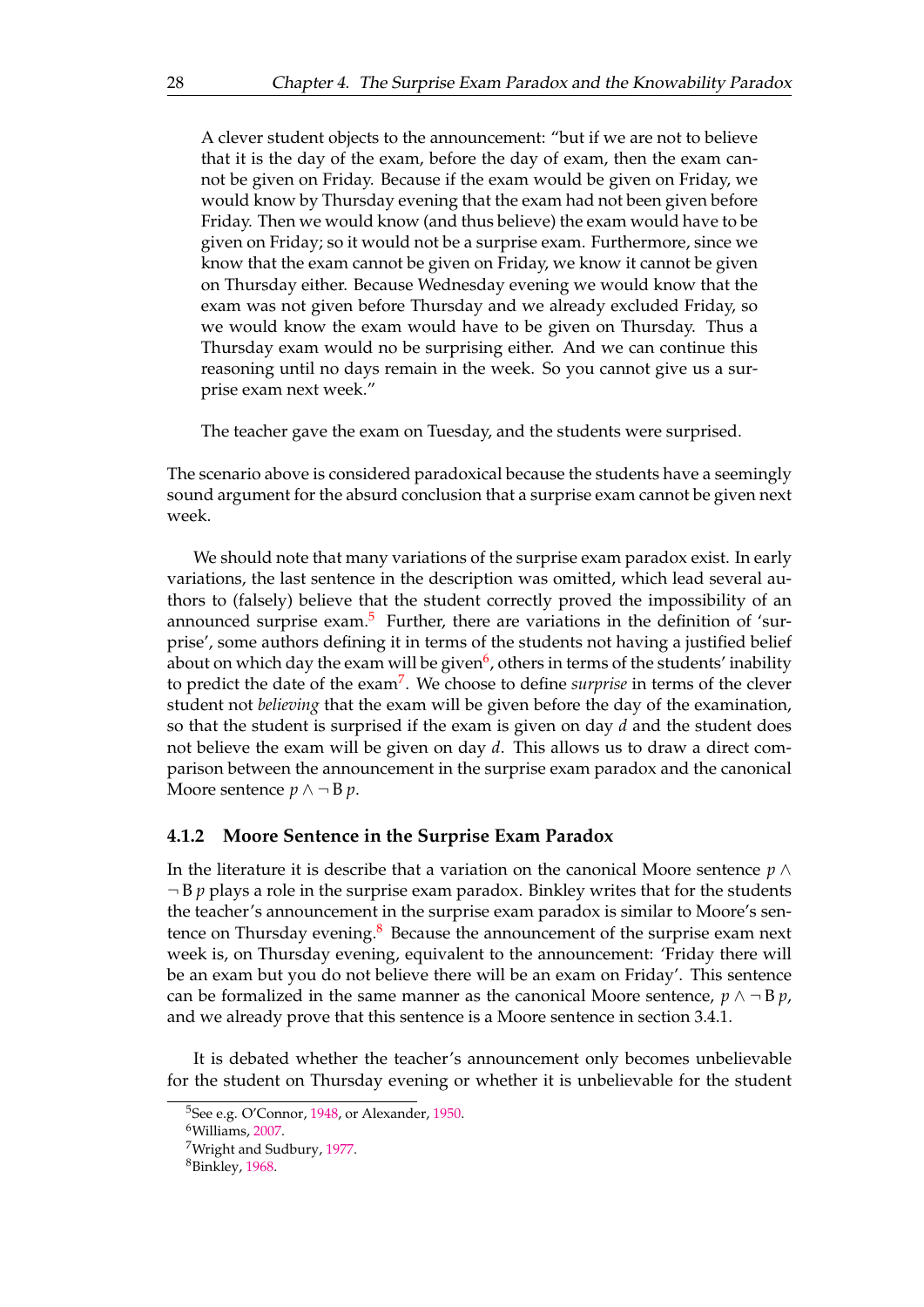A clever student objects to the announcement: "but if we are not to believe that it is the day of the exam, before the day of exam, then the exam cannot be given on Friday. Because if the exam would be given on Friday, we would know by Thursday evening that the exam had not been given before Friday. Then we would know (and thus believe) the exam would have to be given on Friday; so it would not be a surprise exam. Furthermore, since we know that the exam cannot be given on Friday, we know it cannot be given on Thursday either. Because Wednesday evening we would know that the exam was not given before Thursday and we already excluded Friday, so we would know the exam would have to be given on Thursday. Thus a Thursday exam would no be surprising either. And we can continue this reasoning until no days remain in the week. So you cannot give us a surprise exam next week."

The teacher gave the exam on Tuesday, and the students were surprised.

The scenario above is considered paradoxical because the students have a seemingly sound argument for the absurd conclusion that a surprise exam cannot be given next week.

We should note that many variations of the surprise exam paradox exist. In early variations, the last sentence in the description was omitted, which lead several authors to (falsely) believe that the student correctly proved the impossibility of an announced surprise exam.[5] Further, there are variations in the definition of 'surprise', some authors defining it in terms of the students not having a justified belief about on which day the exam will be given[6], others in terms of the students' inability to predict the date of the exam[7]. We choose to define *surprise* in terms of the clever student not *believing* that the exam will be given before the day of the examination, so that the student is surprised if the exam is given on day $d$ and the student does not believe the exam will be given on day $d$. This allows us to draw a direct comparison between the announcement in the surprise exam paradox and the canonical Moore sentence $p \wedge \neg \mathrm{B}\, p$.

### 4.1.2 Moore Sentence in the Surprise Exam Paradox

In the literature it is describe that a variation on the canonical Moore sentence $p \wedge \neg \mathrm{B}\, p$ plays a role in the surprise exam paradox. Binkley writes that for the students the teacher's announcement in the surprise exam paradox is similar to Moore's sentence on Thursday evening.[8] Because the announcement of the surprise exam next week is, on Thursday evening, equivalent to the announcement: 'Friday there will be an exam but you do not believe there will be an exam on Friday'. This sentence can be formalized in the same manner as the canonical Moore sentence, $p \wedge \neg \mathrm{B}\, p$, and we already prove that this sentence is a Moore sentence in section 3.4.1.

It is debated whether the teacher's announcement only becomes unbelievable for the student on Thursday evening or whether it is unbelievable for the student

[5] See e.g. O'Connor, 1948, or Alexander, 1950.

[6] Williams, 2007.

[7] Wright and Sudbury, 1977.

[8] Binkley, 1968.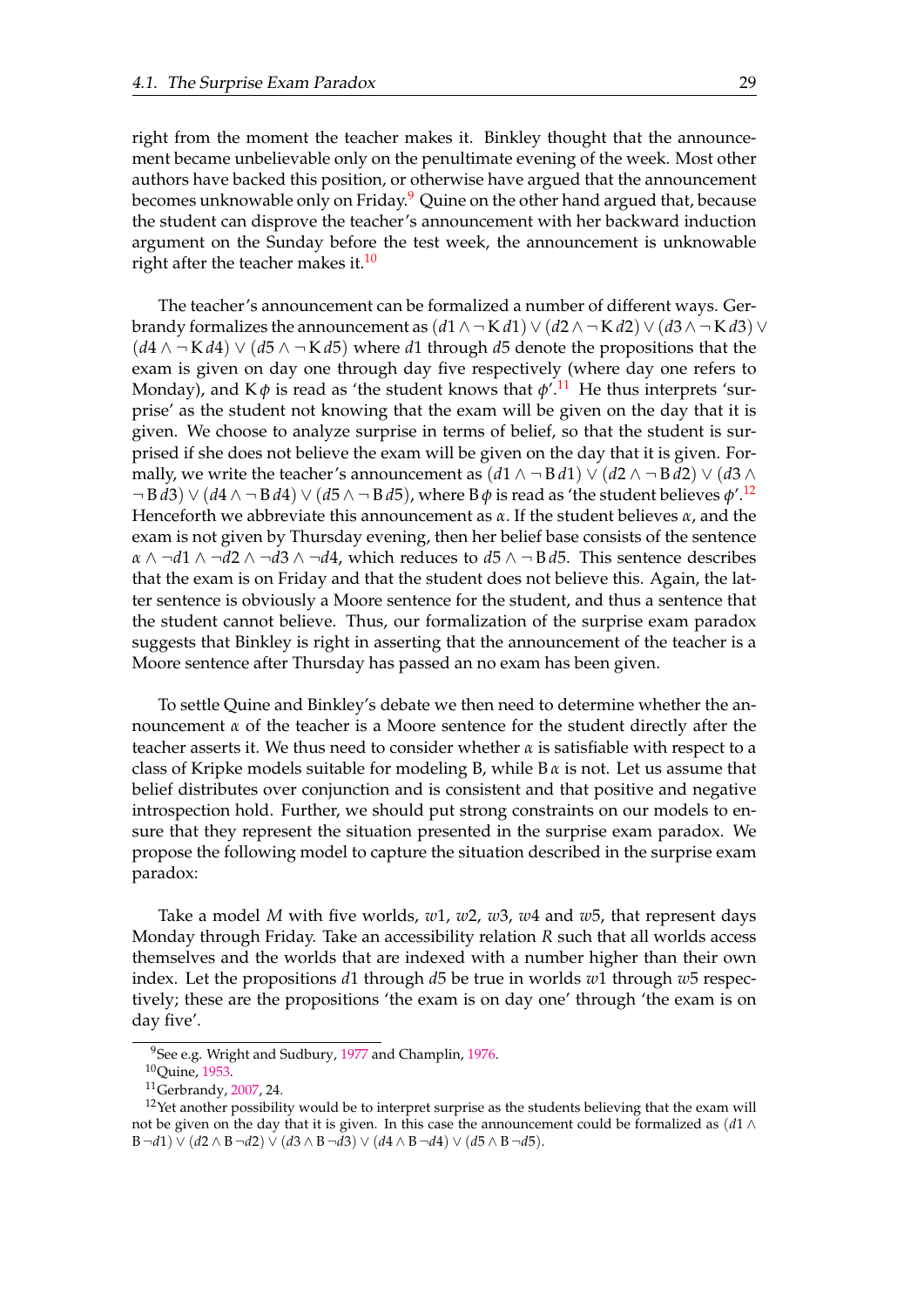right from the moment the teacher makes it. Binkley thought that the announcement became unbelievable only on the penultimate evening of the week. Most other authors have backed this position, or otherwise have argued that the announcement becomes unknowable only on Friday.[9] Quine on the other hand argued that, because the student can disprove the teacher's announcement with her backward induction argument on the Sunday before the test week, the announcement is unknowable right after the teacher makes it.[10]

The teacher's announcement can be formalized a number of different ways. Gerbrandy formalizes the announcement as $(d1 \wedge \neg \mathrm{K}\, d1) \vee (d2 \wedge \neg \mathrm{K}\, d2) \vee (d3 \wedge \neg \mathrm{K}\, d3) \vee (d4 \wedge \neg \mathrm{K}\, d4) \vee (d5 \wedge \neg \mathrm{K}\, d5)$ where $d1$ through $d5$ denote the propositions that the exam is given on day one through day five respectively (where day one refers to Monday), and $\mathrm{K}\,\phi$ is read as 'the student knows that $\phi$'.[11] He thus interprets 'surprise' as the student not knowing that the exam will be given on the day that it is given. We choose to analyze surprise in terms of belief, so that the student is surprised if she does not believe the exam will be given on the day that it is given. Formally, we write the teacher's announcement as $(d1 \wedge \neg \mathrm{B}\, d1) \vee (d2 \wedge \neg \mathrm{B}\, d2) \vee (d3 \wedge \neg \mathrm{B}\, d3) \vee (d4 \wedge \neg \mathrm{B}\, d4) \vee (d5 \wedge \neg \mathrm{B}\, d5)$, where $\mathrm{B}\,\phi$ is read as 'the student believes $\phi$'.[12] Henceforth we abbreviate this announcement as $\alpha$. If the student believes $\alpha$, and the exam is not given by Thursday evening, then her belief base consists of the sentence $\alpha \wedge \neg d1 \wedge \neg d2 \wedge \neg d3 \wedge \neg d4$, which reduces to $d5 \wedge \neg \mathrm{B}\, d5$. This sentence describes that the exam is on Friday and that the student does not believe this. Again, the latter sentence is obviously a Moore sentence for the student, and thus a sentence that the student cannot believe. Thus, our formalization of the surprise exam paradox suggests that Binkley is right in asserting that the announcement of the teacher is a Moore sentence after Thursday has passed an no exam has been given.

To settle Quine and Binkley's debate we then need to determine whether the announcement $\alpha$ of the teacher is a Moore sentence for the student directly after the teacher asserts it. We thus need to consider whether $\alpha$ is satisfiable with respect to a class of Kripke models suitable for modeling B, while $\mathrm{B}\,\alpha$ is not. Let us assume that belief distributes over conjunction and is consistent and that positive and negative introspection hold. Further, we should put strong constraints on our models to ensure that they represent the situation presented in the surprise exam paradox. We propose the following model to capture the situation described in the surprise exam paradox:

Take a model $M$ with five worlds, $w1$, $w2$, $w3$, $w4$ and $w5$, that represent days Monday through Friday. Take an accessibility relation $R$ such that all worlds access themselves and the worlds that are indexed with a number higher than their own index. Let the propositions $d1$ through $d5$ be true in worlds $w1$ through $w5$ respectively; these are the propositions 'the exam is on day one' through 'the exam is on day five'.

---

[9] See e.g. Wright and Sudbury, 1977 and Champlin, 1976.

[10] Quine, 1953.

[11] Gerbrandy, 2007, 24.

[12] Yet another possibility would be to interpret surprise as the students believing that the exam will not be given on the day that it is given. In this case the announcement could be formalized as $(d1 \wedge \mathrm{B}\, \neg d1) \vee (d2 \wedge \mathrm{B}\, \neg d2) \vee (d3 \wedge \mathrm{B}\, \neg d3) \vee (d4 \wedge \mathrm{B}\, \neg d4) \vee (d5 \wedge \mathrm{B}\, \neg d5)$.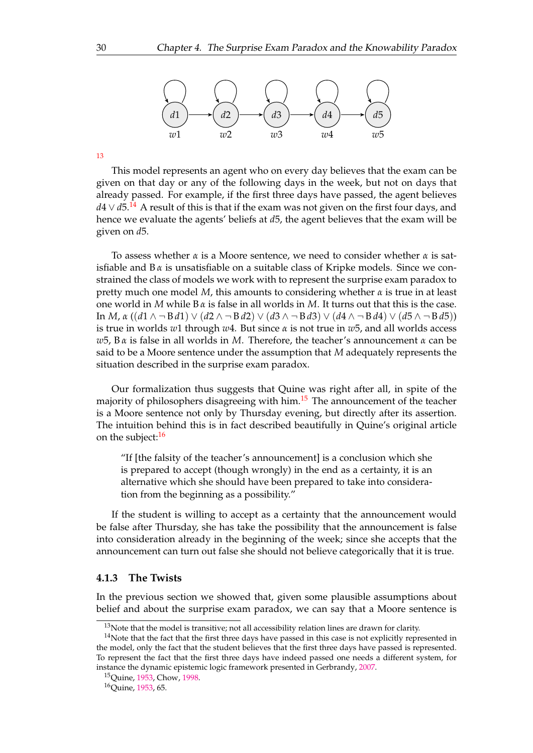13

This model represents an agent who on every day believes that the exam can be given on that day or any of the following days in the week, but not on days that already passed. For example, if the first three days have passed, the agent believes $d4 \lor d5$.[14] A result of this is that if the exam was not given on the first four days, and hence we evaluate the agents' beliefs at $d5$, the agent believes that the exam will be given on $d5$.

To assess whether $\alpha$ is a Moore sentence, we need to consider whether $\alpha$ is satisfiable and $\mathrm{B}\,\alpha$ is unsatisfiable on a suitable class of Kripke models. Since we constrained the class of models we work with to represent the surprise exam paradox to pretty much one model $M$, this amounts to considering whether $\alpha$ is true in at least one world in $M$ while $\mathrm{B}\,\alpha$ is false in all worlds in $M$. It turns out that this is the case. In $M$, $\alpha$ $((d1 \land \neg \mathrm{B}\, d1) \lor (d2 \land \neg \mathrm{B}\, d2) \lor (d3 \land \neg \mathrm{B}\, d3) \lor (d4 \land \neg \mathrm{B}\, d4) \lor (d5 \land \neg \mathrm{B}\, d5))$ is true in worlds $w1$ through $w4$. But since $\alpha$ is not true in $w5$, and all worlds access $w5$, $\mathrm{B}\,\alpha$ is false in all worlds in $M$. Therefore, the teacher's announcement $\alpha$ can be said to be a Moore sentence under the assumption that $M$ adequately represents the situation described in the surprise exam paradox.

Our formalization thus suggests that Quine was right after all, in spite of the majority of philosophers disagreeing with him.[15] The announcement of the teacher is a Moore sentence not only by Thursday evening, but directly after its assertion. The intuition behind this is in fact described beautifully in Quine's original article on the subject:[16]

> "If [the falsity of the teacher's announcement] is a conclusion which she is prepared to accept (though wrongly) in the end as a certainty, it is an alternative which she should have been prepared to take into consideration from the beginning as a possibility."

If the student is willing to accept as a certainty that the announcement would be false after Thursday, she has take the possibility that the announcement is false into consideration already in the beginning of the week; since she accepts that the announcement can turn out false she should not believe categorically that it is true.

### 4.1.3 The Twists

In the previous section we showed that, given some plausible assumptions about belief and about the surprise exam paradox, we can say that a Moore sentence is

---

[13] Note that the model is transitive; not all accessibility relation lines are drawn for clarity.

[14] Note that the fact that the first three days have passed in this case is not explicitly represented in the model, only the fact that the student believes that the first three days have passed is represented. To represent the fact that the first three days have indeed passed one needs a different system, for instance the dynamic epistemic logic framework presented in Gerbrandy, 2007.

[15] Quine, 1953, Chow, 1998.

[16] Quine, 1953, 65.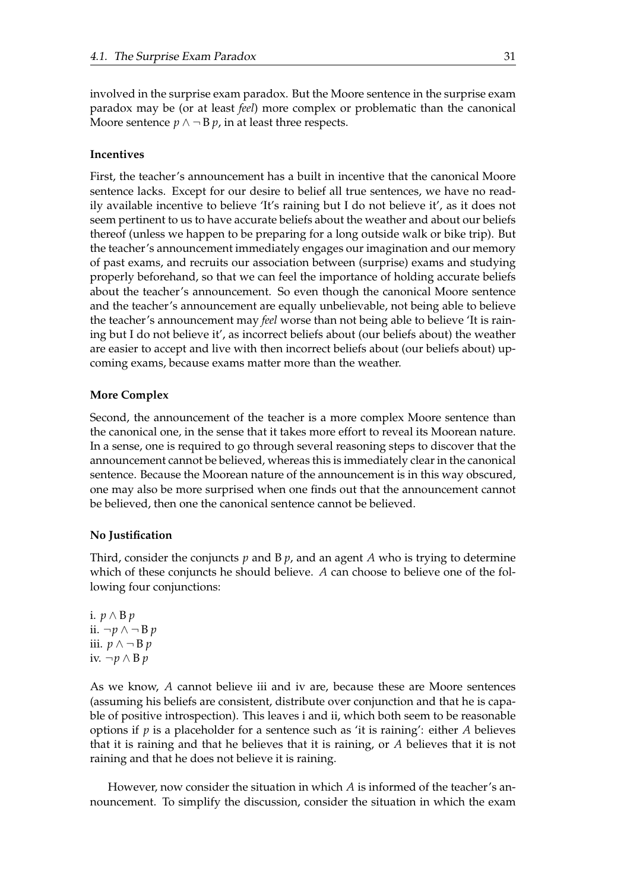involved in the surprise exam paradox. But the Moore sentence in the surprise exam paradox may be (or at least *feel*) more complex or problematic than the canonical Moore sentence $p \wedge \neg \mathrm{B}\, p$, in at least three respects.

### Incentives

First, the teacher's announcement has a built in incentive that the canonical Moore sentence lacks. Except for our desire to belief all true sentences, we have no readily available incentive to believe 'It's raining but I do not believe it', as it does not seem pertinent to us to have accurate beliefs about the weather and about our beliefs thereof (unless we happen to be preparing for a long outside walk or bike trip). But the teacher's announcement immediately engages our imagination and our memory of past exams, and recruits our association between (surprise) exams and studying properly beforehand, so that we can feel the importance of holding accurate beliefs about the teacher's announcement. So even though the canonical Moore sentence and the teacher's announcement are equally unbelievable, not being able to believe the teacher's announcement may *feel* worse than not being able to believe 'It is raining but I do not believe it', as incorrect beliefs about (our beliefs about) the weather are easier to accept and live with then incorrect beliefs about (our beliefs about) upcoming exams, because exams matter more than the weather.

### More Complex

Second, the announcement of the teacher is a more complex Moore sentence than the canonical one, in the sense that it takes more effort to reveal its Moorean nature. In a sense, one is required to go through several reasoning steps to discover that the announcement cannot be believed, whereas this is immediately clear in the canonical sentence. Because the Moorean nature of the announcement is in this way obscured, one may also be more surprised when one finds out that the announcement cannot be believed, then one the canonical sentence cannot be believed.

### No Justification

Third, consider the conjuncts $p$ and $\mathrm{B}\, p$, and an agent $A$ who is trying to determine which of these conjuncts he should believe. $A$ can choose to believe one of the following four conjunctions:

i. $p \wedge \mathrm{B}\, p$
ii. $\neg p \wedge \neg \mathrm{B}\, p$
iii. $p \wedge \neg \mathrm{B}\, p$
iv. $\neg p \wedge \mathrm{B}\, p$

As we know, $A$ cannot believe iii and iv are, because these are Moore sentences (assuming his beliefs are consistent, distribute over conjunction and that he is capable of positive introspection). This leaves i and ii, which both seem to be reasonable options if $p$ is a placeholder for a sentence such as 'it is raining': either $A$ believes that it is raining and that he believes that it is raining, or $A$ believes that it is not raining and that he does not believe it is raining.

However, now consider the situation in which $A$ is informed of the teacher's announcement. To simplify the discussion, consider the situation in which the exam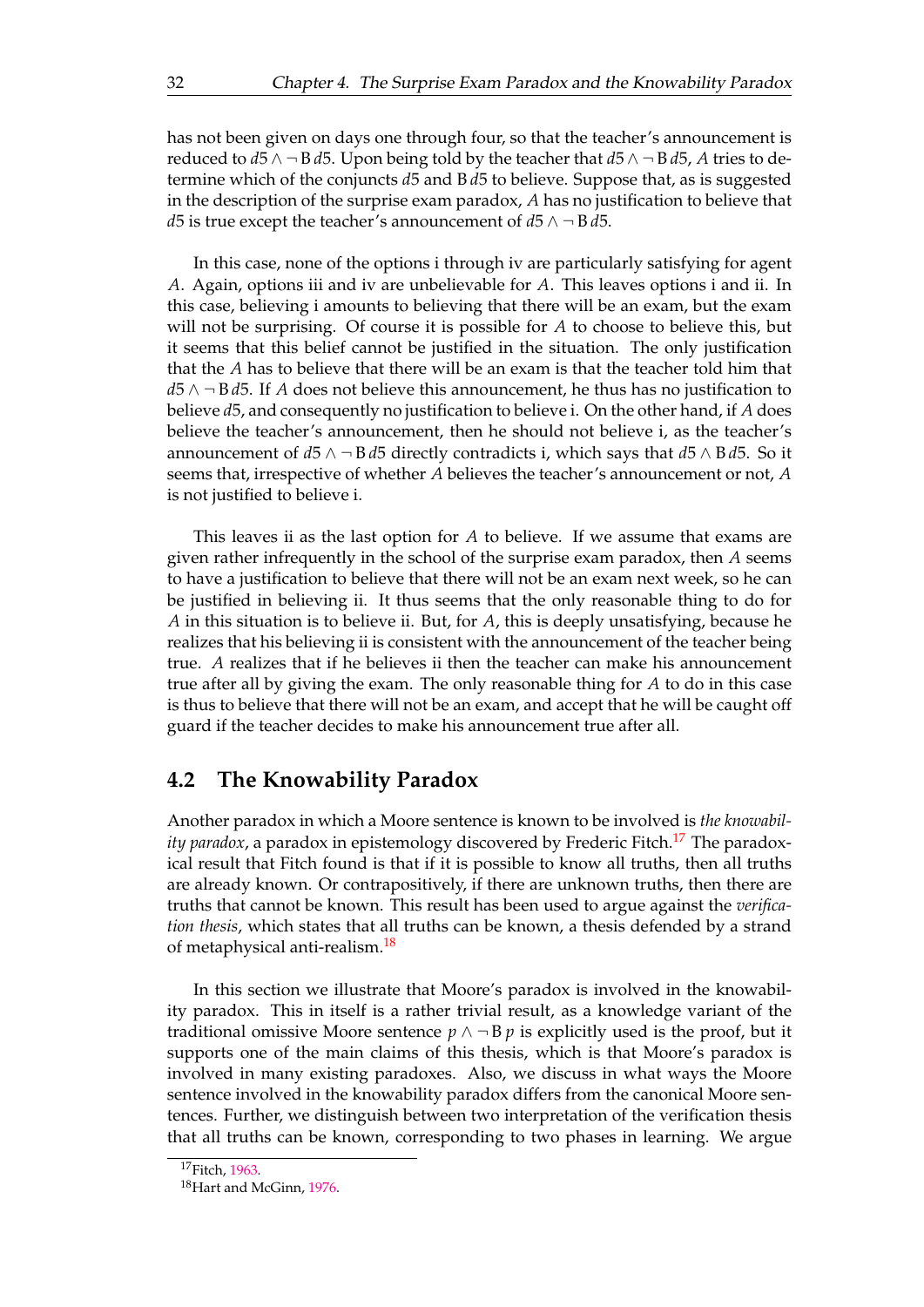has not been given on days one through four, so that the teacher's announcement is reduced to $d5 \wedge \neg \mathrm{B}\, d5$. Upon being told by the teacher that $d5 \wedge \neg \mathrm{B}\, d5$, $A$ tries to determine which of the conjuncts $d5$ and $\mathrm{B}\, d5$ to believe. Suppose that, as is suggested in the description of the surprise exam paradox, $A$ has no justification to believe that $d5$ is true except the teacher's announcement of $d5 \wedge \neg \mathrm{B}\, d5$.

In this case, none of the options i through iv are particularly satisfying for agent $A$. Again, options iii and iv are unbelievable for $A$. This leaves options i and ii. In this case, believing i amounts to believing that there will be an exam, but the exam will not be surprising. Of course it is possible for $A$ to choose to believe this, but it seems that this belief cannot be justified in the situation. The only justification that the $A$ has to believe that there will be an exam is that the teacher told him that $d5 \wedge \neg \mathrm{B}\, d5$. If $A$ does not believe this announcement, he thus has no justification to believe $d5$, and consequently no justification to believe i. On the other hand, if $A$ does believe the teacher's announcement, then he should not believe i, as the teacher's announcement of $d5 \wedge \neg \mathrm{B}\, d5$ directly contradicts i, which says that $d5 \wedge \mathrm{B}\, d5$. So it seems that, irrespective of whether $A$ believes the teacher's announcement or not, $A$ is not justified to believe i.

This leaves ii as the last option for $A$ to believe. If we assume that exams are given rather infrequently in the school of the surprise exam paradox, then $A$ seems to have a justification to believe that there will not be an exam next week, so he can be justified in believing ii. It thus seems that the only reasonable thing to do for $A$ in this situation is to believe ii. But, for $A$, this is deeply unsatisfying, because he realizes that his believing ii is consistent with the announcement of the teacher being true. $A$ realizes that if he believes ii then the teacher can make his announcement true after all by giving the exam. The only reasonable thing for $A$ to do in this case is thus to believe that there will not be an exam, and accept that he will be caught off guard if the teacher decides to make his announcement true after all.

## 4.2 The Knowability Paradox

Another paradox in which a Moore sentence is known to be involved is *the knowability paradox*, a paradox in epistemology discovered by Frederic Fitch.[17] The paradoxical result that Fitch found is that if it is possible to know all truths, then all truths are already known. Or contrapositively, if there are unknown truths, then there are truths that cannot be known. This result has been used to argue against the *verification thesis*, which states that all truths can be known, a thesis defended by a strand of metaphysical anti-realism.[18]

In this section we illustrate that Moore's paradox is involved in the knowability paradox. This in itself is a rather trivial result, as a knowledge variant of the traditional omissive Moore sentence $p \wedge \neg \mathrm{B}\, p$ is explicitly used is the proof, but it supports one of the main claims of this thesis, which is that Moore's paradox is involved in many existing paradoxes. Also, we discuss in what ways the Moore sentence involved in the knowability paradox differs from the canonical Moore sentences. Further, we distinguish between two interpretation of the verification thesis that all truths can be known, corresponding to two phases in learning. We argue

[17] Fitch, 1963.

[18] Hart and McGinn, 1976.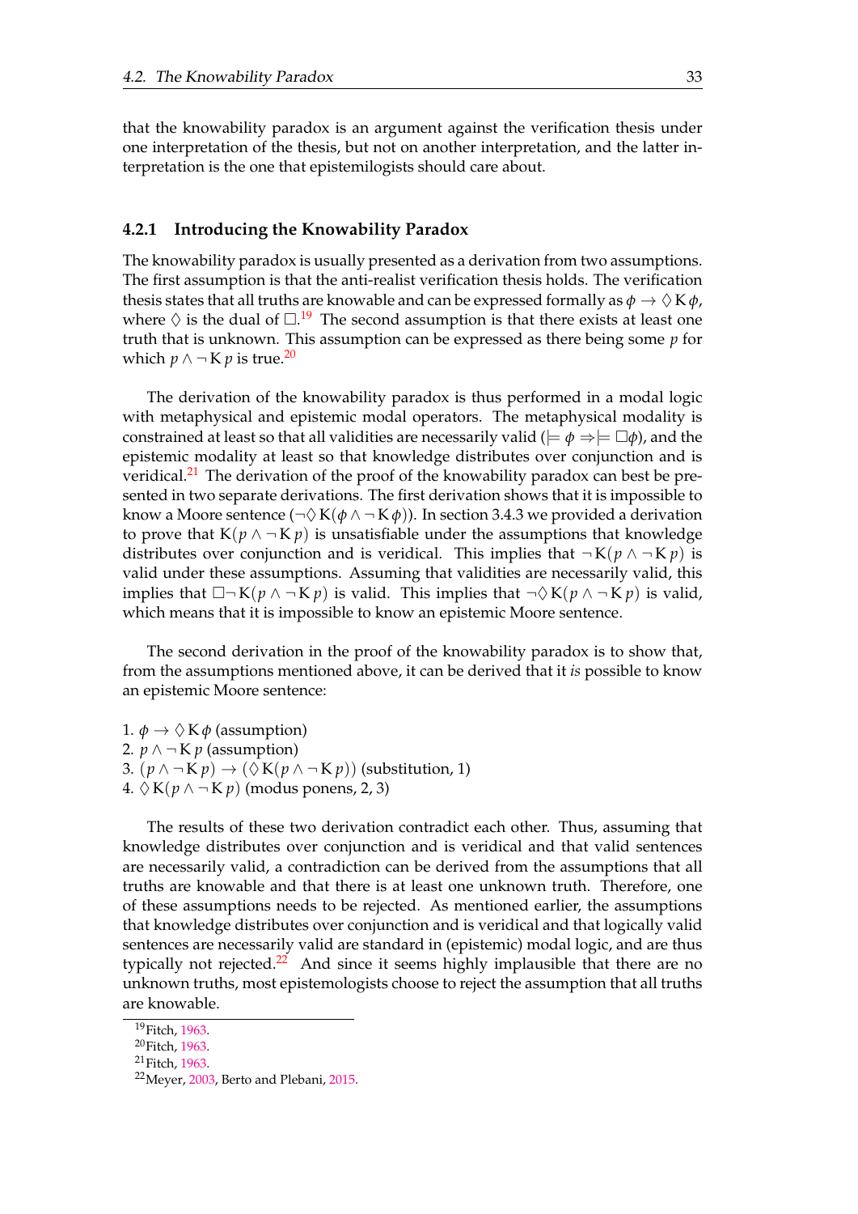that the knowability paradox is an argument against the verification thesis under one interpretation of the thesis, but not on another interpretation, and the latter interpretation is the one that epistemilogists should care about.

### 4.2.1 Introducing the Knowability Paradox

The knowability paradox is usually presented as a derivation from two assumptions. The first assumption is that the anti-realist verification thesis holds. The verification thesis states that all truths are knowable and can be expressed formally as $\phi \rightarrow \Diamond \mathrm{K}\,\phi$, where $\Diamond$ is the dual of $\Box$.[19] The second assumption is that there exists at least one truth that is unknown. This assumption can be expressed as there being some $p$ for which $p \wedge \neg \mathrm{K}\,p$ is true.[20]

The derivation of the knowability paradox is thus performed in a modal logic with metaphysical and epistemic modal operators. The metaphysical modality is constrained at least so that all validities are necessarily valid ($\models \phi \Rightarrow \models \Box\phi$), and the epistemic modality at least so that knowledge distributes over conjunction and is veridical.[21] The derivation of the proof of the knowability paradox can best be presented in two separate derivations. The first derivation shows that it is impossible to know a Moore sentence ($\neg\Diamond\,\mathrm{K}(\phi \wedge \neg \mathrm{K}\,\phi)$). In section 3.4.3 we provided a derivation to prove that $\mathrm{K}(p \wedge \neg \mathrm{K}\,p)$ is unsatisfiable under the assumptions that knowledge distributes over conjunction and is veridical. This implies that $\neg \mathrm{K}(p \wedge \neg \mathrm{K}\,p)$ is valid under these assumptions. Assuming that validities are necessarily valid, this implies that $\Box\neg \mathrm{K}(p \wedge \neg \mathrm{K}\,p)$ is valid. This implies that $\neg\Diamond\,\mathrm{K}(p \wedge \neg \mathrm{K}\,p)$ is valid, which means that it is impossible to know an epistemic Moore sentence.

The second derivation in the proof of the knowability paradox is to show that, from the assumptions mentioned above, it can be derived that it *is* possible to know an epistemic Moore sentence:

1. $\phi \rightarrow \Diamond\,\mathrm{K}\,\phi$ (assumption)
2. $p \wedge \neg \mathrm{K}\,p$ (assumption)
3. $(p \wedge \neg \mathrm{K}\,p) \rightarrow (\Diamond\,\mathrm{K}(p \wedge \neg \mathrm{K}\,p))$ (substitution, 1)
4. $\Diamond\,\mathrm{K}(p \wedge \neg \mathrm{K}\,p)$ (modus ponens, 2, 3)

The results of these two derivation contradict each other. Thus, assuming that knowledge distributes over conjunction and is veridical and that valid sentences are necessarily valid, a contradiction can be derived from the assumptions that all truths are knowable and that there is at least one unknown truth. Therefore, one of these assumptions needs to be rejected. As mentioned earlier, the assumptions that knowledge distributes over conjunction and is veridical and that logically valid sentences are necessarily valid are standard in (epistemic) modal logic, and are thus typically not rejected.[22] And since it seems highly implausible that there are no unknown truths, most epistemologists choose to reject the assumption that all truths are knowable.

[19] Fitch, 1963.
[20] Fitch, 1963.
[21] Fitch, 1963.
[22] Meyer, 2003, Berto and Plebani, 2015.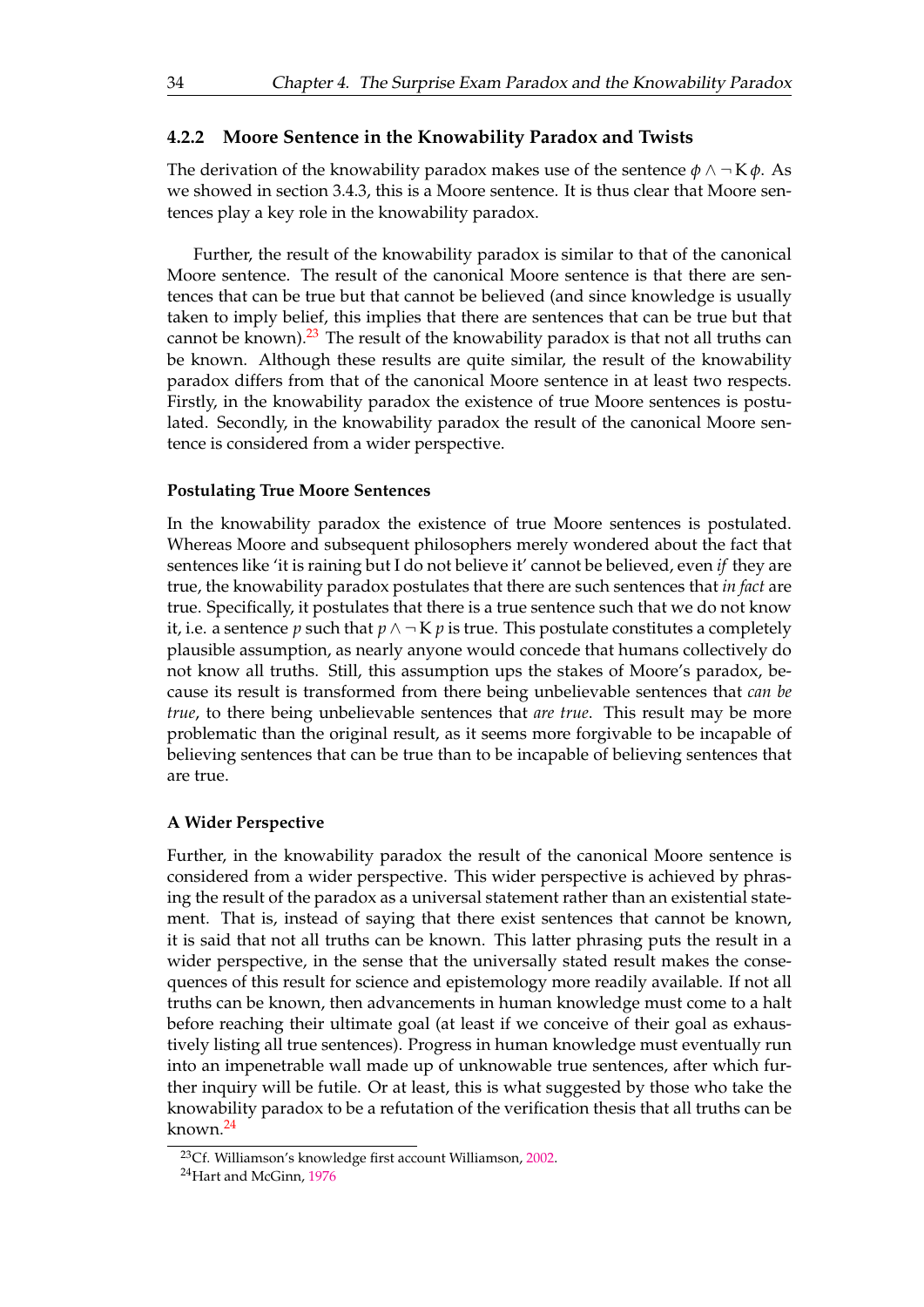### 4.2.2 Moore Sentence in the Knowability Paradox and Twists

The derivation of the knowability paradox makes use of the sentence $\phi \wedge \neg \mathrm{K}\,\phi$. As we showed in section 3.4.3, this is a Moore sentence. It is thus clear that Moore sentences play a key role in the knowability paradox.

Further, the result of the knowability paradox is similar to that of the canonical Moore sentence. The result of the canonical Moore sentence is that there are sentences that can be true but that cannot be believed (and since knowledge is usually taken to imply belief, this implies that there are sentences that can be true but that cannot be known).[23] The result of the knowability paradox is that not all truths can be known. Although these results are quite similar, the result of the knowability paradox differs from that of the canonical Moore sentence in at least two respects. Firstly, in the knowability paradox the existence of true Moore sentences is postulated. Secondly, in the knowability paradox the result of the canonical Moore sentence is considered from a wider perspective.

#### Postulating True Moore Sentences

In the knowability paradox the existence of true Moore sentences is postulated. Whereas Moore and subsequent philosophers merely wondered about the fact that sentences like 'it is raining but I do not believe it' cannot be believed, even *if* they are true, the knowability paradox postulates that there are such sentences that *in fact* are true. Specifically, it postulates that there is a true sentence such that we do not know it, i.e. a sentence $p$ such that $p \wedge \neg \mathrm{K}\,p$ is true. This postulate constitutes a completely plausible assumption, as nearly anyone would concede that humans collectively do not know all truths. Still, this assumption ups the stakes of Moore's paradox, because its result is transformed from there being unbelievable sentences that *can be true*, to there being unbelievable sentences that *are true*. This result may be more problematic than the original result, as it seems more forgivable to be incapable of believing sentences that can be true than to be incapable of believing sentences that are true.

#### A Wider Perspective

Further, in the knowability paradox the result of the canonical Moore sentence is considered from a wider perspective. This wider perspective is achieved by phrasing the result of the paradox as a universal statement rather than an existential statement. That is, instead of saying that there exist sentences that cannot be known, it is said that not all truths can be known. This latter phrasing puts the result in a wider perspective, in the sense that the universally stated result makes the consequences of this result for science and epistemology more readily available. If not all truths can be known, then advancements in human knowledge must come to a halt before reaching their ultimate goal (at least if we conceive of their goal as exhaustively listing all true sentences). Progress in human knowledge must eventually run into an impenetrable wall made up of unknowable true sentences, after which further inquiry will be futile. Or at least, this is what suggested by those who take the knowability paradox to be a refutation of the verification thesis that all truths can be known.[24]

[23] Cf. Williamson's knowledge first account Williamson, 2002.

[24] Hart and McGinn, 1976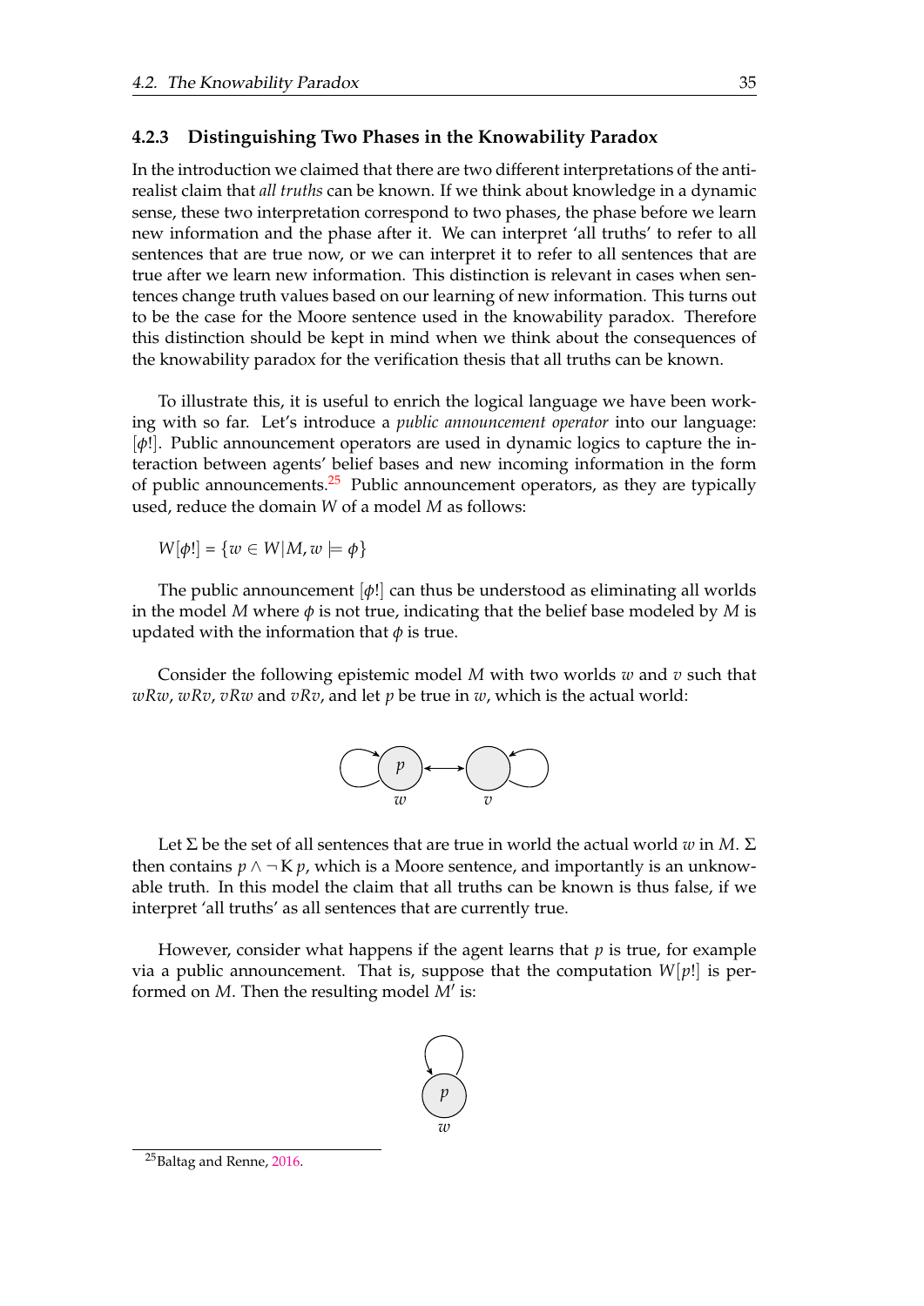### 4.2.3 Distinguishing Two Phases in the Knowability Paradox

In the introduction we claimed that there are two different interpretations of the anti-realist claim that *all truths* can be known. If we think about knowledge in a dynamic sense, these two interpretation correspond to two phases, the phase before we learn new information and the phase after it. We can interpret 'all truths' to refer to all sentences that are true now, or we can interpret it to refer to all sentences that are true after we learn new information. This distinction is relevant in cases when sentences change truth values based on our learning of new information. This turns out to be the case for the Moore sentence used in the knowability paradox. Therefore this distinction should be kept in mind when we think about the consequences of the knowability paradox for the verification thesis that all truths can be known.

To illustrate this, it is useful to enrich the logical language we have been working with so far. Let's introduce a *public announcement operator* into our language: $[\phi!]$. Public announcement operators are used in dynamic logics to capture the interaction between agents' belief bases and new incoming information in the form of public announcements.[25] Public announcement operators, as they are typically used, reduce the domain $W$ of a model $M$ as follows:

$$W[\phi!] = \{w \in W | M, w \models \phi\}$$

The public announcement $[\phi!]$ can thus be understood as eliminating all worlds in the model $M$ where $\phi$ is not true, indicating that the belief base modeled by $M$ is updated with the information that $\phi$ is true.

Consider the following epistemic model $M$ with two worlds $w$ and $v$ such that $wRw$, $wRv$, $vRw$ and $vRv$, and let $p$ be true in $w$, which is the actual world:

Let $\Sigma$ be the set of all sentences that are true in world the actual world $w$ in $M$. $\Sigma$ then contains $p \wedge \neg K p$, which is a Moore sentence, and importantly is an unknowable truth. In this model the claim that all truths can be known is thus false, if we interpret 'all truths' as all sentences that are currently true.

However, consider what happens if the agent learns that $p$ is true, for example via a public announcement. That is, suppose that the computation $W[p!]$ is performed on $M$. Then the resulting model $M'$ is:

[25] Baltag and Renne, 2016.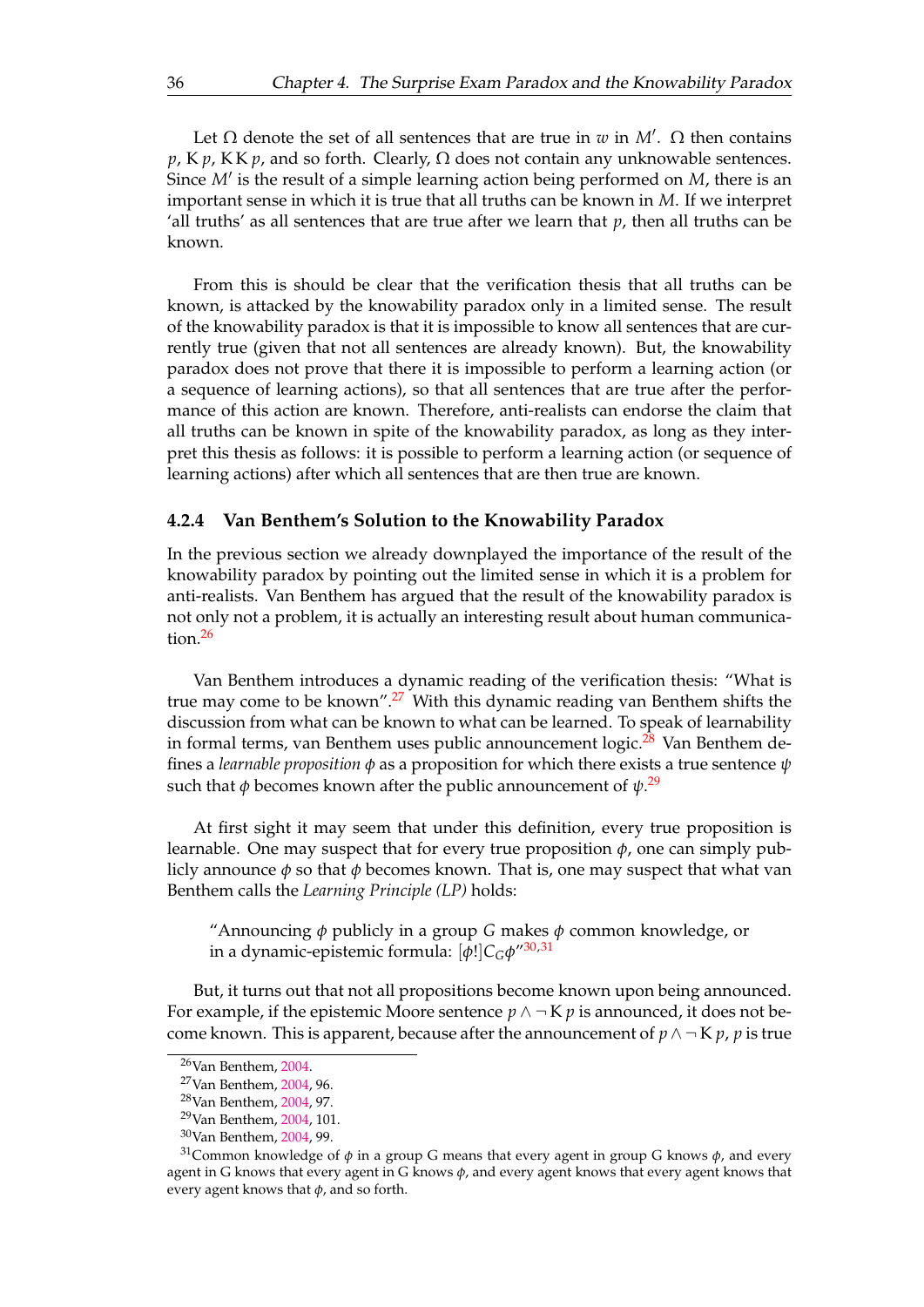Let $\Omega$ denote the set of all sentences that are true in $w$ in $M'$. $\Omega$ then contains $p$, $\mathrm{K}\,p$, $\mathrm{K}\,\mathrm{K}\,p$, and so forth. Clearly, $\Omega$ does not contain any unknowable sentences. Since $M'$ is the result of a simple learning action being performed on $M$, there is an important sense in which it is true that all truths can be known in $M$. If we interpret 'all truths' as all sentences that are true after we learn that $p$, then all truths can be known.

From this is should be clear that the verification thesis that all truths can be known, is attacked by the knowability paradox only in a limited sense. The result of the knowability paradox is that it is impossible to know all sentences that are currently true (given that not all sentences are already known). But, the knowability paradox does not prove that there it is impossible to perform a learning action (or a sequence of learning actions), so that all sentences that are true after the performance of this action are known. Therefore, anti-realists can endorse the claim that all truths can be known in spite of the knowability paradox, as long as they interpret this thesis as follows: it is possible to perform a learning action (or sequence of learning actions) after which all sentences that are then true are known.

### 4.2.4 Van Benthem's Solution to the Knowability Paradox

In the previous section we already downplayed the importance of the result of the knowability paradox by pointing out the limited sense in which it is a problem for anti-realists. Van Benthem has argued that the result of the knowability paradox is not only not a problem, it is actually an interesting result about human communication.[26]

Van Benthem introduces a dynamic reading of the verification thesis: "What is true may come to be known".[27] With this dynamic reading van Benthem shifts the discussion from what can be known to what can be learned. To speak of learnability in formal terms, van Benthem uses public announcement logic.[28] Van Benthem defines a *learnable proposition* $\phi$ as a proposition for which there exists a true sentence $\psi$ such that $\phi$ becomes known after the public announcement of $\psi$.[29]

At first sight it may seem that under this definition, every true proposition is learnable. One may suspect that for every true proposition $\phi$, one can simply publicly announce $\phi$ so that $\phi$ becomes known. That is, one may suspect that what van Benthem calls the *Learning Principle (LP)* holds:

> "Announcing $\phi$ publicly in a group $G$ makes $\phi$ common knowledge, or in a dynamic-epistemic formula: $[\phi!]C_G\phi$"[30,31]

But, it turns out that not all propositions become known upon being announced. For example, if the epistemic Moore sentence $p \wedge \neg\,\mathrm{K}\,p$ is announced, it does not become known. This is apparent, because after the announcement of $p \wedge \neg\,\mathrm{K}\,p$, $p$ is true

[26] Van Benthem, 2004.

[27] Van Benthem, 2004, 96.

[28] Van Benthem, 2004, 97.

[29] Van Benthem, 2004, 101.

[30] Van Benthem, 2004, 99.

[31] Common knowledge of $\phi$ in a group G means that every agent in group G knows $\phi$, and every agent in G knows that every agent in G knows $\phi$, and every agent knows that every agent knows that every agent knows that $\phi$, and so forth.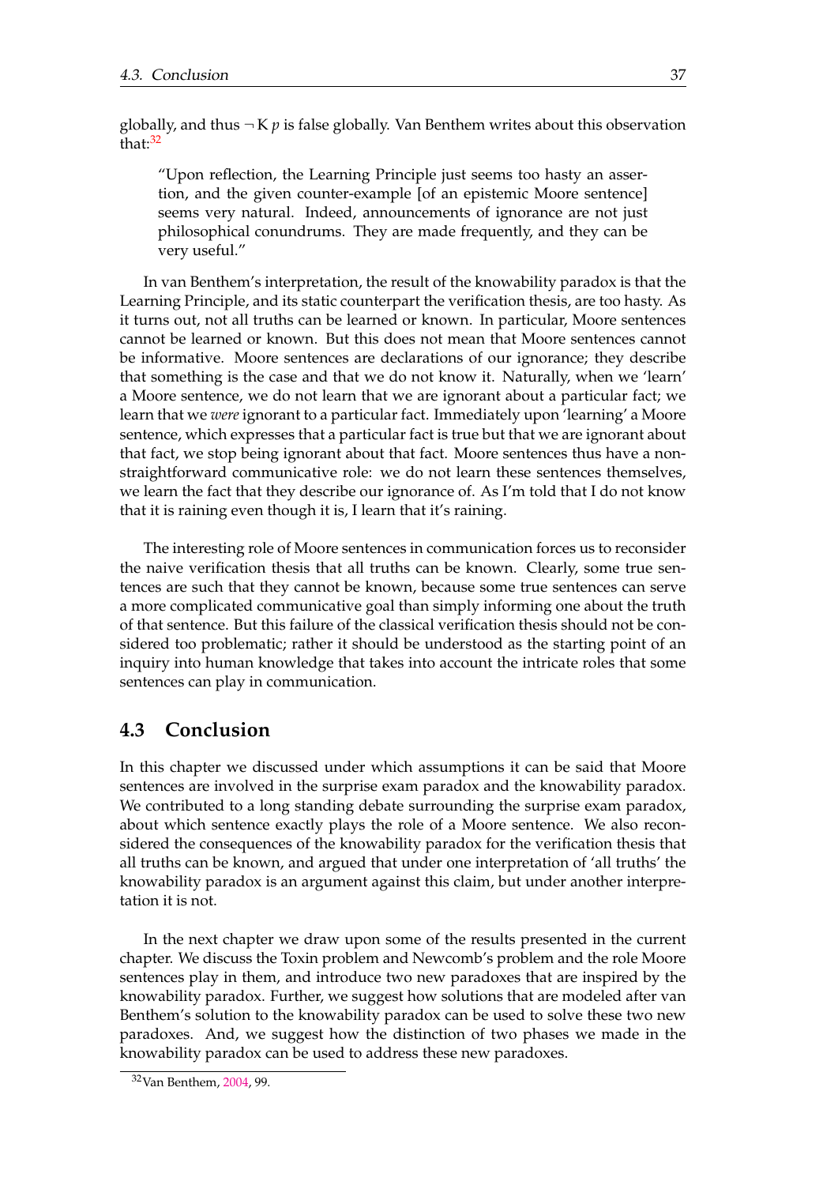globally, and thus $\neg K p$ is false globally. Van Benthem writes about this observation that:[32]

> "Upon reflection, the Learning Principle just seems too hasty an assertion, and the given counter-example [of an epistemic Moore sentence] seems very natural. Indeed, announcements of ignorance are not just philosophical conundrums. They are made frequently, and they can be very useful."

In van Benthem's interpretation, the result of the knowability paradox is that the Learning Principle, and its static counterpart the verification thesis, are too hasty. As it turns out, not all truths can be learned or known. In particular, Moore sentences cannot be learned or known. But this does not mean that Moore sentences cannot be informative. Moore sentences are declarations of our ignorance; they describe that something is the case and that we do not know it. Naturally, when we 'learn' a Moore sentence, we do not learn that we are ignorant about a particular fact; we learn that we *were* ignorant to a particular fact. Immediately upon 'learning' a Moore sentence, which expresses that a particular fact is true but that we are ignorant about that fact, we stop being ignorant about that fact. Moore sentences thus have a non-straightforward communicative role: we do not learn these sentences themselves, we learn the fact that they describe our ignorance of. As I'm told that I do not know that it is raining even though it is, I learn that it's raining.

The interesting role of Moore sentences in communication forces us to reconsider the naive verification thesis that all truths can be known. Clearly, some true sentences are such that they cannot be known, because some true sentences can serve a more complicated communicative goal than simply informing one about the truth of that sentence. But this failure of the classical verification thesis should not be considered too problematic; rather it should be understood as the starting point of an inquiry into human knowledge that takes into account the intricate roles that some sentences can play in communication.

## 4.3 Conclusion

In this chapter we discussed under which assumptions it can be said that Moore sentences are involved in the surprise exam paradox and the knowability paradox. We contributed to a long standing debate surrounding the surprise exam paradox, about which sentence exactly plays the role of a Moore sentence. We also reconsidered the consequences of the knowability paradox for the verification thesis that all truths can be known, and argued that under one interpretation of 'all truths' the knowability paradox is an argument against this claim, but under another interpretation it is not.

In the next chapter we draw upon some of the results presented in the current chapter. We discuss the Toxin problem and Newcomb's problem and the role Moore sentences play in them, and introduce two new paradoxes that are inspired by the knowability paradox. Further, we suggest how solutions that are modeled after van Benthem's solution to the knowability paradox can be used to solve these two new paradoxes. And, we suggest how the distinction of two phases we made in the knowability paradox can be used to address these new paradoxes.

---

[32] Van Benthem, 2004, 99.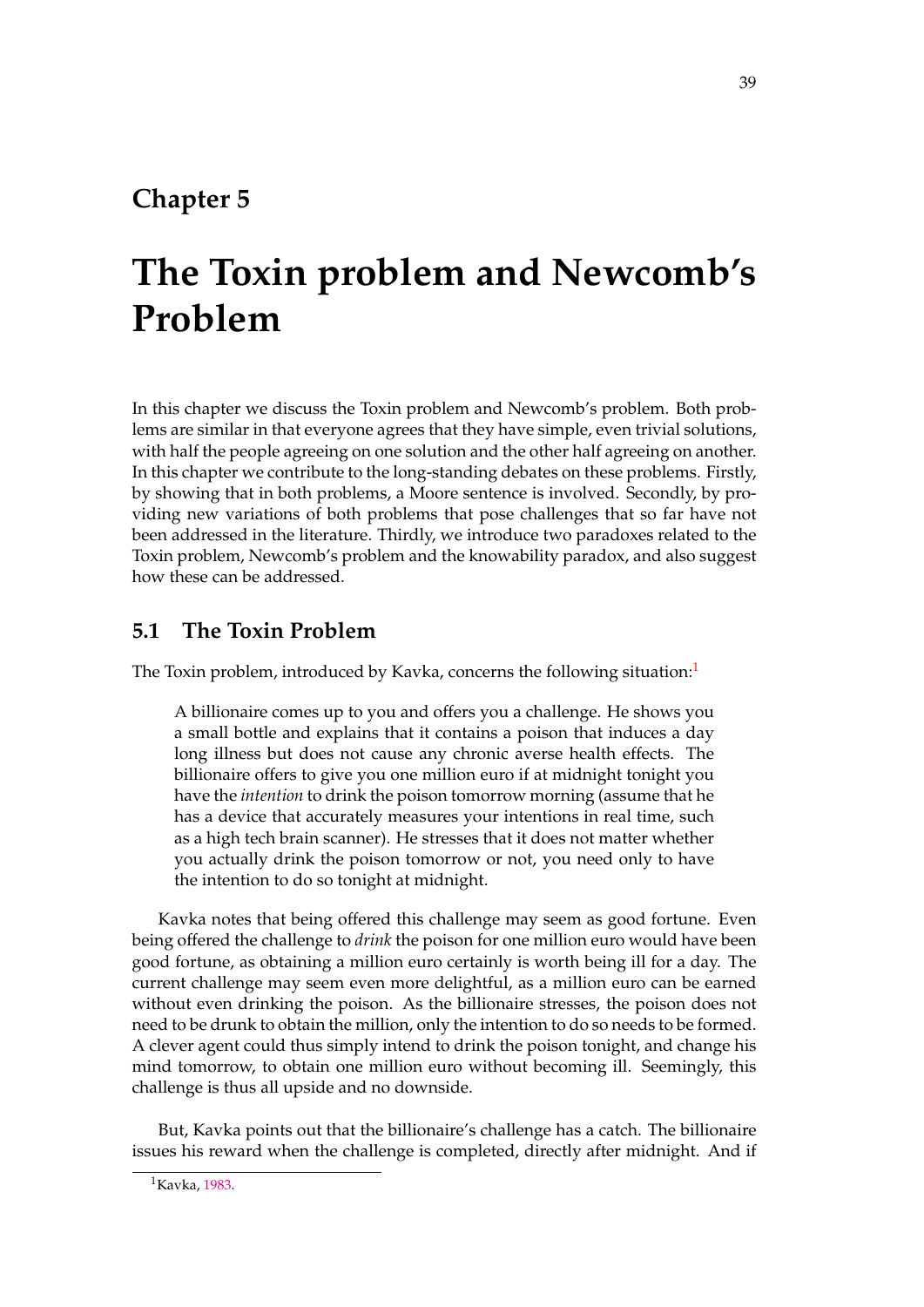# Chapter 5

# The Toxin problem and Newcomb's Problem

In this chapter we discuss the Toxin problem and Newcomb's problem. Both problems are similar in that everyone agrees that they have simple, even trivial solutions, with half the people agreeing on one solution and the other half agreeing on another. In this chapter we contribute to the long-standing debates on these problems. Firstly, by showing that in both problems, a Moore sentence is involved. Secondly, by providing new variations of both problems that pose challenges that so far have not been addressed in the literature. Thirdly, we introduce two paradoxes related to the Toxin problem, Newcomb's problem and the knowability paradox, and also suggest how these can be addressed.

## 5.1 The Toxin Problem

The Toxin problem, introduced by Kavka, concerns the following situation:[1]

> A billionaire comes up to you and offers you a challenge. He shows you a small bottle and explains that it contains a poison that induces a day long illness but does not cause any chronic averse health effects. The billionaire offers to give you one million euro if at midnight tonight you have the *intention* to drink the poison tomorrow morning (assume that he has a device that accurately measures your intentions in real time, such as a high tech brain scanner). He stresses that it does not matter whether you actually drink the poison tomorrow or not, you need only to have the intention to do so tonight at midnight.

Kavka notes that being offered this challenge may seem as good fortune. Even being offered the challenge to *drink* the poison for one million euro would have been good fortune, as obtaining a million euro certainly is worth being ill for a day. The current challenge may seem even more delightful, as a million euro can be earned without even drinking the poison. As the billionaire stresses, the poison does not need to be drunk to obtain the million, only the intention to do so needs to be formed. A clever agent could thus simply intend to drink the poison tonight, and change his mind tomorrow, to obtain one million euro without becoming ill. Seemingly, this challenge is thus all upside and no downside.

But, Kavka points out that the billionaire's challenge has a catch. The billionaire issues his reward when the challenge is completed, directly after midnight. And if

[1] Kavka, 1983.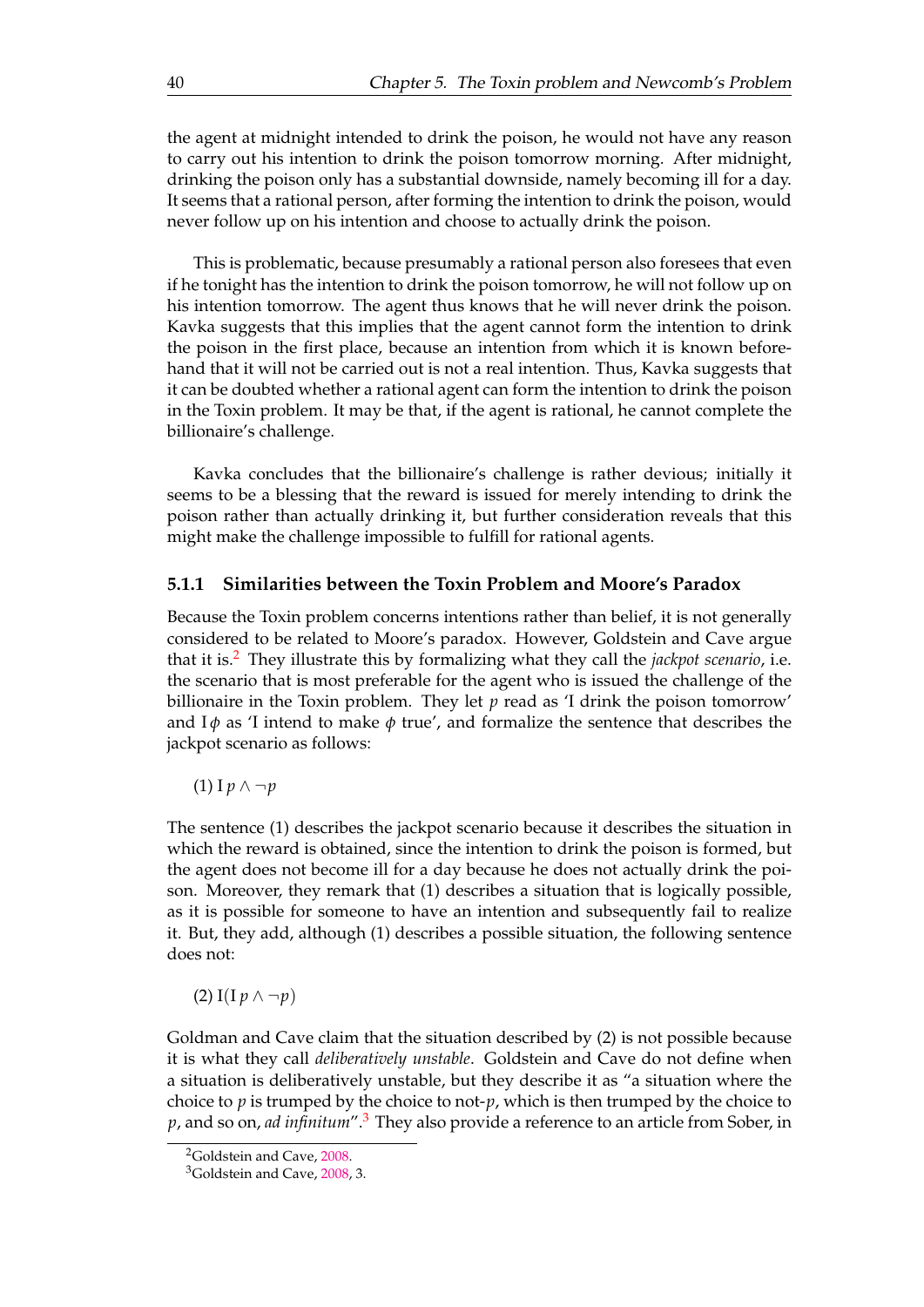the agent at midnight intended to drink the poison, he would not have any reason to carry out his intention to drink the poison tomorrow morning. After midnight, drinking the poison only has a substantial downside, namely becoming ill for a day. It seems that a rational person, after forming the intention to drink the poison, would never follow up on his intention and choose to actually drink the poison.

This is problematic, because presumably a rational person also foresees that even if he tonight has the intention to drink the poison tomorrow, he will not follow up on his intention tomorrow. The agent thus knows that he will never drink the poison. Kavka suggests that this implies that the agent cannot form the intention to drink the poison in the first place, because an intention from which it is known beforehand that it will not be carried out is not a real intention. Thus, Kavka suggests that it can be doubted whether a rational agent can form the intention to drink the poison in the Toxin problem. It may be that, if the agent is rational, he cannot complete the billionaire's challenge.

Kavka concludes that the billionaire's challenge is rather devious; initially it seems to be a blessing that the reward is issued for merely intending to drink the poison rather than actually drinking it, but further consideration reveals that this might make the challenge impossible to fulfill for rational agents.

### 5.1.1 Similarities between the Toxin Problem and Moore's Paradox

Because the Toxin problem concerns intentions rather than belief, it is not generally considered to be related to Moore's paradox. However, Goldstein and Cave argue that it is.[2] They illustrate this by formalizing what they call the *jackpot scenario*, i.e. the scenario that is most preferable for the agent who is issued the challenge of the billionaire in the Toxin problem. They let $p$ read as 'I drink the poison tomorrow' and $I\phi$ as 'I intend to make $\phi$ true', and formalize the sentence that describes the jackpot scenario as follows:

(1) $I\,p \wedge \neg p$

The sentence (1) describes the jackpot scenario because it describes the situation in which the reward is obtained, since the intention to drink the poison is formed, but the agent does not become ill for a day because he does not actually drink the poison. Moreover, they remark that (1) describes a situation that is logically possible, as it is possible for someone to have an intention and subsequently fail to realize it. But, they add, although (1) describes a possible situation, the following sentence does not:

(2) $I(I\,p \wedge \neg p)$

Goldman and Cave claim that the situation described by (2) is not possible because it is what they call *deliberatively unstable*. Goldstein and Cave do not define when a situation is deliberatively unstable, but they describe it as "a situation where the choice to $p$ is trumped by the choice to not-$p$, which is then trumped by the choice to $p$, and so on, *ad infinitum*".[3] They also provide a reference to an article from Sober, in

[2] Goldstein and Cave, 2008.

[3] Goldstein and Cave, 2008, 3.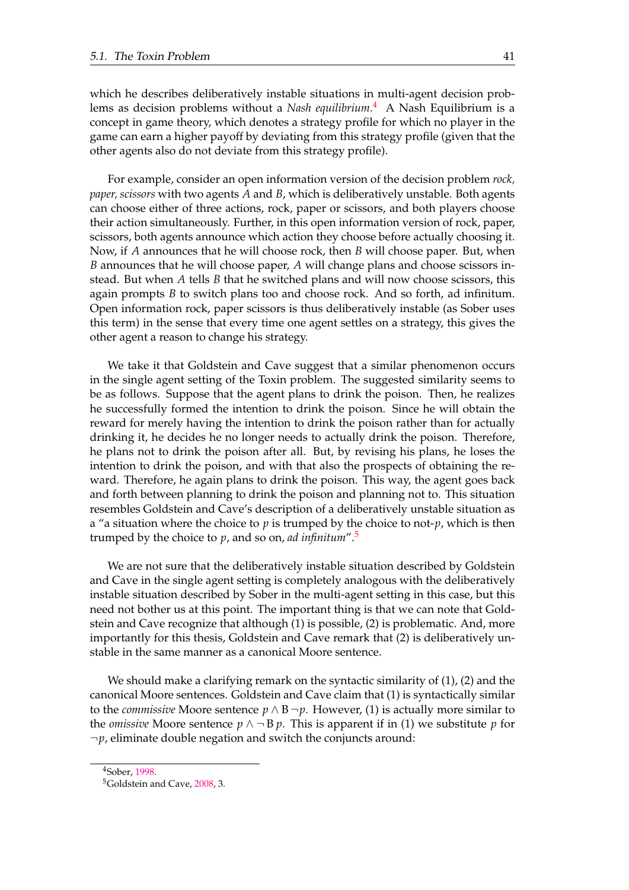which he describes deliberatively instable situations in multi-agent decision problems as decision problems without a *Nash equilibrium*.[4] A Nash Equilibrium is a concept in game theory, which denotes a strategy profile for which no player in the game can earn a higher payoff by deviating from this strategy profile (given that the other agents also do not deviate from this strategy profile).

For example, consider an open information version of the decision problem *rock, paper, scissors* with two agents $A$ and $B$, which is deliberatively unstable. Both agents can choose either of three actions, rock, paper or scissors, and both players choose their action simultaneously. Further, in this open information version of rock, paper, scissors, both agents announce which action they choose before actually choosing it. Now, if $A$ announces that he will choose rock, then $B$ will choose paper. But, when $B$ announces that he will choose paper, $A$ will change plans and choose scissors instead. But when $A$ tells $B$ that he switched plans and will now choose scissors, this again prompts $B$ to switch plans too and choose rock. And so forth, ad infinitum. Open information rock, paper scissors is thus deliberatively instable (as Sober uses this term) in the sense that every time one agent settles on a strategy, this gives the other agent a reason to change his strategy.

We take it that Goldstein and Cave suggest that a similar phenomenon occurs in the single agent setting of the Toxin problem. The suggested similarity seems to be as follows. Suppose that the agent plans to drink the poison. Then, he realizes he successfully formed the intention to drink the poison. Since he will obtain the reward for merely having the intention to drink the poison rather than for actually drinking it, he decides he no longer needs to actually drink the poison. Therefore, he plans not to drink the poison after all. But, by revising his plans, he loses the intention to drink the poison, and with that also the prospects of obtaining the reward. Therefore, he again plans to drink the poison. This way, the agent goes back and forth between planning to drink the poison and planning not to. This situation resembles Goldstein and Cave's description of a deliberatively unstable situation as a "a situation where the choice to $p$ is trumped by the choice to not-$p$, which is then trumped by the choice to $p$, and so on, *ad infinitum*".[5]

We are not sure that the deliberatively instable situation described by Goldstein and Cave in the single agent setting is completely analogous with the deliberatively instable situation described by Sober in the multi-agent setting in this case, but this need not bother us at this point. The important thing is that we can note that Goldstein and Cave recognize that although (1) is possible, (2) is problematic. And, more importantly for this thesis, Goldstein and Cave remark that (2) is deliberatively unstable in the same manner as a canonical Moore sentence.

We should make a clarifying remark on the syntactic similarity of (1), (2) and the canonical Moore sentences. Goldstein and Cave claim that (1) is syntactically similar to the *commissive* Moore sentence $p \wedge \mathrm{B}\,\neg p$. However, (1) is actually more similar to the *omissive* Moore sentence $p \wedge \neg\,\mathrm{B}\,p$. This is apparent if in (1) we substitute $p$ for $\neg p$, eliminate double negation and switch the conjuncts around:

[4] Sober, 1998.

[5] Goldstein and Cave, 2008, 3.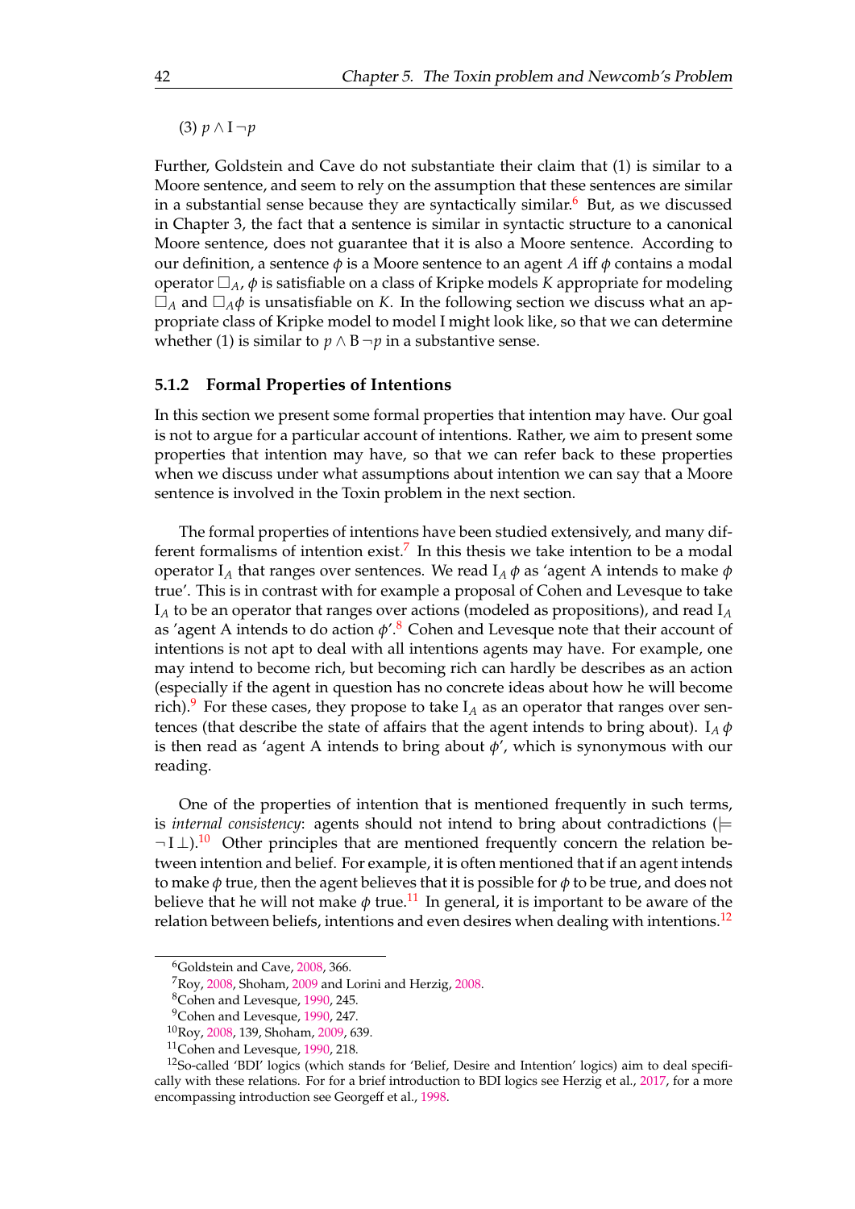(3) $p \wedge \mathrm{I}\,\neg p$

Further, Goldstein and Cave do not substantiate their claim that (1) is similar to a Moore sentence, and seem to rely on the assumption that these sentences are similar in a substantial sense because they are syntactically similar.[6] But, as we discussed in Chapter 3, the fact that a sentence is similar in syntactic structure to a canonical Moore sentence, does not guarantee that it is also a Moore sentence. According to our definition, a sentence $\phi$ is a Moore sentence to an agent $A$ iff $\phi$ contains a modal operator $\Box_A$, $\phi$ is satisfiable on a class of Kripke models $K$ appropriate for modeling $\Box_A$ and $\Box_A \phi$ is unsatisfiable on $K$. In the following section we discuss what an appropriate class of Kripke model to model I might look like, so that we can determine whether (1) is similar to $p \wedge \mathrm{B}\,\neg p$ in a substantive sense.

### 5.1.2 Formal Properties of Intentions

In this section we present some formal properties that intention may have. Our goal is not to argue for a particular account of intentions. Rather, we aim to present some properties that intention may have, so that we can refer back to these properties when we discuss under what assumptions about intention we can say that a Moore sentence is involved in the Toxin problem in the next section.

The formal properties of intentions have been studied extensively, and many different formalisms of intention exist.[7] In this thesis we take intention to be a modal operator $\mathrm{I}_A$ that ranges over sentences. We read $\mathrm{I}_A\,\phi$ as 'agent A intends to make $\phi$ true'. This is in contrast with for example a proposal of Cohen and Levesque to take $\mathrm{I}_A$ to be an operator that ranges over actions (modeled as propositions), and read $\mathrm{I}_A$ as 'agent A intends to do action $\phi$'.[8] Cohen and Levesque note that their account of intentions is not apt to deal with all intentions agents may have. For example, one may intend to become rich, but becoming rich can hardly be describes as an action (especially if the agent in question has no concrete ideas about how he will become rich).[9] For these cases, they propose to take $\mathrm{I}_A$ as an operator that ranges over sentences (that describe the state of affairs that the agent intends to bring about). $\mathrm{I}_A\,\phi$ is then read as 'agent A intends to bring about $\phi$', which is synonymous with our reading.

One of the properties of intention that is mentioned frequently in such terms, is *internal consistency*: agents should not intend to bring about contradictions ($\models \neg\,\mathrm{I}\,\bot$).[10] Other principles that are mentioned frequently concern the relation between intention and belief. For example, it is often mentioned that if an agent intends to make $\phi$ true, then the agent believes that it is possible for $\phi$ to be true, and does not believe that he will not make $\phi$ true.[11] In general, it is important to be aware of the relation between beliefs, intentions and even desires when dealing with intentions.[12]

[6] Goldstein and Cave, 2008, 366.

[7] Roy, 2008, Shoham, 2009 and Lorini and Herzig, 2008.

[8] Cohen and Levesque, 1990, 245.

[9] Cohen and Levesque, 1990, 247.

[10] Roy, 2008, 139, Shoham, 2009, 639.

[11] Cohen and Levesque, 1990, 218.

[12] So-called 'BDI' logics (which stands for 'Belief, Desire and Intention' logics) aim to deal specifically with these relations. For for a brief introduction to BDI logics see Herzig et al., 2017, for a more encompassing introduction see Georgeff et al., 1998.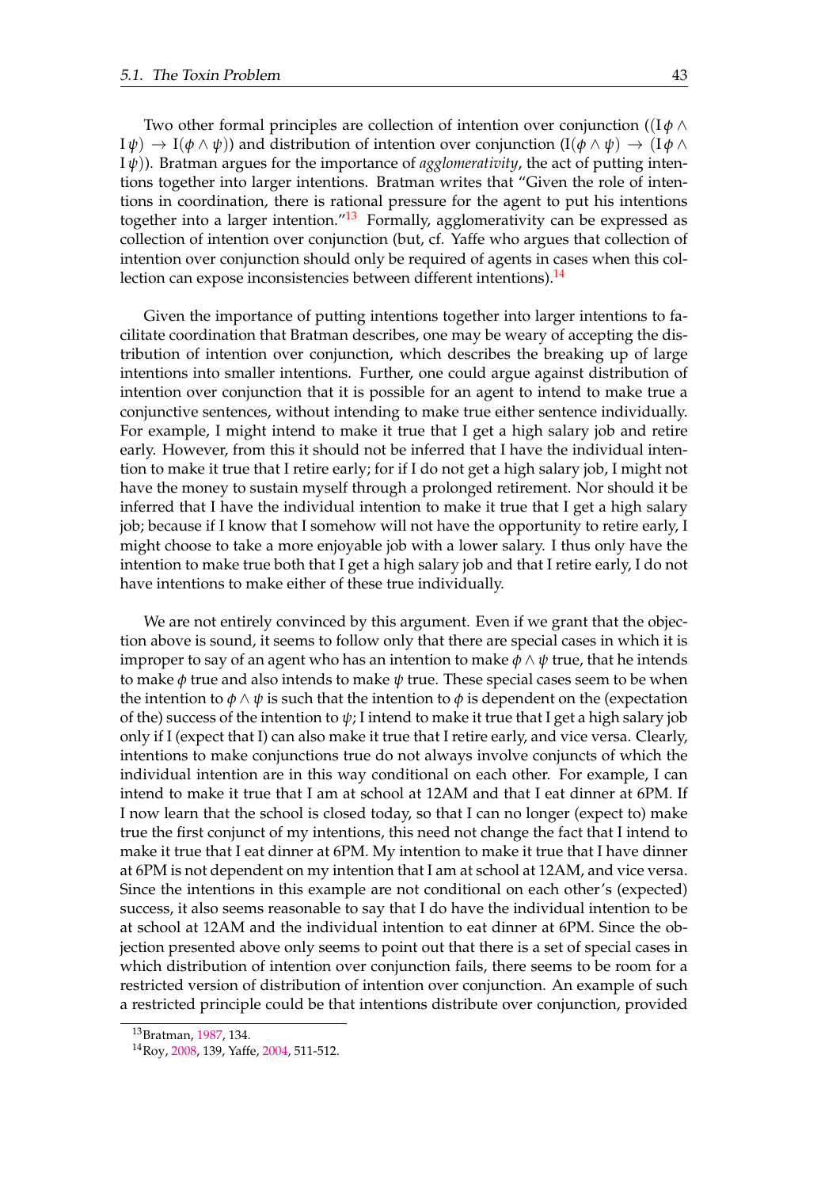Two other formal principles are collection of intention over conjunction ($(\mathrm{I}\,\phi \wedge \mathrm{I}\,\psi) \rightarrow \mathrm{I}(\phi \wedge \psi)$) and distribution of intention over conjunction ($\mathrm{I}(\phi \wedge \psi) \rightarrow (\mathrm{I}\,\phi \wedge \mathrm{I}\,\psi)$). Bratman argues for the importance of *agglomerativity*, the act of putting intentions together into larger intentions. Bratman writes that "Given the role of intentions in coordination, there is rational pressure for the agent to put his intentions together into a larger intention."[13] Formally, agglomerativity can be expressed as collection of intention over conjunction (but, cf. Yaffe who argues that collection of intention over conjunction should only be required of agents in cases when this collection can expose inconsistencies between different intentions).[14]

Given the importance of putting intentions together into larger intentions to facilitate coordination that Bratman describes, one may be weary of accepting the distribution of intention over conjunction, which describes the breaking up of large intentions into smaller intentions. Further, one could argue against distribution of intention over conjunction that it is possible for an agent to intend to make true a conjunctive sentences, without intending to make true either sentence individually. For example, I might intend to make it true that I get a high salary job and retire early. However, from this it should not be inferred that I have the individual intention to make it true that I retire early; for if I do not get a high salary job, I might not have the money to sustain myself through a prolonged retirement. Nor should it be inferred that I have the individual intention to make it true that I get a high salary job; because if I know that I somehow will not have the opportunity to retire early, I might choose to take a more enjoyable job with a lower salary. I thus only have the intention to make true both that I get a high salary job and that I retire early, I do not have intentions to make either of these true individually.

We are not entirely convinced by this argument. Even if we grant that the objection above is sound, it seems to follow only that there are special cases in which it is improper to say of an agent who has an intention to make $\phi \wedge \psi$ true, that he intends to make $\phi$ true and also intends to make $\psi$ true. These special cases seem to be when the intention to $\phi \wedge \psi$ is such that the intention to $\phi$ is dependent on the (expectation of the) success of the intention to $\psi$; I intend to make it true that I get a high salary job only if I (expect that I) can also make it true that I retire early, and vice versa. Clearly, intentions to make conjunctions true do not always involve conjuncts of which the individual intention are in this way conditional on each other. For example, I can intend to make it true that I am at school at 12AM and that I eat dinner at 6PM. If I now learn that the school is closed today, so that I can no longer (expect to) make true the first conjunct of my intentions, this need not change the fact that I intend to make it true that I eat dinner at 6PM. My intention to make it true that I have dinner at 6PM is not dependent on my intention that I am at school at 12AM, and vice versa. Since the intentions in this example are not conditional on each other's (expected) success, it also seems reasonable to say that I do have the individual intention to be at school at 12AM and the individual intention to eat dinner at 6PM. Since the objection presented above only seems to point out that there is a set of special cases in which distribution of intention over conjunction fails, there seems to be room for a restricted version of distribution of intention over conjunction. An example of such a restricted principle could be that intentions distribute over conjunction, provided

[13] Bratman, 1987, 134.

[14] Roy, 2008, 139, Yaffe, 2004, 511-512.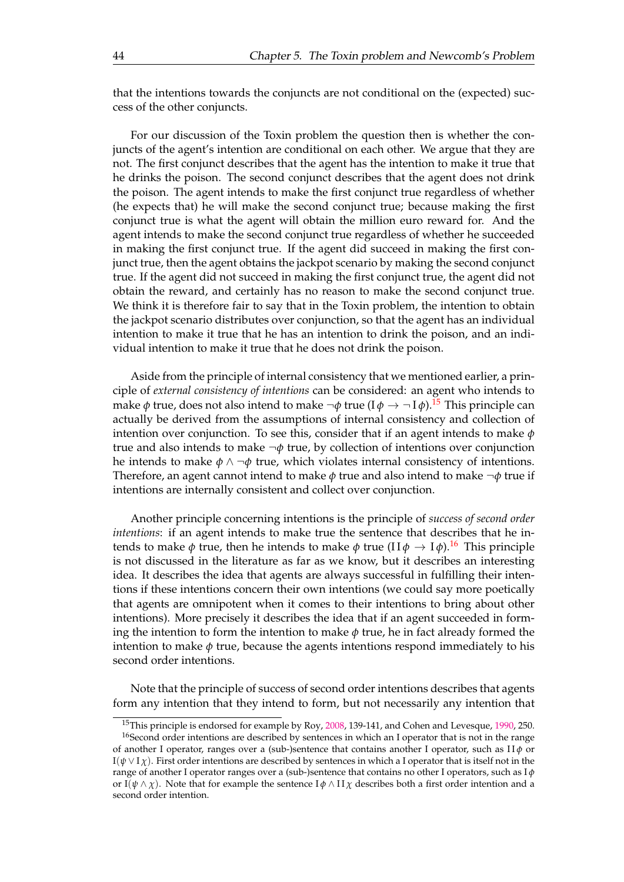that the intentions towards the conjuncts are not conditional on the (expected) success of the other conjuncts.

For our discussion of the Toxin problem the question then is whether the conjuncts of the agent's intention are conditional on each other. We argue that they are not. The first conjunct describes that the agent has the intention to make it true that he drinks the poison. The second conjunct describes that the agent does not drink the poison. The agent intends to make the first conjunct true regardless of whether (he expects that) he will make the second conjunct true; because making the first conjunct true is what the agent will obtain the million euro reward for. And the agent intends to make the second conjunct true regardless of whether he succeeded in making the first conjunct true. If the agent did succeed in making the first conjunct true, then the agent obtains the jackpot scenario by making the second conjunct true. If the agent did not succeed in making the first conjunct true, the agent did not obtain the reward, and certainly has no reason to make the second conjunct true. We think it is therefore fair to say that in the Toxin problem, the intention to obtain the jackpot scenario distributes over conjunction, so that the agent has an individual intention to make it true that he has an intention to drink the poison, and an individual intention to make it true that he does not drink the poison.

Aside from the principle of internal consistency that we mentioned earlier, a principle of *external consistency of intentions* can be considered: an agent who intends to make $\phi$ true, does not also intend to make $\neg\phi$ true ($\mathrm{I}\,\phi \rightarrow \neg\,\mathrm{I}\,\phi$).[15] This principle can actually be derived from the assumptions of internal consistency and collection of intention over conjunction. To see this, consider that if an agent intends to make $\phi$ true and also intends to make $\neg\phi$ true, by collection of intentions over conjunction he intends to make $\phi \wedge \neg\phi$ true, which violates internal consistency of intentions. Therefore, an agent cannot intend to make $\phi$ true and also intend to make $\neg\phi$ true if intentions are internally consistent and collect over conjunction.

Another principle concerning intentions is the principle of *success of second order intentions*: if an agent intends to make true the sentence that describes that he intends to make $\phi$ true, then he intends to make $\phi$ true ($\mathrm{I}\,\mathrm{I}\,\phi \rightarrow \mathrm{I}\,\phi$).[16] This principle is not discussed in the literature as far as we know, but it describes an interesting idea. It describes the idea that agents are always successful in fulfilling their intentions if these intentions concern their own intentions (we could say more poetically that agents are omnipotent when it comes to their intentions to bring about other intentions). More precisely it describes the idea that if an agent succeeded in forming the intention to form the intention to make $\phi$ true, he in fact already formed the intention to make $\phi$ true, because the agents intentions respond immediately to his second order intentions.

Note that the principle of success of second order intentions describes that agents form any intention that they intend to form, but not necessarily any intention that

[15] This principle is endorsed for example by Roy, 2008, 139-141, and Cohen and Levesque, 1990, 250.

[16] Second order intentions are described by sentences in which an I operator that is not in the range of another I operator, ranges over a (sub-)sentence that contains another I operator, such as $\mathrm{I}\,\mathrm{I}\,\phi$ or $\mathrm{I}(\psi \vee \mathrm{I}\,\chi)$. First order intentions are described by sentences in which a I operator that is itself not in the range of another I operator ranges over a (sub-)sentence that contains no other I operators, such as $\mathrm{I}\,\phi$ or $\mathrm{I}(\psi \wedge \chi)$. Note that for example the sentence $\mathrm{I}\,\phi \wedge \mathrm{I}\,\mathrm{I}\,\chi$ describes both a first order intention and a second order intention.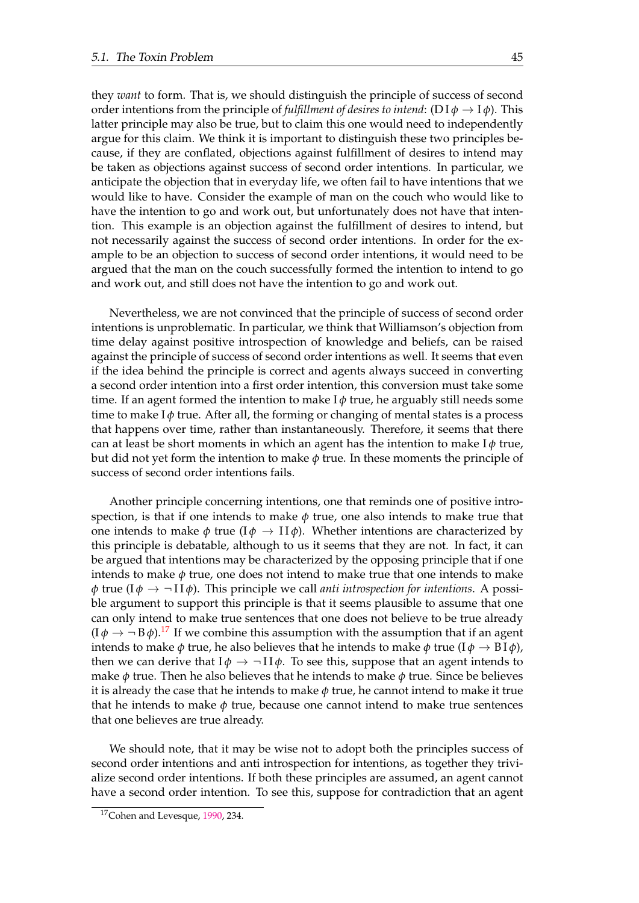they *want* to form. That is, we should distinguish the principle of success of second order intentions from the principle of *fulfillment of desires to intend*: ($\mathrm{D}\,\mathrm{I}\,\phi \rightarrow \mathrm{I}\,\phi$). This latter principle may also be true, but to claim this one would need to independently argue for this claim. We think it is important to distinguish these two principles because, if they are conflated, objections against fulfillment of desires to intend may be taken as objections against success of second order intentions. In particular, we anticipate the objection that in everyday life, we often fail to have intentions that we would like to have. Consider the example of man on the couch who would like to have the intention to go and work out, but unfortunately does not have that intention. This example is an objection against the fulfillment of desires to intend, but not necessarily against the success of second order intentions. In order for the example to be an objection to success of second order intentions, it would need to be argued that the man on the couch successfully formed the intention to intend to go and work out, and still does not have the intention to go and work out.

Nevertheless, we are not convinced that the principle of success of second order intentions is unproblematic. In particular, we think that Williamson's objection from time delay against positive introspection of knowledge and beliefs, can be raised against the principle of success of second order intentions as well. It seems that even if the idea behind the principle is correct and agents always succeed in converting a second order intention into a first order intention, this conversion must take some time. If an agent formed the intention to make $\mathrm{I}\,\phi$ true, he arguably still needs some time to make $\mathrm{I}\,\phi$ true. After all, the forming or changing of mental states is a process that happens over time, rather than instantaneously. Therefore, it seems that there can at least be short moments in which an agent has the intention to make $\mathrm{I}\,\phi$ true, but did not yet form the intention to make $\phi$ true. In these moments the principle of success of second order intentions fails.

Another principle concerning intentions, one that reminds one of positive introspection, is that if one intends to make $\phi$ true, one also intends to make true that one intends to make $\phi$ true ($\mathrm{I}\,\phi \rightarrow \mathrm{I}\,\mathrm{I}\,\phi$). Whether intentions are characterized by this principle is debatable, although to us it seems that they are not. In fact, it can be argued that intentions may be characterized by the opposing principle that if one intends to make $\phi$ true, one does not intend to make true that one intends to make $\phi$ true ($\mathrm{I}\,\phi \rightarrow \neg\,\mathrm{I}\,\mathrm{I}\,\phi$). This principle we call *anti introspection for intentions*. A possible argument to support this principle is that it seems plausible to assume that one can only intend to make true sentences that one does not believe to be true already ($\mathrm{I}\,\phi \rightarrow \neg\,\mathrm{B}\,\phi$).[17] If we combine this assumption with the assumption that if an agent intends to make $\phi$ true, he also believes that he intends to make $\phi$ true ($\mathrm{I}\,\phi \rightarrow \mathrm{B}\,\mathrm{I}\,\phi$), then we can derive that $\mathrm{I}\,\phi \rightarrow \neg\,\mathrm{I}\,\mathrm{I}\,\phi$. To see this, suppose that an agent intends to make $\phi$ true. Then he also believes that he intends to make $\phi$ true. Since be believes it is already the case that he intends to make $\phi$ true, he cannot intend to make it true that he intends to make $\phi$ true, because one cannot intend to make true sentences that one believes are true already.

We should note, that it may be wise not to adopt both the principles success of second order intentions and anti introspection for intentions, as together they trivialize second order intentions. If both these principles are assumed, an agent cannot have a second order intention. To see this, suppose for contradiction that an agent

[17] Cohen and Levesque, 1990, 234.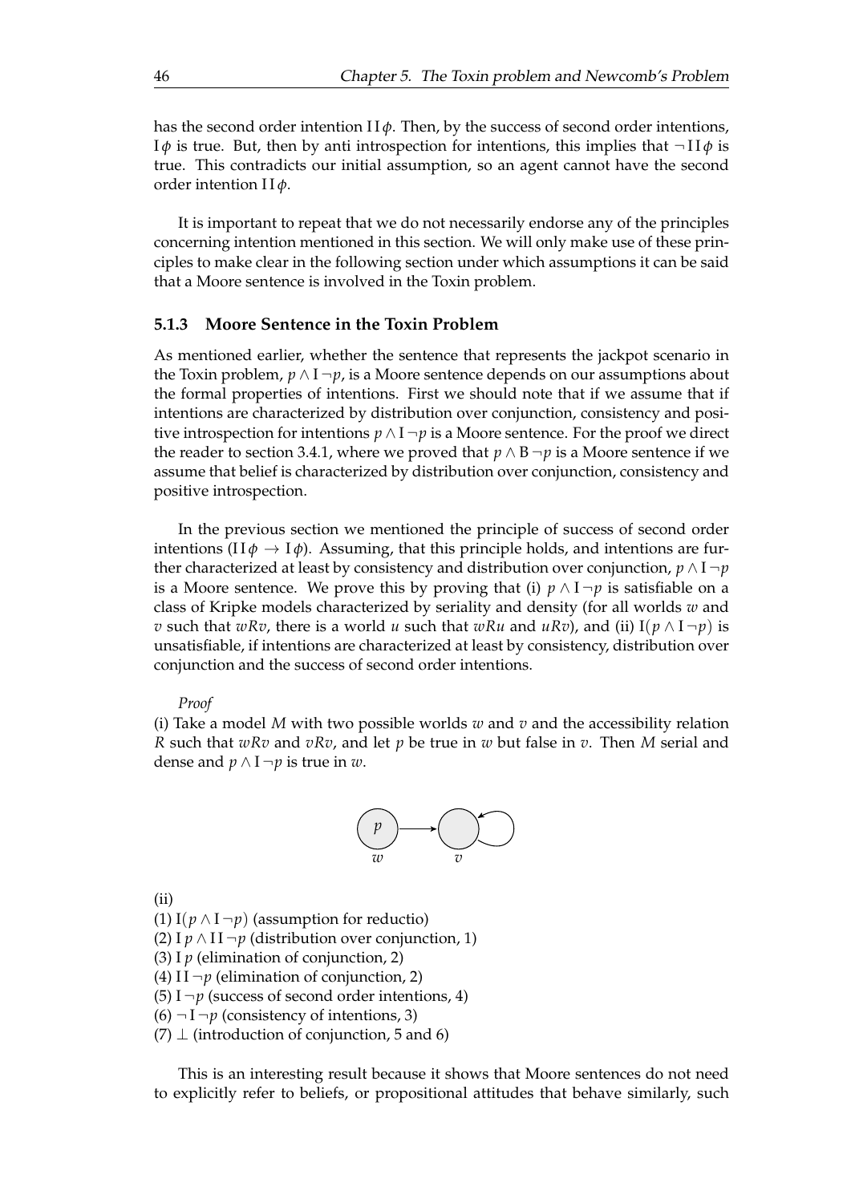has the second order intention $\mathrm{I}\,\mathrm{I}\,\phi$. Then, by the success of second order intentions, $\mathrm{I}\,\phi$ is true. But, then by anti introspection for intentions, this implies that $\neg\,\mathrm{I}\,\mathrm{I}\,\phi$ is true. This contradicts our initial assumption, so an agent cannot have the second order intention $\mathrm{I}\,\mathrm{I}\,\phi$.

It is important to repeat that we do not necessarily endorse any of the principles concerning intention mentioned in this section. We will only make use of these principles to make clear in the following section under which assumptions it can be said that a Moore sentence is involved in the Toxin problem.

### 5.1.3 Moore Sentence in the Toxin Problem

As mentioned earlier, whether the sentence that represents the jackpot scenario in the Toxin problem, $p \wedge \mathrm{I}\,\neg p$, is a Moore sentence depends on our assumptions about the formal properties of intentions. First we should note that if we assume that if intentions are characterized by distribution over conjunction, consistency and positive introspection for intentions $p \wedge \mathrm{I}\,\neg p$ is a Moore sentence. For the proof we direct the reader to section 3.4.1, where we proved that $p \wedge \mathrm{B}\,\neg p$ is a Moore sentence if we assume that belief is characterized by distribution over conjunction, consistency and positive introspection.

In the previous section we mentioned the principle of success of second order intentions ($\mathrm{I}\,\mathrm{I}\,\phi \rightarrow \mathrm{I}\,\phi$). Assuming, that this principle holds, and intentions are further characterized at least by consistency and distribution over conjunction, $p \wedge \mathrm{I}\,\neg p$ is a Moore sentence. We prove this by proving that (i) $p \wedge \mathrm{I}\,\neg p$ is satisfiable on a class of Kripke models characterized by seriality and density (for all worlds $w$ and $v$ such that $wRv$, there is a world $u$ such that $wRu$ and $uRv$), and (ii) $\mathrm{I}(p \wedge \mathrm{I}\,\neg p)$ is unsatisfiable, if intentions are characterized at least by consistency, distribution over conjunction and the success of second order intentions.

*Proof*

(i) Take a model $M$ with two possible worlds $w$ and $v$ and the accessibility relation $R$ such that $wRv$ and $vRv$, and let $p$ be true in $w$ but false in $v$. Then $M$ serial and dense and $p \wedge \mathrm{I}\,\neg p$ is true in $w$.

(ii)

(1) $\mathrm{I}(p \wedge \mathrm{I}\,\neg p)$ (assumption for reductio)
(2) $\mathrm{I}\,p \wedge \mathrm{I}\,\mathrm{I}\,\neg p$ (distribution over conjunction, 1)
(3) $\mathrm{I}\,p$ (elimination of conjunction, 2)
(4) $\mathrm{I}\,\mathrm{I}\,\neg p$ (elimination of conjunction, 2)
(5) $\mathrm{I}\,\neg p$ (success of second order intentions, 4)
(6) $\neg\,\mathrm{I}\,\neg p$ (consistency of intentions, 3)
(7) $\perp$ (introduction of conjunction, 5 and 6)

This is an interesting result because it shows that Moore sentences do not need to explicitly refer to beliefs, or propositional attitudes that behave similarly, such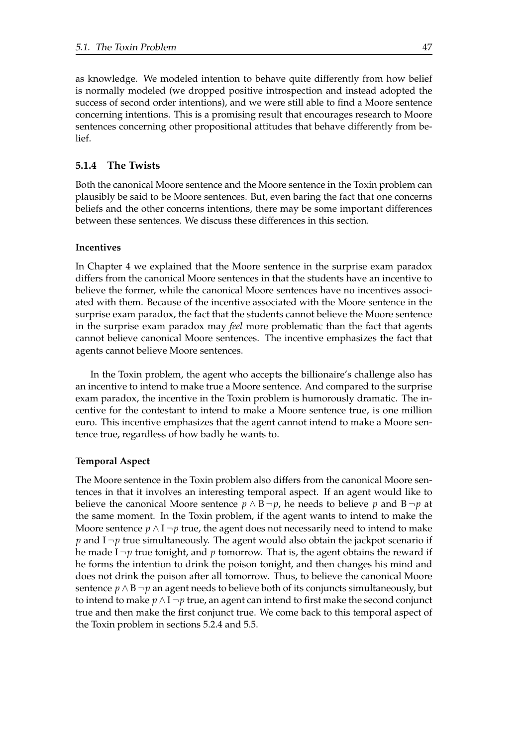as knowledge. We modeled intention to behave quite differently from how belief is normally modeled (we dropped positive introspection and instead adopted the success of second order intentions), and we were still able to find a Moore sentence concerning intentions. This is a promising result that encourages research to Moore sentences concerning other propositional attitudes that behave differently from belief.

### 5.1.4 The Twists

Both the canonical Moore sentence and the Moore sentence in the Toxin problem can plausibly be said to be Moore sentences. But, even baring the fact that one concerns beliefs and the other concerns intentions, there may be some important differences between these sentences. We discuss these differences in this section.

#### Incentives

In Chapter 4 we explained that the Moore sentence in the surprise exam paradox differs from the canonical Moore sentences in that the students have an incentive to believe the former, while the canonical Moore sentences have no incentives associated with them. Because of the incentive associated with the Moore sentence in the surprise exam paradox, the fact that the students cannot believe the Moore sentence in the surprise exam paradox may *feel* more problematic than the fact that agents cannot believe canonical Moore sentences. The incentive emphasizes the fact that agents cannot believe Moore sentences.

In the Toxin problem, the agent who accepts the billionaire's challenge also has an incentive to intend to make true a Moore sentence. And compared to the surprise exam paradox, the incentive in the Toxin problem is humorously dramatic. The incentive for the contestant to intend to make a Moore sentence true, is one million euro. This incentive emphasizes that the agent cannot intend to make a Moore sentence true, regardless of how badly he wants to.

#### Temporal Aspect

The Moore sentence in the Toxin problem also differs from the canonical Moore sentences in that it involves an interesting temporal aspect. If an agent would like to believe the canonical Moore sentence $p \wedge \mathrm{B}\,\neg p$, he needs to believe $p$ and $\mathrm{B}\,\neg p$ at the same moment. In the Toxin problem, if the agent wants to intend to make the Moore sentence $p \wedge \mathrm{I}\,\neg p$ true, the agent does not necessarily need to intend to make $p$ and $\mathrm{I}\,\neg p$ true simultaneously. The agent would also obtain the jackpot scenario if he made $\mathrm{I}\,\neg p$ true tonight, and $p$ tomorrow. That is, the agent obtains the reward if he forms the intention to drink the poison tonight, and then changes his mind and does not drink the poison after all tomorrow. Thus, to believe the canonical Moore sentence $p \wedge \mathrm{B}\,\neg p$ an agent needs to believe both of its conjuncts simultaneously, but to intend to make $p \wedge \mathrm{I}\,\neg p$ true, an agent can intend to first make the second conjunct true and then make the first conjunct true. We come back to this temporal aspect of the Toxin problem in sections 5.2.4 and 5.5.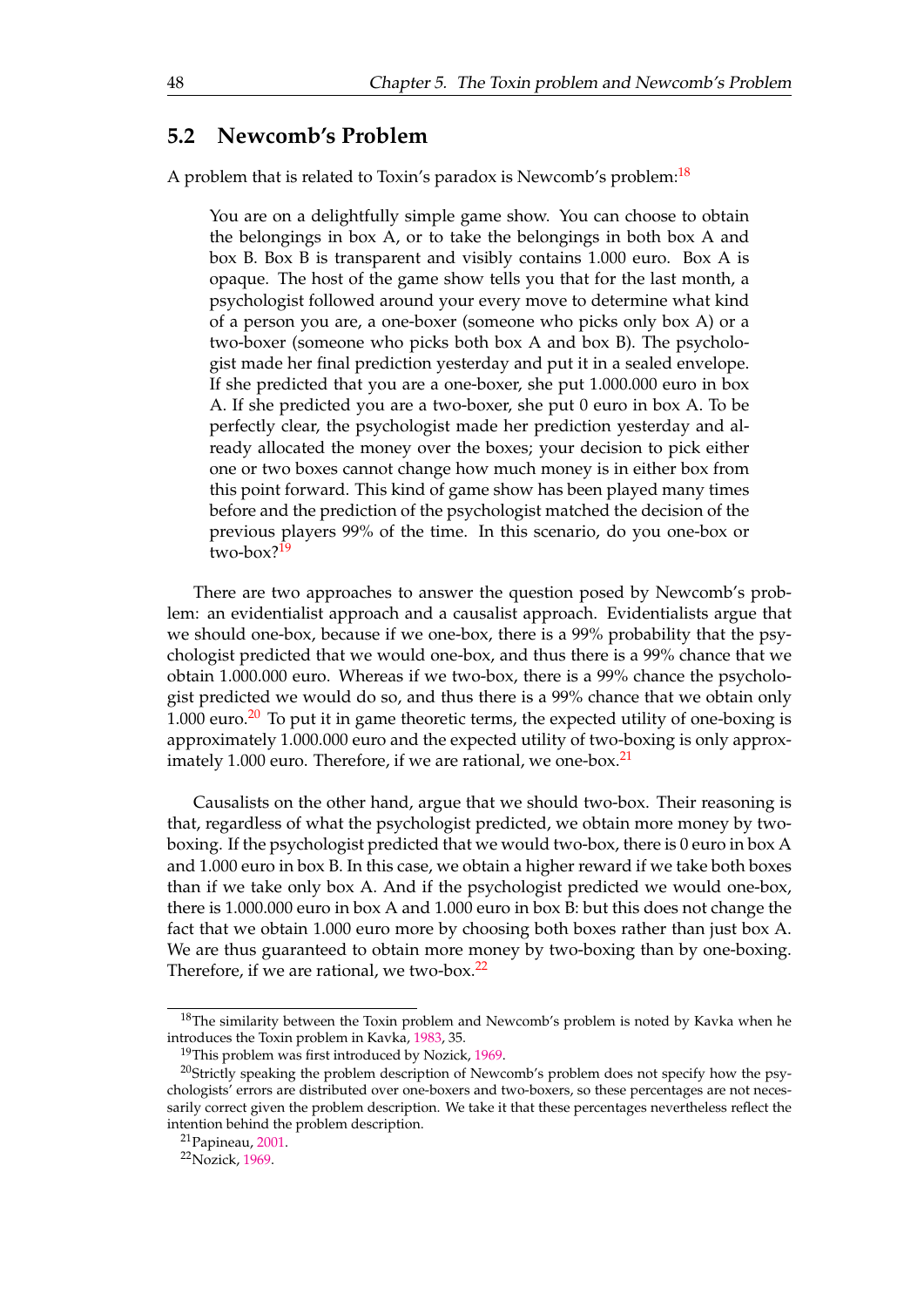## 5.2 Newcomb's Problem

A problem that is related to Toxin's paradox is Newcomb's problem:[18]

> You are on a delightfully simple game show. You can choose to obtain the belongings in box A, or to take the belongings in both box A and box B. Box B is transparent and visibly contains 1.000 euro. Box A is opaque. The host of the game show tells you that for the last month, a psychologist followed around your every move to determine what kind of a person you are, a one-boxer (someone who picks only box A) or a two-boxer (someone who picks both box A and box B). The psychologist made her final prediction yesterday and put it in a sealed envelope. If she predicted that you are a one-boxer, she put 1.000.000 euro in box A. If she predicted you are a two-boxer, she put 0 euro in box A. To be perfectly clear, the psychologist made her prediction yesterday and already allocated the money over the boxes; your decision to pick either one or two boxes cannot change how much money is in either box from this point forward. This kind of game show has been played many times before and the prediction of the psychologist matched the decision of the previous players 99% of the time. In this scenario, do you one-box or two-box?[19]

There are two approaches to answer the question posed by Newcomb's problem: an evidentialist approach and a causalist approach. Evidentialists argue that we should one-box, because if we one-box, there is a 99% probability that the psychologist predicted that we would one-box, and thus there is a 99% chance that we obtain 1.000.000 euro. Whereas if we two-box, there is a 99% chance the psychologist predicted we would do so, and thus there is a 99% chance that we obtain only 1.000 euro.[20] To put it in game theoretic terms, the expected utility of one-boxing is approximately 1.000.000 euro and the expected utility of two-boxing is only approximately 1.000 euro. Therefore, if we are rational, we one-box.[21]

Causalists on the other hand, argue that we should two-box. Their reasoning is that, regardless of what the psychologist predicted, we obtain more money by two-boxing. If the psychologist predicted that we would two-box, there is 0 euro in box A and 1.000 euro in box B. In this case, we obtain a higher reward if we take both boxes than if we take only box A. And if the psychologist predicted we would one-box, there is 1.000.000 euro in box A and 1.000 euro in box B: but this does not change the fact that we obtain 1.000 euro more by choosing both boxes rather than just box A. We are thus guaranteed to obtain more money by two-boxing than by one-boxing. Therefore, if we are rational, we two-box.[22]

---

[18] The similarity between the Toxin problem and Newcomb's problem is noted by Kavka when he introduces the Toxin problem in Kavka, 1983, 35.

[19] This problem was first introduced by Nozick, 1969.

[20] Strictly speaking the problem description of Newcomb's problem does not specify how the psychologists' errors are distributed over one-boxers and two-boxers, so these percentages are not necessarily correct given the problem description. We take it that these percentages nevertheless reflect the intention behind the problem description.

[21] Papineau, 2001.

[22] Nozick, 1969.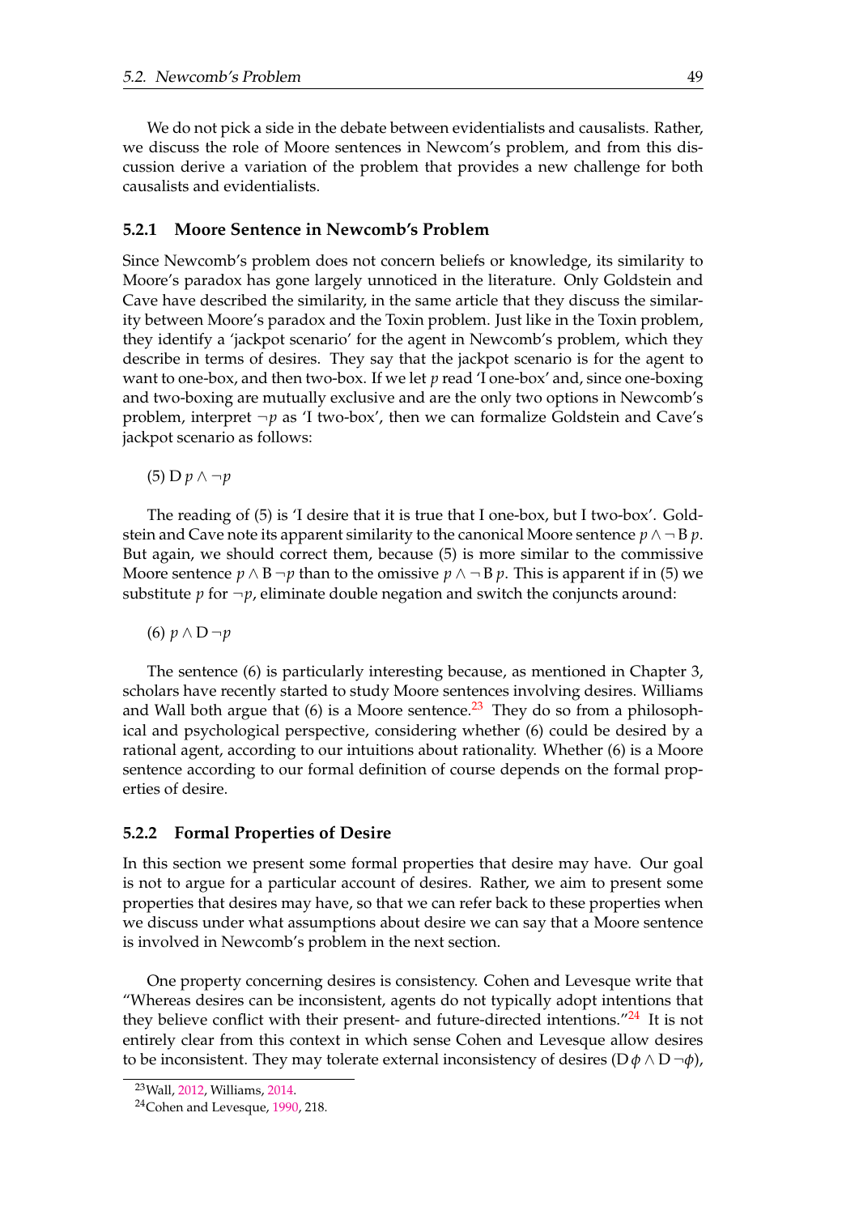We do not pick a side in the debate between evidentialists and causalists. Rather, we discuss the role of Moore sentences in Newcom's problem, and from this discussion derive a variation of the problem that provides a new challenge for both causalists and evidentialists.

### 5.2.1 Moore Sentence in Newcomb's Problem

Since Newcomb's problem does not concern beliefs or knowledge, its similarity to Moore's paradox has gone largely unnoticed in the literature. Only Goldstein and Cave have described the similarity, in the same article that they discuss the similarity between Moore's paradox and the Toxin problem. Just like in the Toxin problem, they identify a 'jackpot scenario' for the agent in Newcomb's problem, which they describe in terms of desires. They say that the jackpot scenario is for the agent to want to one-box, and then two-box. If we let $p$ read 'I one-box' and, since one-boxing and two-boxing are mutually exclusive and are the only two options in Newcomb's problem, interpret $\neg p$ as 'I two-box', then we can formalize Goldstein and Cave's jackpot scenario as follows:

(5) $\mathrm{D}\, p \wedge \neg p$

The reading of (5) is 'I desire that it is true that I one-box, but I two-box'. Goldstein and Cave note its apparent similarity to the canonical Moore sentence $p \wedge \neg \mathrm{B}\, p$. But again, we should correct them, because (5) is more similar to the commissive Moore sentence $p \wedge \mathrm{B}\, \neg p$ than to the omissive $p \wedge \neg \mathrm{B}\, p$. This is apparent if in (5) we substitute $p$ for $\neg p$, eliminate double negation and switch the conjuncts around:

(6) $p \wedge \mathrm{D}\, \neg p$

The sentence (6) is particularly interesting because, as mentioned in Chapter 3, scholars have recently started to study Moore sentences involving desires. Williams and Wall both argue that (6) is a Moore sentence.[23] They do so from a philosophical and psychological perspective, considering whether (6) could be desired by a rational agent, according to our intuitions about rationality. Whether (6) is a Moore sentence according to our formal definition of course depends on the formal properties of desire.

### 5.2.2 Formal Properties of Desire

In this section we present some formal properties that desire may have. Our goal is not to argue for a particular account of desires. Rather, we aim to present some properties that desires may have, so that we can refer back to these properties when we discuss under what assumptions about desire we can say that a Moore sentence is involved in Newcomb's problem in the next section.

One property concerning desires is consistency. Cohen and Levesque write that "Whereas desires can be inconsistent, agents do not typically adopt intentions that they believe conflict with their present- and future-directed intentions."[24] It is not entirely clear from this context in which sense Cohen and Levesque allow desires to be inconsistent. They may tolerate external inconsistency of desires ($\mathrm{D}\,\phi \wedge \mathrm{D}\,\neg\phi$),

[23] Wall, 2012, Williams, 2014.

[24] Cohen and Levesque, 1990, 218.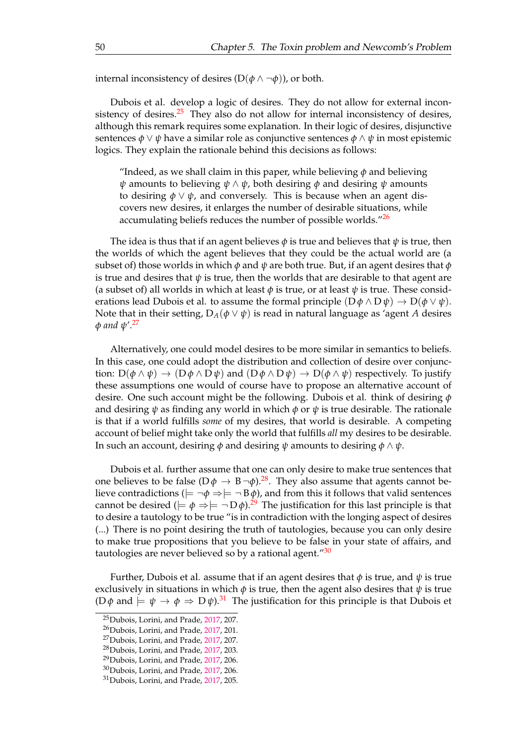internal inconsistency of desires ($D(\phi \wedge \neg\phi)$), or both.

Dubois et al. develop a logic of desires. They do not allow for external inconsistency of desires.[25] They also do not allow for internal inconsistency of desires, although this remark requires some explanation. In their logic of desires, disjunctive sentences $\phi \vee \psi$ have a similar role as conjunctive sentences $\phi \wedge \psi$ in most epistemic logics. They explain the rationale behind this decisions as follows:

> "Indeed, as we shall claim in this paper, while believing $\phi$ and believing $\psi$ amounts to believing $\psi \wedge \psi$, both desiring $\phi$ and desiring $\psi$ amounts to desiring $\phi \vee \psi$, and conversely. This is because when an agent discovers new desires, it enlarges the number of desirable situations, while accumulating beliefs reduces the number of possible worlds."[26]

The idea is thus that if an agent believes $\phi$ is true and believes that $\psi$ is true, then the worlds of which the agent believes that they could be the actual world are (a subset of) those worlds in which $\phi$ and $\psi$ are both true. But, if an agent desires that $\phi$ is true and desires that $\psi$ is true, then the worlds that are desirable to that agent are (a subset of) all worlds in which at least $\phi$ is true, or at least $\psi$ is true. These considerations lead Dubois et al. to assume the formal principle $(D\,\phi \wedge D\,\psi) \rightarrow D(\phi \vee \psi)$. Note that in their setting, $D_A(\phi \vee \psi)$ is read in natural language as 'agent $A$ desires $\phi$ *and* $\psi$'.[27]

Alternatively, one could model desires to be more similar in semantics to beliefs. In this case, one could adopt the distribution and collection of desire over conjunction: $D(\phi \wedge \psi) \rightarrow (D\,\phi \wedge D\,\psi)$ and $(D\,\phi \wedge D\,\psi) \rightarrow D(\phi \wedge \psi)$ respectively. To justify these assumptions one would of course have to propose an alternative account of desire. One such account might be the following. Dubois et al. think of desiring $\phi$ and desiring $\psi$ as finding any world in which $\phi$ or $\psi$ is true desirable. The rationale is that if a world fulfills *some* of my desires, that world is desirable. A competing account of belief might take only the world that fulfills *all* my desires to be desirable. In such an account, desiring $\phi$ and desiring $\psi$ amounts to desiring $\phi \wedge \psi$.

Dubois et al. further assume that one can only desire to make true sentences that one believes to be false ($D\,\phi \rightarrow B\,\neg\phi$).[28]. They also assume that agents cannot believe contradictions ($\models \neg\phi \Rightarrow \models \neg\,B\,\phi$), and from this it follows that valid sentences cannot be desired ($\models \phi \Rightarrow \models \neg\,D\,\phi$).[29] The justification for this last principle is that to desire a tautology to be true "is in contradiction with the longing aspect of desires (...) There is no point desiring the truth of tautologies, because you can only desire to make true propositions that you believe to be false in your state of affairs, and tautologies are never believed so by a rational agent."[30]

Further, Dubois et al. assume that if an agent desires that $\phi$ is true, and $\psi$ is true exclusively in situations in which $\phi$ is true, then the agent also desires that $\psi$ is true ($D\,\phi$ and $\models \psi \rightarrow \phi \Rightarrow D\,\psi$).[31] The justification for this principle is that Dubois et

[25] Dubois, Lorini, and Prade, 2017, 207.

[26] Dubois, Lorini, and Prade, 2017, 201.

[27] Dubois, Lorini, and Prade, 2017, 207.

[28] Dubois, Lorini, and Prade, 2017, 203.

[29] Dubois, Lorini, and Prade, 2017, 206.

[30] Dubois, Lorini, and Prade, 2017, 206.

[31] Dubois, Lorini, and Prade, 2017, 205.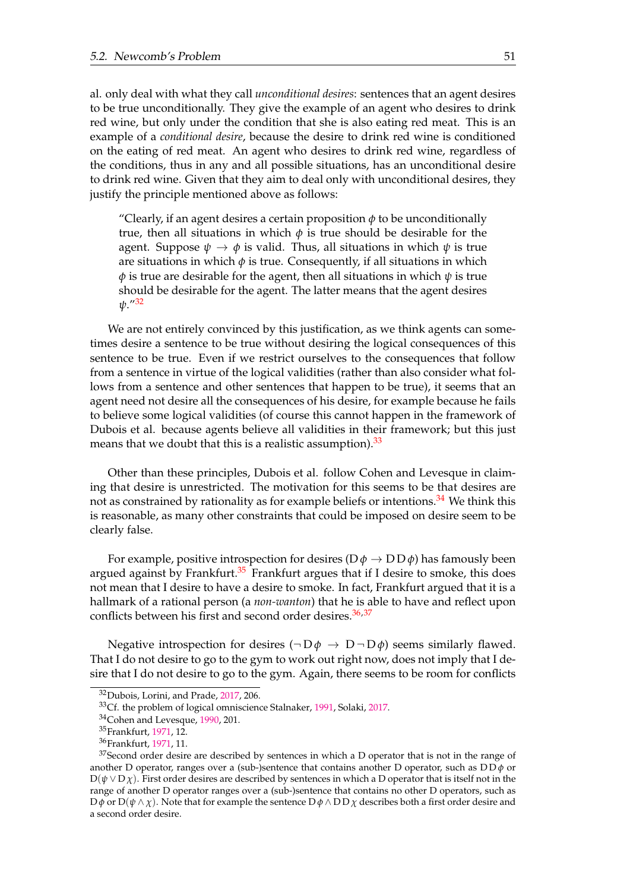al. only deal with what they call *unconditional desires*: sentences that an agent desires to be true unconditionally. They give the example of an agent who desires to drink red wine, but only under the condition that she is also eating red meat. This is an example of a *conditional desire*, because the desire to drink red wine is conditioned on the eating of red meat. An agent who desires to drink red wine, regardless of the conditions, thus in any and all possible situations, has an unconditional desire to drink red wine. Given that they aim to deal only with unconditional desires, they justify the principle mentioned above as follows:

> "Clearly, if an agent desires a certain proposition $\phi$ to be unconditionally true, then all situations in which $\phi$ is true should be desirable for the agent. Suppose $\psi \rightarrow \phi$ is valid. Thus, all situations in which $\psi$ is true are situations in which $\phi$ is true. Consequently, if all situations in which $\phi$ is true are desirable for the agent, then all situations in which $\psi$ is true should be desirable for the agent. The latter means that the agent desires $\psi$."[32]

We are not entirely convinced by this justification, as we think agents can sometimes desire a sentence to be true without desiring the logical consequences of this sentence to be true. Even if we restrict ourselves to the consequences that follow from a sentence in virtue of the logical validities (rather than also consider what follows from a sentence and other sentences that happen to be true), it seems that an agent need not desire all the consequences of his desire, for example because he fails to believe some logical validities (of course this cannot happen in the framework of Dubois et al. because agents believe all validities in their framework; but this just means that we doubt that this is a realistic assumption).[33]

Other than these principles, Dubois et al. follow Cohen and Levesque in claiming that desire is unrestricted. The motivation for this seems to be that desires are not as constrained by rationality as for example beliefs or intentions.[34] We think this is reasonable, as many other constraints that could be imposed on desire seem to be clearly false.

For example, positive introspection for desires ($\mathrm{D}\,\phi \rightarrow \mathrm{D}\,\mathrm{D}\,\phi$) has famously been argued against by Frankfurt.[35] Frankfurt argues that if I desire to smoke, this does not mean that I desire to have a desire to smoke. In fact, Frankfurt argued that it is a hallmark of a rational person (a *non-wanton*) that he is able to have and reflect upon conflicts between his first and second order desires.[36,37]

Negative introspection for desires ($\neg\,\mathrm{D}\,\phi \rightarrow \mathrm{D}\,\neg\,\mathrm{D}\,\phi$) seems similarly flawed. That I do not desire to go to the gym to work out right now, does not imply that I desire that I do not desire to go to the gym. Again, there seems to be room for conflicts

---

[32] Dubois, Lorini, and Prade, 2017, 206.

[33] Cf. the problem of logical omniscience Stalnaker, 1991, Solaki, 2017.

[34] Cohen and Levesque, 1990, 201.

[35] Frankfurt, 1971, 12.

[36] Frankfurt, 1971, 11.

[37] Second order desire are described by sentences in which a D operator that is not in the range of another D operator, ranges over a (sub-)sentence that contains another D operator, such as $\mathrm{D}\,\mathrm{D}\,\phi$ or $\mathrm{D}(\psi \vee \mathrm{D}\,\chi)$. First order desires are described by sentences in which a D operator that is itself not in the range of another D operator ranges over a (sub-)sentence that contains no other D operators, such as $\mathrm{D}\,\phi$ or $\mathrm{D}(\psi \wedge \chi)$. Note that for example the sentence $\mathrm{D}\,\phi \wedge \mathrm{D}\,\mathrm{D}\,\chi$ describes both a first order desire and a second order desire.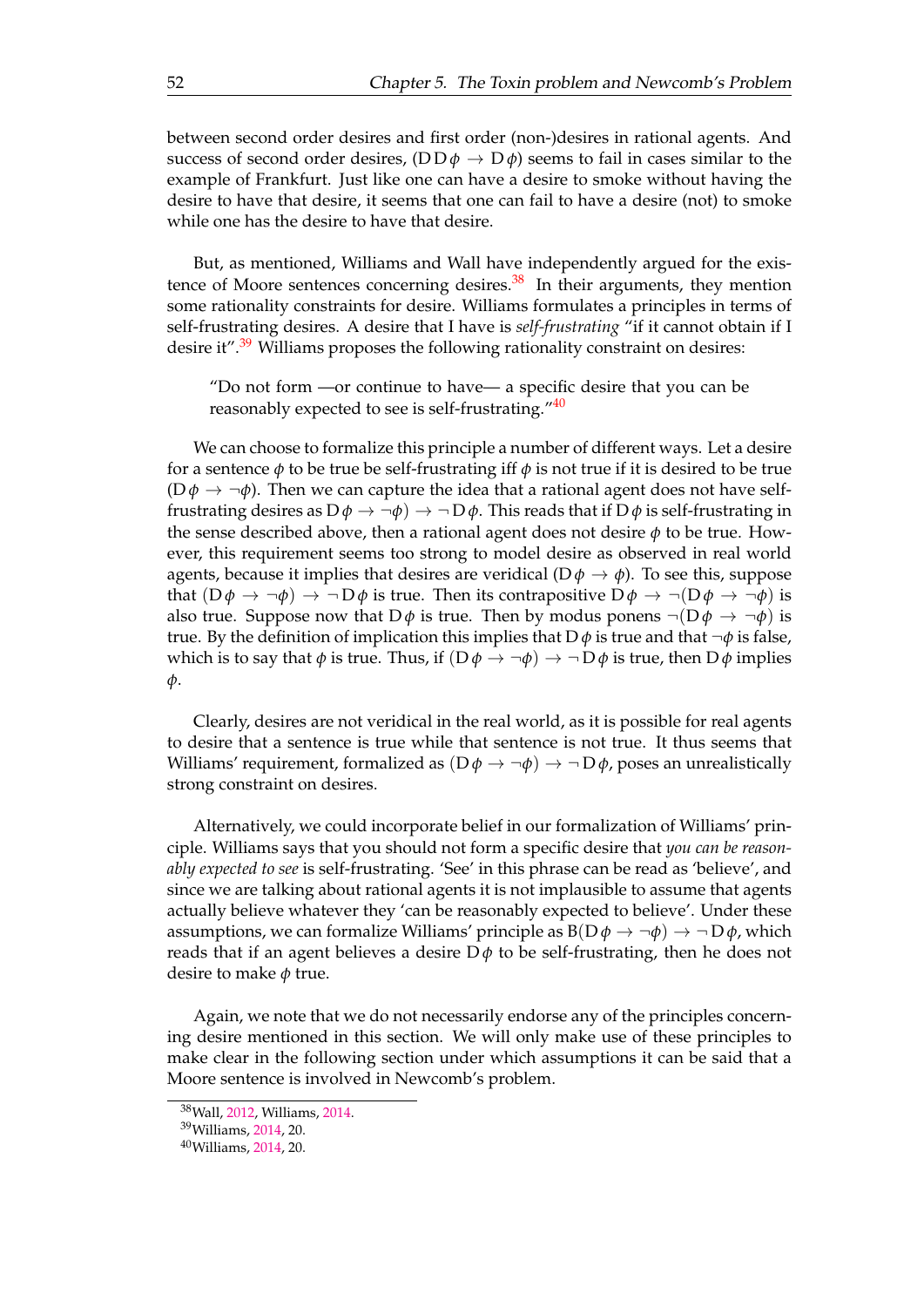between second order desires and first order (non-)desires in rational agents. And success of second order desires, ($\mathrm{D}\,\mathrm{D}\,\phi \rightarrow \mathrm{D}\,\phi$) seems to fail in cases similar to the example of Frankfurt. Just like one can have a desire to smoke without having the desire to have that desire, it seems that one can fail to have a desire (not) to smoke while one has the desire to have that desire.

But, as mentioned, Williams and Wall have independently argued for the existence of Moore sentences concerning desires.[38] In their arguments, they mention some rationality constraints for desire. Williams formulates a principles in terms of self-frustrating desires. A desire that I have is *self-frustrating* "if it cannot obtain if I desire it".[39] Williams proposes the following rationality constraint on desires:

> "Do not form —or continue to have— a specific desire that you can be reasonably expected to see is self-frustrating."[40]

We can choose to formalize this principle a number of different ways. Let a desire for a sentence $\phi$ to be true be self-frustrating iff $\phi$ is not true if it is desired to be true ($\mathrm{D}\,\phi \rightarrow \neg\phi$). Then we can capture the idea that a rational agent does not have self-frustrating desires as $\mathrm{D}\,\phi \rightarrow \neg\phi) \rightarrow \neg\,\mathrm{D}\,\phi$. This reads that if $\mathrm{D}\,\phi$ is self-frustrating in the sense described above, then a rational agent does not desire $\phi$ to be true. However, this requirement seems too strong to model desire as observed in real world agents, because it implies that desires are veridical ($\mathrm{D}\,\phi \rightarrow \phi$). To see this, suppose that $(\mathrm{D}\,\phi \rightarrow \neg\phi) \rightarrow \neg\,\mathrm{D}\,\phi$ is true. Then its contrapositive $\mathrm{D}\,\phi \rightarrow \neg(\mathrm{D}\,\phi \rightarrow \neg\phi)$ is also true. Suppose now that $\mathrm{D}\,\phi$ is true. Then by modus ponens $\neg(\mathrm{D}\,\phi \rightarrow \neg\phi)$ is true. By the definition of implication this implies that $\mathrm{D}\,\phi$ is true and that $\neg\phi$ is false, which is to say that $\phi$ is true. Thus, if $(\mathrm{D}\,\phi \rightarrow \neg\phi) \rightarrow \neg\,\mathrm{D}\,\phi$ is true, then $\mathrm{D}\,\phi$ implies $\phi$.

Clearly, desires are not veridical in the real world, as it is possible for real agents to desire that a sentence is true while that sentence is not true. It thus seems that Williams' requirement, formalized as $(\mathrm{D}\,\phi \rightarrow \neg\phi) \rightarrow \neg\,\mathrm{D}\,\phi$, poses an unrealistically strong constraint on desires.

Alternatively, we could incorporate belief in our formalization of Williams' principle. Williams says that you should not form a specific desire that *you can be reasonably expected to see* is self-frustrating. 'See' in this phrase can be read as 'believe', and since we are talking about rational agents it is not implausible to assume that agents actually believe whatever they 'can be reasonably expected to believe'. Under these assumptions, we can formalize Williams' principle as $\mathrm{B}(\mathrm{D}\,\phi \rightarrow \neg\phi) \rightarrow \neg\,\mathrm{D}\,\phi$, which reads that if an agent believes a desire $\mathrm{D}\,\phi$ to be self-frustrating, then he does not desire to make $\phi$ true.

Again, we note that we do not necessarily endorse any of the principles concerning desire mentioned in this section. We will only make use of these principles to make clear in the following section under which assumptions it can be said that a Moore sentence is involved in Newcomb's problem.

---

[38] Wall, 2012, Williams, 2014.

[39] Williams, 2014, 20.

[40] Williams, 2014, 20.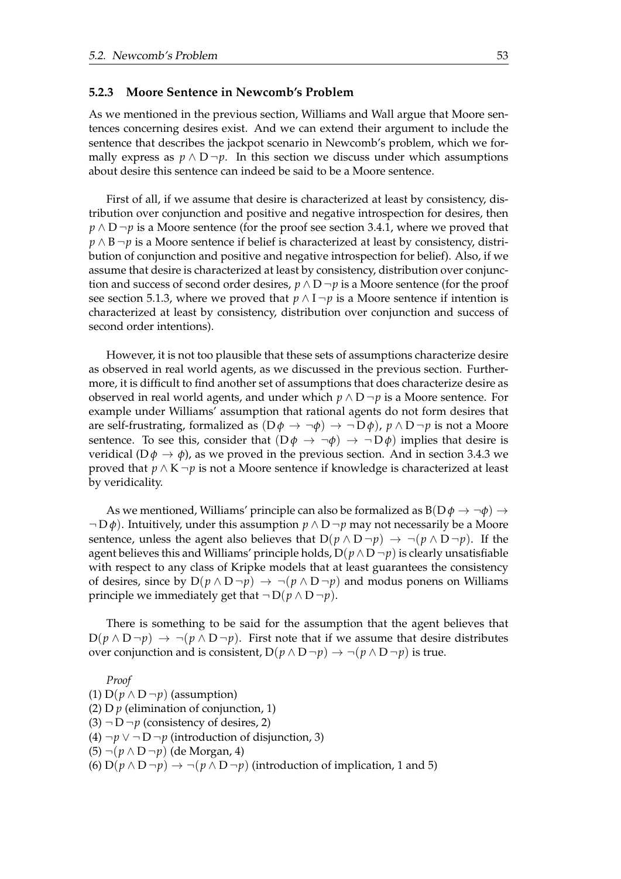### 5.2.3 Moore Sentence in Newcomb's Problem

As we mentioned in the previous section, Williams and Wall argue that Moore sentences concerning desires exist. And we can extend their argument to include the sentence that describes the jackpot scenario in Newcomb's problem, which we formally express as $p \wedge \mathrm{D}\,\neg p$. In this section we discuss under which assumptions about desire this sentence can indeed be said to be a Moore sentence.

First of all, if we assume that desire is characterized at least by consistency, distribution over conjunction and positive and negative introspection for desires, then $p \wedge \mathrm{D}\,\neg p$ is a Moore sentence (for the proof see section 3.4.1, where we proved that $p \wedge \mathrm{B}\,\neg p$ is a Moore sentence if belief is characterized at least by consistency, distribution of conjunction and positive and negative introspection for belief). Also, if we assume that desire is characterized at least by consistency, distribution over conjunction and success of second order desires, $p \wedge \mathrm{D}\,\neg p$ is a Moore sentence (for the proof see section 5.1.3, where we proved that $p \wedge \mathrm{I}\,\neg p$ is a Moore sentence if intention is characterized at least by consistency, distribution over conjunction and success of second order intentions).

However, it is not too plausible that these sets of assumptions characterize desire as observed in real world agents, as we discussed in the previous section. Furthermore, it is difficult to find another set of assumptions that does characterize desire as observed in real world agents, and under which $p \wedge \mathrm{D}\,\neg p$ is a Moore sentence. For example under Williams' assumption that rational agents do not form desires that are self-frustrating, formalized as $(\mathrm{D}\,\phi \rightarrow \neg\phi) \rightarrow \neg\,\mathrm{D}\,\phi)$, $p \wedge \mathrm{D}\,\neg p$ is not a Moore sentence. To see this, consider that $(\mathrm{D}\,\phi \rightarrow \neg\phi) \rightarrow \neg\,\mathrm{D}\,\phi)$ implies that desire is veridical ($\mathrm{D}\,\phi \rightarrow \phi$), as we proved in the previous section. And in section 3.4.3 we proved that $p \wedge \mathrm{K}\,\neg p$ is not a Moore sentence if knowledge is characterized at least by veridicality.

As we mentioned, Williams' principle can also be formalized as $\mathrm{B}(\mathrm{D}\,\phi \rightarrow \neg\phi) \rightarrow \neg\,\mathrm{D}\,\phi)$. Intuitively, under this assumption $p \wedge \mathrm{D}\,\neg p$ may not necessarily be a Moore sentence, unless the agent also believes that $\mathrm{D}(p \wedge \mathrm{D}\,\neg p) \rightarrow \neg(p \wedge \mathrm{D}\,\neg p)$. If the agent believes this and Williams' principle holds, $\mathrm{D}(p \wedge \mathrm{D}\,\neg p)$ is clearly unsatisfiable with respect to any class of Kripke models that at least guarantees the consistency of desires, since by $\mathrm{D}(p \wedge \mathrm{D}\,\neg p) \rightarrow \neg(p \wedge \mathrm{D}\,\neg p)$ and modus ponens on Williams principle we immediately get that $\neg\,\mathrm{D}(p \wedge \mathrm{D}\,\neg p)$.

There is something to be said for the assumption that the agent believes that $\mathrm{D}(p \wedge \mathrm{D}\,\neg p) \rightarrow \neg(p \wedge \mathrm{D}\,\neg p)$. First note that if we assume that desire distributes over conjunction and is consistent, $\mathrm{D}(p \wedge \mathrm{D}\,\neg p) \rightarrow \neg(p \wedge \mathrm{D}\,\neg p)$ is true.

*Proof*

(1) $\mathrm{D}(p \wedge \mathrm{D}\,\neg p)$ (assumption)
(2) $\mathrm{D}\,p$ (elimination of conjunction, 1)
(3) $\neg\,\mathrm{D}\,\neg p$ (consistency of desires, 2)
(4) $\neg p \vee \neg\,\mathrm{D}\,\neg p$ (introduction of disjunction, 3)
(5) $\neg(p \wedge \mathrm{D}\,\neg p)$ (de Morgan, 4)
(6) $\mathrm{D}(p \wedge \mathrm{D}\,\neg p) \rightarrow \neg(p \wedge \mathrm{D}\,\neg p)$ (introduction of implication, 1 and 5)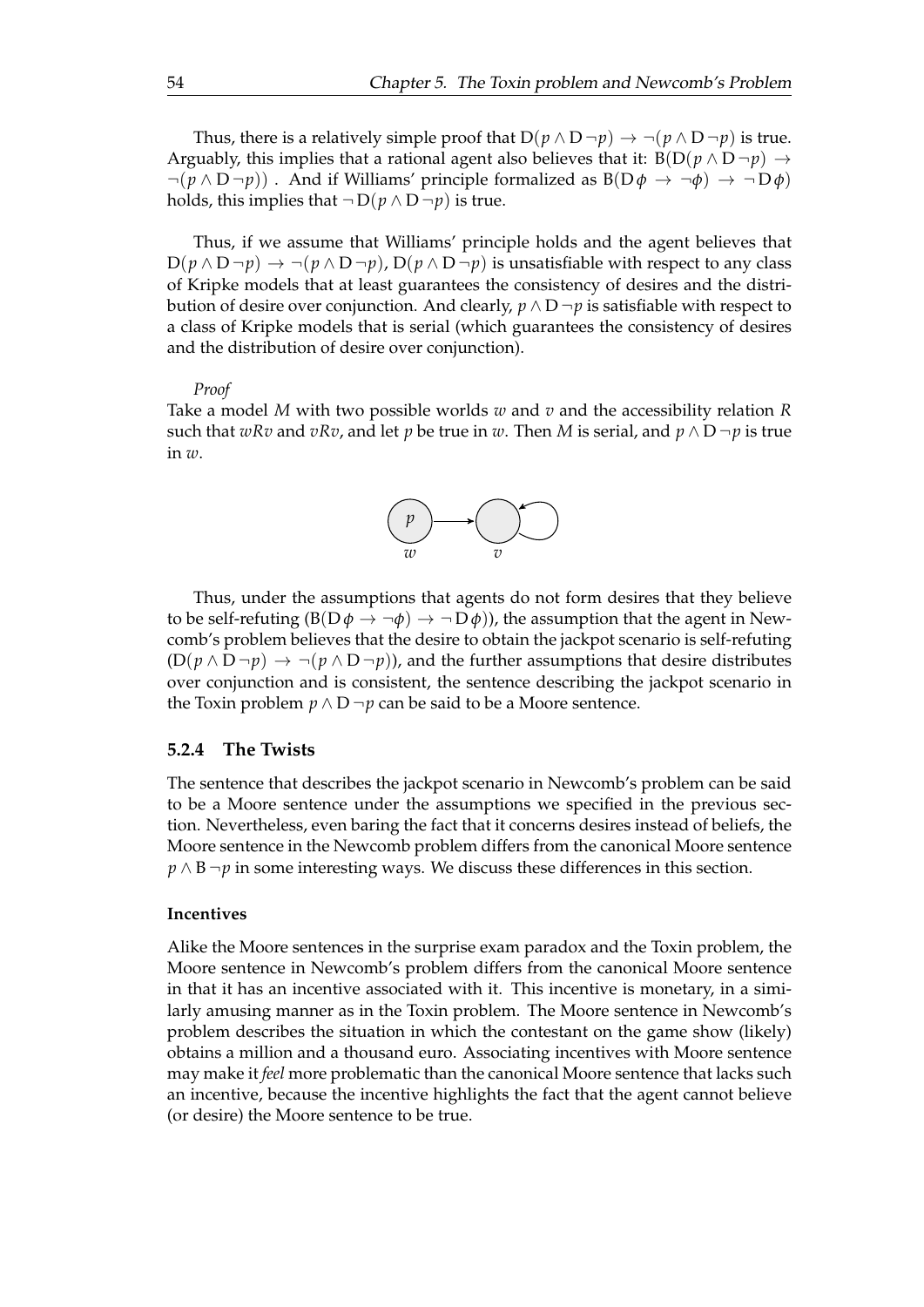Thus, there is a relatively simple proof that $\mathrm{D}(p \wedge \mathrm{D}\neg p) \rightarrow \neg(p \wedge \mathrm{D}\neg p)$ is true. Arguably, this implies that a rational agent also believes that it: $\mathrm{B}(\mathrm{D}(p \wedge \mathrm{D}\neg p) \rightarrow \neg(p \wedge \mathrm{D}\neg p))$ . And if Williams' principle formalized as $\mathrm{B}(\mathrm{D}\,\phi \rightarrow \neg\phi) \rightarrow \neg\,\mathrm{D}\,\phi)$ holds, this implies that $\neg\,\mathrm{D}(p \wedge \mathrm{D}\neg p)$ is true.

Thus, if we assume that Williams' principle holds and the agent believes that $\mathrm{D}(p \wedge \mathrm{D}\neg p) \rightarrow \neg(p \wedge \mathrm{D}\neg p)$, $\mathrm{D}(p \wedge \mathrm{D}\neg p)$ is unsatisfiable with respect to any class of Kripke models that at least guarantees the consistency of desires and the distribution of desire over conjunction. And clearly, $p \wedge \mathrm{D}\neg p$ is satisfiable with respect to a class of Kripke models that is serial (which guarantees the consistency of desires and the distribution of desire over conjunction).

*Proof*

Take a model $M$ with two possible worlds $w$ and $v$ and the accessibility relation $R$ such that $wRv$ and $vRv$, and let $p$ be true in $w$. Then $M$ is serial, and $p \wedge \mathrm{D}\neg p$ is true in $w$.

Thus, under the assumptions that agents do not form desires that they believe to be self-refuting ($\mathrm{B}(\mathrm{D}\,\phi \rightarrow \neg\phi) \rightarrow \neg\,\mathrm{D}\,\phi)$), the assumption that the agent in Newcomb's problem believes that the desire to obtain the jackpot scenario is self-refuting ($\mathrm{D}(p \wedge \mathrm{D}\neg p) \rightarrow \neg(p \wedge \mathrm{D}\neg p)$), and the further assumptions that desire distributes over conjunction and is consistent, the sentence describing the jackpot scenario in the Toxin problem $p \wedge \mathrm{D}\neg p$ can be said to be a Moore sentence.

### 5.2.4 The Twists

The sentence that describes the jackpot scenario in Newcomb's problem can be said to be a Moore sentence under the assumptions we specified in the previous section. Nevertheless, even baring the fact that it concerns desires instead of beliefs, the Moore sentence in the Newcomb problem differs from the canonical Moore sentence $p \wedge \mathrm{B}\neg p$ in some interesting ways. We discuss these differences in this section.

#### Incentives

Alike the Moore sentences in the surprise exam paradox and the Toxin problem, the Moore sentence in Newcomb's problem differs from the canonical Moore sentence in that it has an incentive associated with it. This incentive is monetary, in a similarly amusing manner as in the Toxin problem. The Moore sentence in Newcomb's problem describes the situation in which the contestant on the game show (likely) obtains a million and a thousand euro. Associating incentives with Moore sentence may make it *feel* more problematic than the canonical Moore sentence that lacks such an incentive, because the incentive highlights the fact that the agent cannot believe (or desire) the Moore sentence to be true.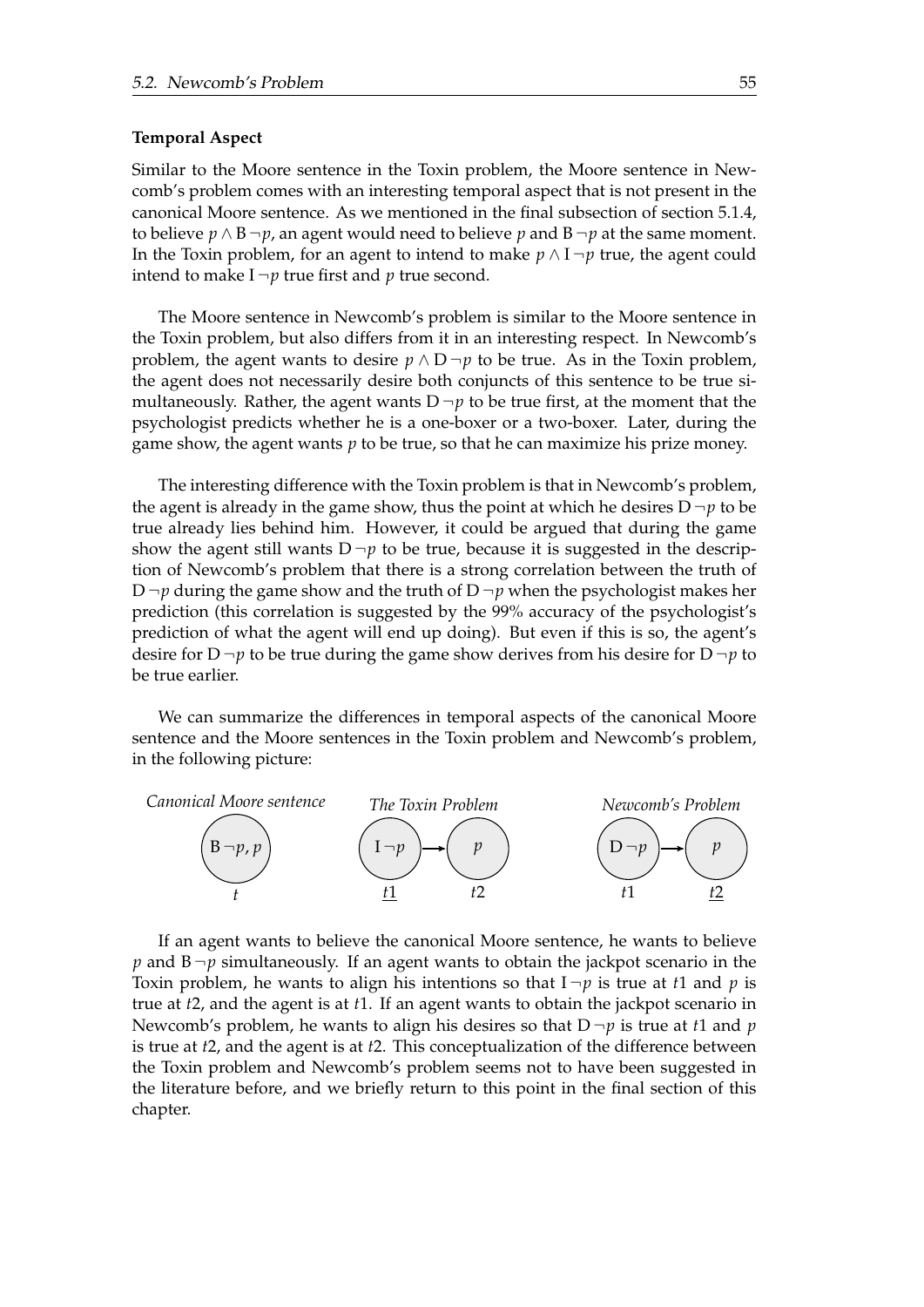#### Temporal Aspect

Similar to the Moore sentence in the Toxin problem, the Moore sentence in Newcomb's problem comes with an interesting temporal aspect that is not present in the canonical Moore sentence. As we mentioned in the final subsection of section 5.1.4, to believe $p \wedge \mathrm{B}\,\neg p$, an agent would need to believe $p$ and $\mathrm{B}\,\neg p$ at the same moment. In the Toxin problem, for an agent to intend to make $p \wedge \mathrm{I}\,\neg p$ true, the agent could intend to make $\mathrm{I}\,\neg p$ true first and $p$ true second.

The Moore sentence in Newcomb's problem is similar to the Moore sentence in the Toxin problem, but also differs from it in an interesting respect. In Newcomb's problem, the agent wants to desire $p \wedge \mathrm{D}\,\neg p$ to be true. As in the Toxin problem, the agent does not necessarily desire both conjuncts of this sentence to be true simultaneously. Rather, the agent wants $\mathrm{D}\,\neg p$ to be true first, at the moment that the psychologist predicts whether he is a one-boxer or a two-boxer. Later, during the game show, the agent wants $p$ to be true, so that he can maximize his prize money.

The interesting difference with the Toxin problem is that in Newcomb's problem, the agent is already in the game show, thus the point at which he desires $\mathrm{D}\,\neg p$ to be true already lies behind him. However, it could be argued that during the game show the agent still wants $\mathrm{D}\,\neg p$ to be true, because it is suggested in the description of Newcomb's problem that there is a strong correlation between the truth of $\mathrm{D}\,\neg p$ during the game show and the truth of $\mathrm{D}\,\neg p$ when the psychologist makes her prediction (this correlation is suggested by the 99% accuracy of the psychologist's prediction of what the agent will end up doing). But even if this is so, the agent's desire for $\mathrm{D}\,\neg p$ to be true during the game show derives from his desire for $\mathrm{D}\,\neg p$ to be true earlier.

We can summarize the differences in temporal aspects of the canonical Moore sentence and the Moore sentences in the Toxin problem and Newcomb's problem, in the following picture:

| *Canonical Moore sentence* | *The Toxin Problem* | | *Newcomb's Problem* | |
|---|---|---|---|---|
| $\mathrm{B}\,\neg p, p$ | $\mathrm{I}\,\neg p$ → | $p$ | $\mathrm{D}\,\neg p$ → | $p$ |
| $t$ | <u>$t1$</u> | $t2$ | $t1$ | <u>$t2$</u> |

If an agent wants to believe the canonical Moore sentence, he wants to believe $p$ and $\mathrm{B}\,\neg p$ simultaneously. If an agent wants to obtain the jackpot scenario in the Toxin problem, he wants to align his intentions so that $\mathrm{I}\,\neg p$ is true at $t1$ and $p$ is true at $t2$, and the agent is at $t1$. If an agent wants to obtain the jackpot scenario in Newcomb's problem, he wants to align his desires so that $\mathrm{D}\,\neg p$ is true at $t1$ and $p$ is true at $t2$, and the agent is at $t2$. This conceptualization of the difference between the Toxin problem and Newcomb's problem seems not to have been suggested in the literature before, and we briefly return to this point in the final section of this chapter.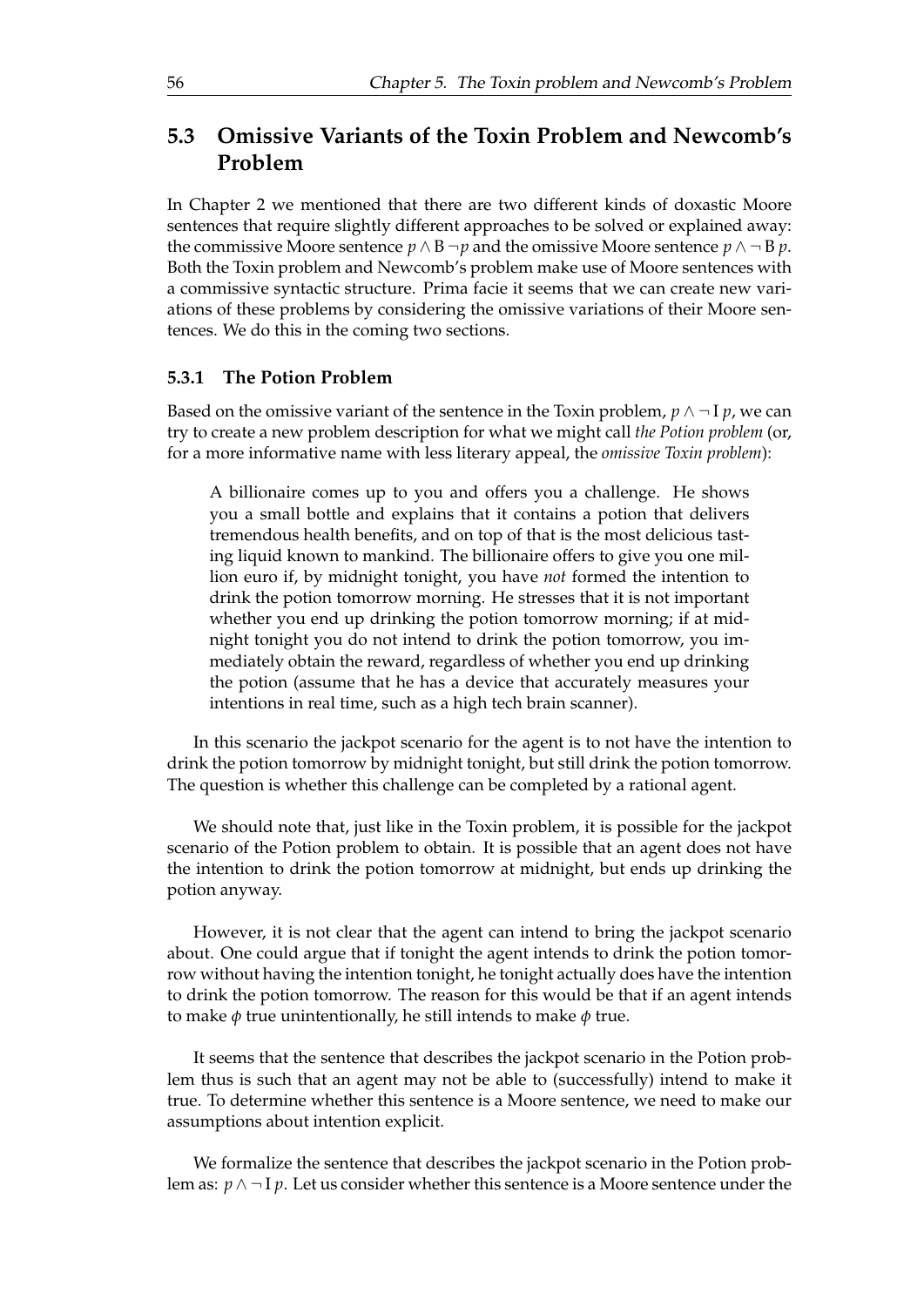## 5.3 Omissive Variants of the Toxin Problem and Newcomb's Problem

In Chapter 2 we mentioned that there are two different kinds of doxastic Moore sentences that require slightly different approaches to be solved or explained away: the commissive Moore sentence $p \wedge \mathrm{B}\,\neg p$ and the omissive Moore sentence $p \wedge \neg\,\mathrm{B}\,p$. Both the Toxin problem and Newcomb's problem make use of Moore sentences with a commissive syntactic structure. Prima facie it seems that we can create new variations of these problems by considering the omissive variations of their Moore sentences. We do this in the coming two sections.

### 5.3.1 The Potion Problem

Based on the omissive variant of the sentence in the Toxin problem, $p \wedge \neg\,\mathrm{I}\,p$, we can try to create a new problem description for what we might call *the Potion problem* (or, for a more informative name with less literary appeal, the *omissive Toxin problem*):

> A billionaire comes up to you and offers you a challenge. He shows you a small bottle and explains that it contains a potion that delivers tremendous health benefits, and on top of that is the most delicious tasting liquid known to mankind. The billionaire offers to give you one million euro if, by midnight tonight, you have *not* formed the intention to drink the potion tomorrow morning. He stresses that it is not important whether you end up drinking the potion tomorrow morning; if at midnight tonight you do not intend to drink the potion tomorrow, you immediately obtain the reward, regardless of whether you end up drinking the potion (assume that he has a device that accurately measures your intentions in real time, such as a high tech brain scanner).

In this scenario the jackpot scenario for the agent is to not have the intention to drink the potion tomorrow by midnight tonight, but still drink the potion tomorrow. The question is whether this challenge can be completed by a rational agent.

We should note that, just like in the Toxin problem, it is possible for the jackpot scenario of the Potion problem to obtain. It is possible that an agent does not have the intention to drink the potion tomorrow at midnight, but ends up drinking the potion anyway.

However, it is not clear that the agent can intend to bring the jackpot scenario about. One could argue that if tonight the agent intends to drink the potion tomorrow without having the intention tonight, he tonight actually does have the intention to drink the potion tomorrow. The reason for this would be that if an agent intends to make $\phi$ true unintentionally, he still intends to make $\phi$ true.

It seems that the sentence that describes the jackpot scenario in the Potion problem thus is such that an agent may not be able to (successfully) intend to make it true. To determine whether this sentence is a Moore sentence, we need to make our assumptions about intention explicit.

We formalize the sentence that describes the jackpot scenario in the Potion problem as: $p \wedge \neg\,\mathrm{I}\,p$. Let us consider whether this sentence is a Moore sentence under the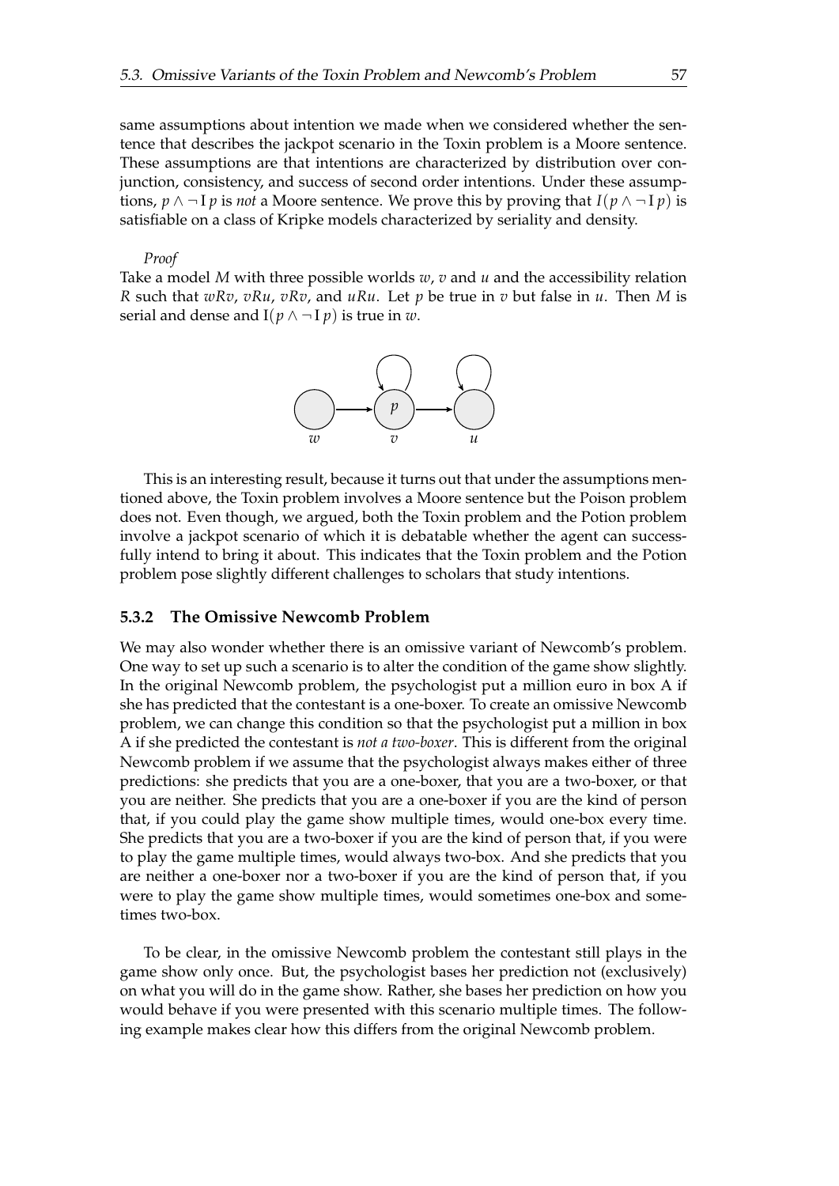same assumptions about intention we made when we considered whether the sentence that describes the jackpot scenario in the Toxin problem is a Moore sentence. These assumptions are that intentions are characterized by distribution over conjunction, consistency, and success of second order intentions. Under these assumptions, $p \wedge \neg \mathrm{I}\, p$ is *not* a Moore sentence. We prove this by proving that $I(p \wedge \neg \mathrm{I}\, p)$ is satisfiable on a class of Kripke models characterized by seriality and density.

*Proof*

Take a model $M$ with three possible worlds $w$, $v$ and $u$ and the accessibility relation $R$ such that $wRv$, $vRu$, $vRv$, and $uRu$. Let $p$ be true in $v$ but false in $u$. Then $M$ is serial and dense and $\mathrm{I}(p \wedge \neg \mathrm{I}\, p)$ is true in $w$.

This is an interesting result, because it turns out that under the assumptions mentioned above, the Toxin problem involves a Moore sentence but the Poison problem does not. Even though, we argued, both the Toxin problem and the Potion problem involve a jackpot scenario of which it is debatable whether the agent can successfully intend to bring it about. This indicates that the Toxin problem and the Potion problem pose slightly different challenges to scholars that study intentions.

### 5.3.2 The Omissive Newcomb Problem

We may also wonder whether there is an omissive variant of Newcomb's problem. One way to set up such a scenario is to alter the condition of the game show slightly. In the original Newcomb problem, the psychologist put a million euro in box A if she has predicted that the contestant is a one-boxer. To create an omissive Newcomb problem, we can change this condition so that the psychologist put a million in box A if she predicted the contestant is *not a two-boxer*. This is different from the original Newcomb problem if we assume that the psychologist always makes either of three predictions: she predicts that you are a one-boxer, that you are a two-boxer, or that you are neither. She predicts that you are a one-boxer if you are the kind of person that, if you could play the game show multiple times, would one-box every time. She predicts that you are a two-boxer if you are the kind of person that, if you were to play the game multiple times, would always two-box. And she predicts that you are neither a one-boxer nor a two-boxer if you are the kind of person that, if you were to play the game show multiple times, would sometimes one-box and sometimes two-box.

To be clear, in the omissive Newcomb problem the contestant still plays in the game show only once. But, the psychologist bases her prediction not (exclusively) on what you will do in the game show. Rather, she bases her prediction on how you would behave if you were presented with this scenario multiple times. The following example makes clear how this differs from the original Newcomb problem.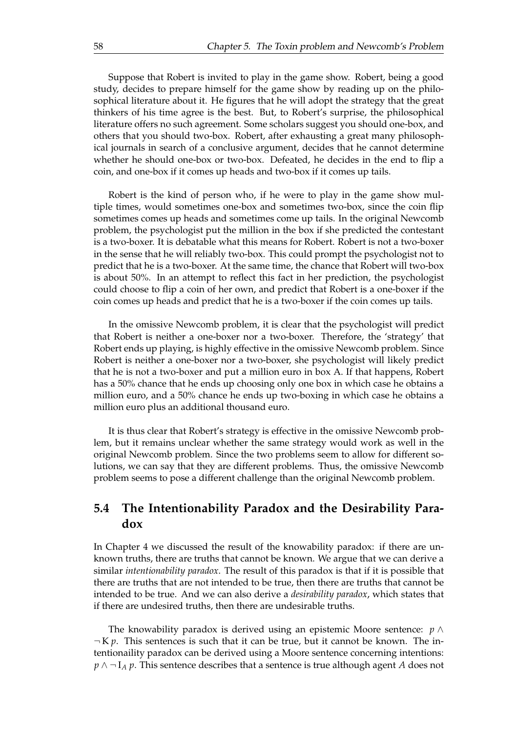Suppose that Robert is invited to play in the game show. Robert, being a good study, decides to prepare himself for the game show by reading up on the philosophical literature about it. He figures that he will adopt the strategy that the great thinkers of his time agree is the best. But, to Robert's surprise, the philosophical literature offers no such agreement. Some scholars suggest you should one-box, and others that you should two-box. Robert, after exhausting a great many philosophical journals in search of a conclusive argument, decides that he cannot determine whether he should one-box or two-box. Defeated, he decides in the end to flip a coin, and one-box if it comes up heads and two-box if it comes up tails.

Robert is the kind of person who, if he were to play in the game show multiple times, would sometimes one-box and sometimes two-box, since the coin flip sometimes comes up heads and sometimes come up tails. In the original Newcomb problem, the psychologist put the million in the box if she predicted the contestant is a two-boxer. It is debatable what this means for Robert. Robert is not a two-boxer in the sense that he will reliably two-box. This could prompt the psychologist not to predict that he is a two-boxer. At the same time, the chance that Robert will two-box is about 50%. In an attempt to reflect this fact in her prediction, the psychologist could choose to flip a coin of her own, and predict that Robert is a one-boxer if the coin comes up heads and predict that he is a two-boxer if the coin comes up tails.

In the omissive Newcomb problem, it is clear that the psychologist will predict that Robert is neither a one-boxer nor a two-boxer. Therefore, the 'strategy' that Robert ends up playing, is highly effective in the omissive Newcomb problem. Since Robert is neither a one-boxer nor a two-boxer, she psychologist will likely predict that he is not a two-boxer and put a million euro in box A. If that happens, Robert has a 50% chance that he ends up choosing only one box in which case he obtains a million euro, and a 50% chance he ends up two-boxing in which case he obtains a million euro plus an additional thousand euro.

It is thus clear that Robert's strategy is effective in the omissive Newcomb problem, but it remains unclear whether the same strategy would work as well in the original Newcomb problem. Since the two problems seem to allow for different solutions, we can say that they are different problems. Thus, the omissive Newcomb problem seems to pose a different challenge than the original Newcomb problem.

## 5.4 The Intentionability Paradox and the Desirability Paradox

In Chapter 4 we discussed the result of the knowability paradox: if there are unknown truths, there are truths that cannot be known. We argue that we can derive a similar *intentionability paradox*. The result of this paradox is that if it is possible that there are truths that are not intended to be true, then there are truths that cannot be intended to be true. And we can also derive a *desirability paradox*, which states that if there are undesired truths, then there are undesirable truths.

The knowability paradox is derived using an epistemic Moore sentence: $p \wedge \neg \mathrm{K}\, p$. This sentences is such that it can be true, but it cannot be known. The intentionaility paradox can be derived using a Moore sentence concerning intentions: $p \wedge \neg \mathrm{I}_A\, p$. This sentence describes that a sentence is true although agent $A$ does not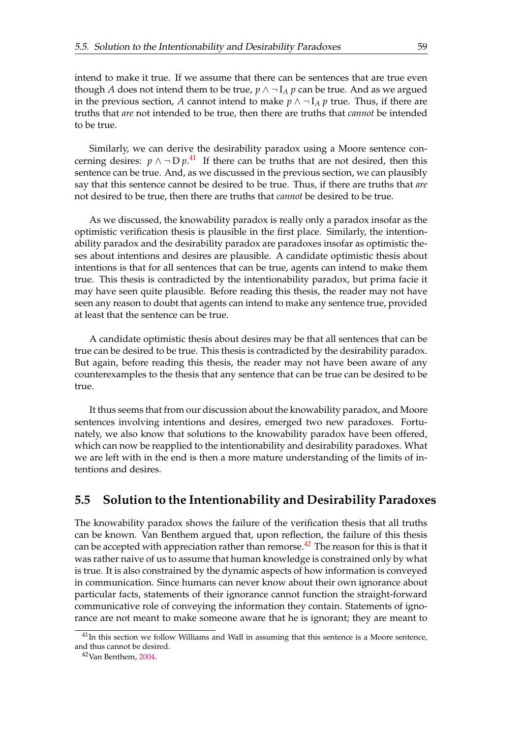intend to make it true. If we assume that there can be sentences that are true even though $A$ does not intend them to be true, $p \wedge \neg \mathrm{I}_A\, p$ can be true. And as we argued in the previous section, $A$ cannot intend to make $p \wedge \neg \mathrm{I}_A\, p$ true. Thus, if there are truths that *are* not intended to be true, then there are truths that *cannot* be intended to be true.

Similarly, we can derive the desirability paradox using a Moore sentence concerning desires: $p \wedge \neg \mathrm{D}\, p$.[41] If there can be truths that are not desired, then this sentence can be true. And, as we discussed in the previous section, we can plausibly say that this sentence cannot be desired to be true. Thus, if there are truths that *are* not desired to be true, then there are truths that *cannot* be desired to be true.

As we discussed, the knowability paradox is really only a paradox insofar as the optimistic verification thesis is plausible in the first place. Similarly, the intentionability paradox and the desirability paradox are paradoxes insofar as optimistic theses about intentions and desires are plausible. A candidate optimistic thesis about intentions is that for all sentences that can be true, agents can intend to make them true. This thesis is contradicted by the intentionability paradox, but prima facie it may have seen quite plausible. Before reading this thesis, the reader may not have seen any reason to doubt that agents can intend to make any sentence true, provided at least that the sentence can be true.

A candidate optimistic thesis about desires may be that all sentences that can be true can be desired to be true. This thesis is contradicted by the desirability paradox. But again, before reading this thesis, the reader may not have been aware of any counterexamples to the thesis that any sentence that can be true can be desired to be true.

It thus seems that from our discussion about the knowability paradox, and Moore sentences involving intentions and desires, emerged two new paradoxes. Fortunately, we also know that solutions to the knowability paradox have been offered, which can now be reapplied to the intentionability and desirability paradoxes. What we are left with in the end is then a more mature understanding of the limits of intentions and desires.

## 5.5 Solution to the Intentionability and Desirability Paradoxes

The knowability paradox shows the failure of the verification thesis that all truths can be known. Van Benthem argued that, upon reflection, the failure of this thesis can be accepted with appreciation rather than remorse.[42] The reason for this is that it was rather naive of us to assume that human knowledge is constrained only by what is true. It is also constrained by the dynamic aspects of how information is conveyed in communication. Since humans can never know about their own ignorance about particular facts, statements of their ignorance cannot function the straight-forward communicative role of conveying the information they contain. Statements of ignorance are not meant to make someone aware that he is ignorant; they are meant to

[41] In this section we follow Williams and Wall in assuming that this sentence is a Moore sentence, and thus cannot be desired.

[42] Van Benthem, 2004.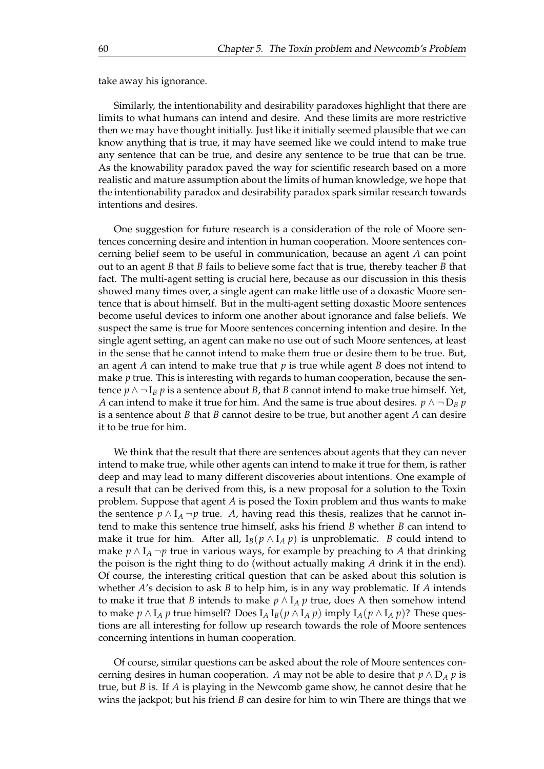take away his ignorance.

Similarly, the intentionability and desirability paradoxes highlight that there are limits to what humans can intend and desire. And these limits are more restrictive then we may have thought initially. Just like it initially seemed plausible that we can know anything that is true, it may have seemed like we could intend to make true any sentence that can be true, and desire any sentence to be true that can be true. As the knowability paradox paved the way for scientific research based on a more realistic and mature assumption about the limits of human knowledge, we hope that the intentionability paradox and desirability paradox spark similar research towards intentions and desires.

One suggestion for future research is a consideration of the role of Moore sentences concerning desire and intention in human cooperation. Moore sentences concerning belief seem to be useful in communication, because an agent $A$ can point out to an agent $B$ that $B$ fails to believe some fact that is true, thereby teacher $B$ that fact. The multi-agent setting is crucial here, because as our discussion in this thesis showed many times over, a single agent can make little use of a doxastic Moore sentence that is about himself. But in the multi-agent setting doxastic Moore sentences become useful devices to inform one another about ignorance and false beliefs. We suspect the same is true for Moore sentences concerning intention and desire. In the single agent setting, an agent can make no use out of such Moore sentences, at least in the sense that he cannot intend to make them true or desire them to be true. But, an agent $A$ can intend to make true that $p$ is true while agent $B$ does not intend to make $p$ true. This is interesting with regards to human cooperation, because the sentence $p \wedge \neg \mathrm{I}_B\, p$ is a sentence about $B$, that $B$ cannot intend to make true himself. Yet, $A$ can intend to make it true for him. And the same is true about desires. $p \wedge \neg \mathrm{D}_B\, p$ is a sentence about $B$ that $B$ cannot desire to be true, but another agent $A$ can desire it to be true for him.

We think that the result that there are sentences about agents that they can never intend to make true, while other agents can intend to make it true for them, is rather deep and may lead to many different discoveries about intentions. One example of a result that can be derived from this, is a new proposal for a solution to the Toxin problem. Suppose that agent $A$ is posed the Toxin problem and thus wants to make the sentence $p \wedge \mathrm{I}_A \neg p$ true. $A$, having read this thesis, realizes that he cannot intend to make this sentence true himself, asks his friend $B$ whether $B$ can intend to make it true for him. After all, $\mathrm{I}_B(p \wedge \mathrm{I}_A\, p)$ is unproblematic. $B$ could intend to make $p \wedge \mathrm{I}_A \neg p$ true in various ways, for example by preaching to $A$ that drinking the poison is the right thing to do (without actually making $A$ drink it in the end). Of course, the interesting critical question that can be asked about this solution is whether $A$'s decision to ask $B$ to help him, is in any way problematic. If $A$ intends to make it true that $B$ intends to make $p \wedge \mathrm{I}_A\, p$ true, does A then somehow intend to make $p \wedge \mathrm{I}_A\, p$ true himself? Does $\mathrm{I}_A\, \mathrm{I}_B(p \wedge \mathrm{I}_A\, p)$ imply $\mathrm{I}_A(p \wedge \mathrm{I}_A\, p)$? These questions are all interesting for follow up research towards the role of Moore sentences concerning intentions in human cooperation.

Of course, similar questions can be asked about the role of Moore sentences concerning desires in human cooperation. $A$ may not be able to desire that $p \wedge \mathrm{D}_A\, p$ is true, but $B$ is. If $A$ is playing in the Newcomb game show, he cannot desire that he wins the jackpot; but his friend $B$ can desire for him to win There are things that we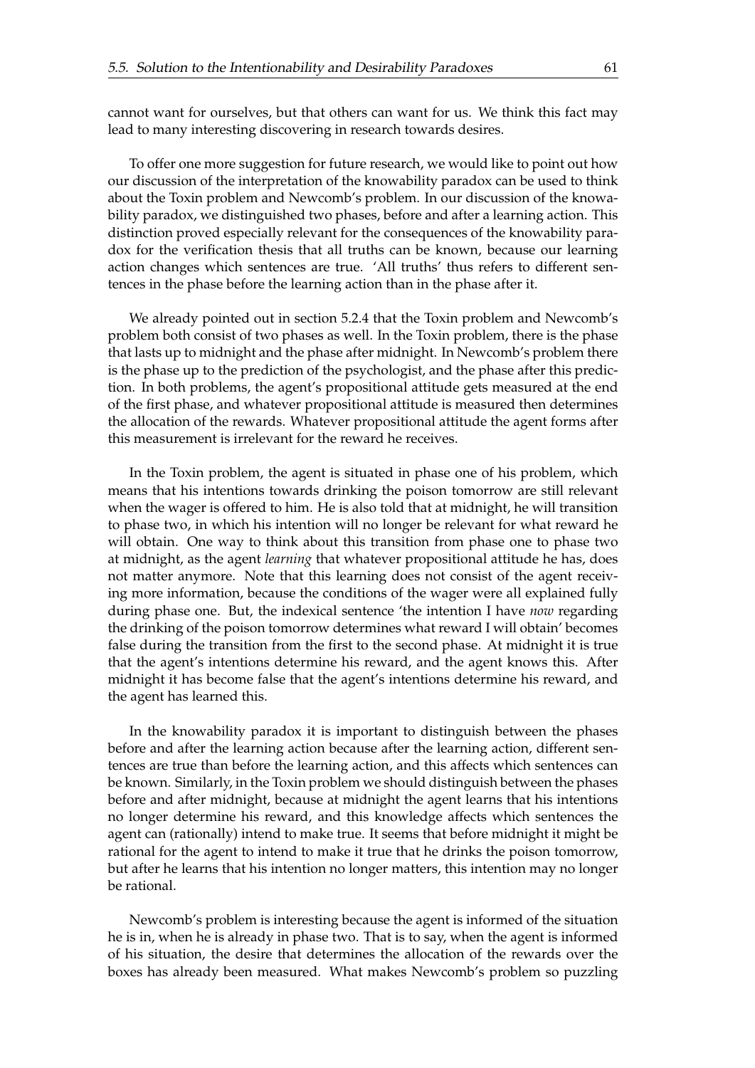cannot want for ourselves, but that others can want for us. We think this fact may lead to many interesting discovering in research towards desires.

To offer one more suggestion for future research, we would like to point out how our discussion of the interpretation of the knowability paradox can be used to think about the Toxin problem and Newcomb's problem. In our discussion of the knowability paradox, we distinguished two phases, before and after a learning action. This distinction proved especially relevant for the consequences of the knowability paradox for the verification thesis that all truths can be known, because our learning action changes which sentences are true. 'All truths' thus refers to different sentences in the phase before the learning action than in the phase after it.

We already pointed out in section 5.2.4 that the Toxin problem and Newcomb's problem both consist of two phases as well. In the Toxin problem, there is the phase that lasts up to midnight and the phase after midnight. In Newcomb's problem there is the phase up to the prediction of the psychologist, and the phase after this prediction. In both problems, the agent's propositional attitude gets measured at the end of the first phase, and whatever propositional attitude is measured then determines the allocation of the rewards. Whatever propositional attitude the agent forms after this measurement is irrelevant for the reward he receives.

In the Toxin problem, the agent is situated in phase one of his problem, which means that his intentions towards drinking the poison tomorrow are still relevant when the wager is offered to him. He is also told that at midnight, he will transition to phase two, in which his intention will no longer be relevant for what reward he will obtain. One way to think about this transition from phase one to phase two at midnight, as the agent *learning* that whatever propositional attitude he has, does not matter anymore. Note that this learning does not consist of the agent receiving more information, because the conditions of the wager were all explained fully during phase one. But, the indexical sentence 'the intention I have *now* regarding the drinking of the poison tomorrow determines what reward I will obtain' becomes false during the transition from the first to the second phase. At midnight it is true that the agent's intentions determine his reward, and the agent knows this. After midnight it has become false that the agent's intentions determine his reward, and the agent has learned this.

In the knowability paradox it is important to distinguish between the phases before and after the learning action because after the learning action, different sentences are true than before the learning action, and this affects which sentences can be known. Similarly, in the Toxin problem we should distinguish between the phases before and after midnight, because at midnight the agent learns that his intentions no longer determine his reward, and this knowledge affects which sentences the agent can (rationally) intend to make true. It seems that before midnight it might be rational for the agent to intend to make it true that he drinks the poison tomorrow, but after he learns that his intention no longer matters, this intention may no longer be rational.

Newcomb's problem is interesting because the agent is informed of the situation he is in, when he is already in phase two. That is to say, when the agent is informed of his situation, the desire that determines the allocation of the rewards over the boxes has already been measured. What makes Newcomb's problem so puzzling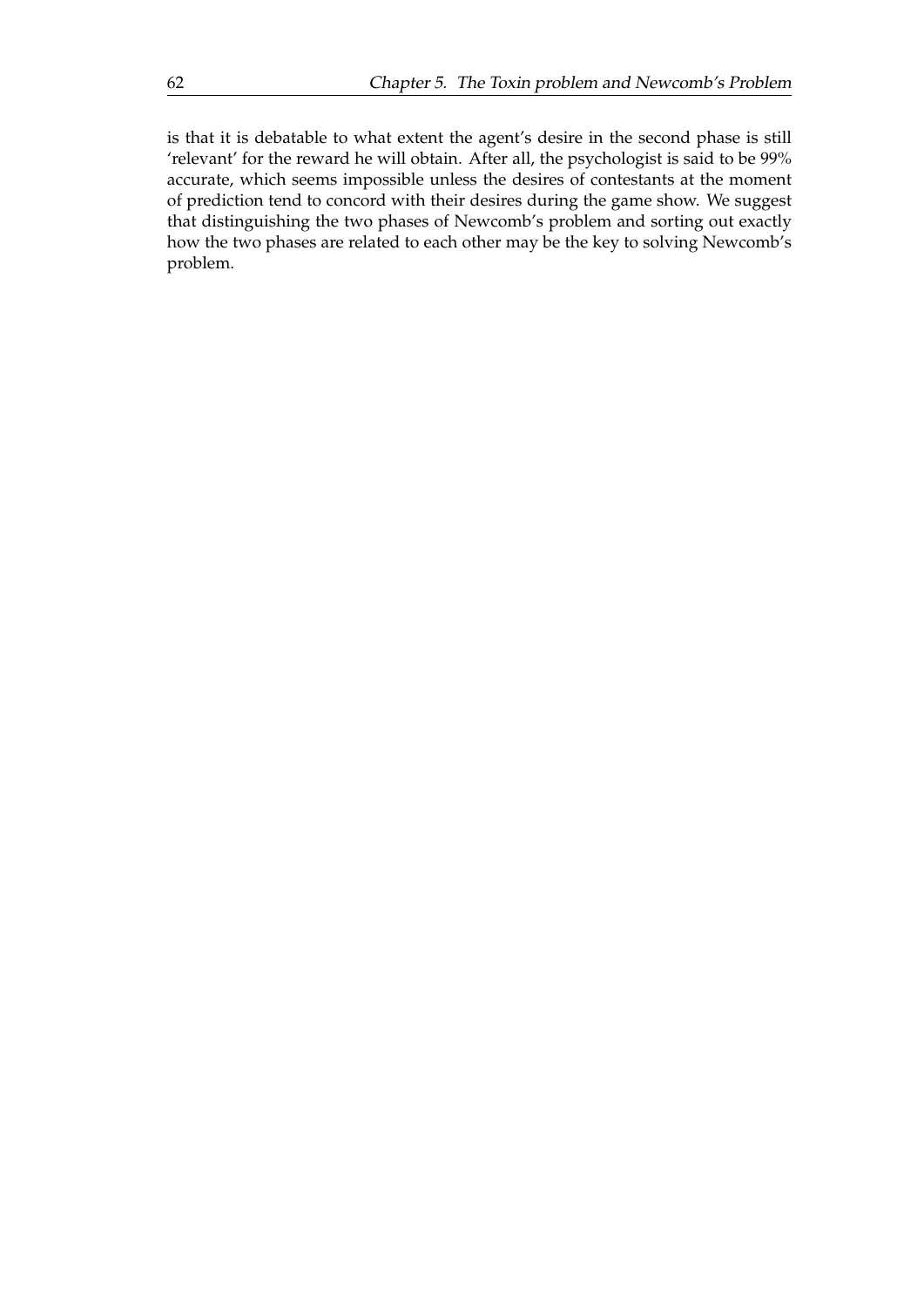is that it is debatable to what extent the agent's desire in the second phase is still 'relevant' for the reward he will obtain. After all, the psychologist is said to be 99% accurate, which seems impossible unless the desires of contestants at the moment of prediction tend to concord with their desires during the game show. We suggest that distinguishing the two phases of Newcomb's problem and sorting out exactly how the two phases are related to each other may be the key to solving Newcomb's problem.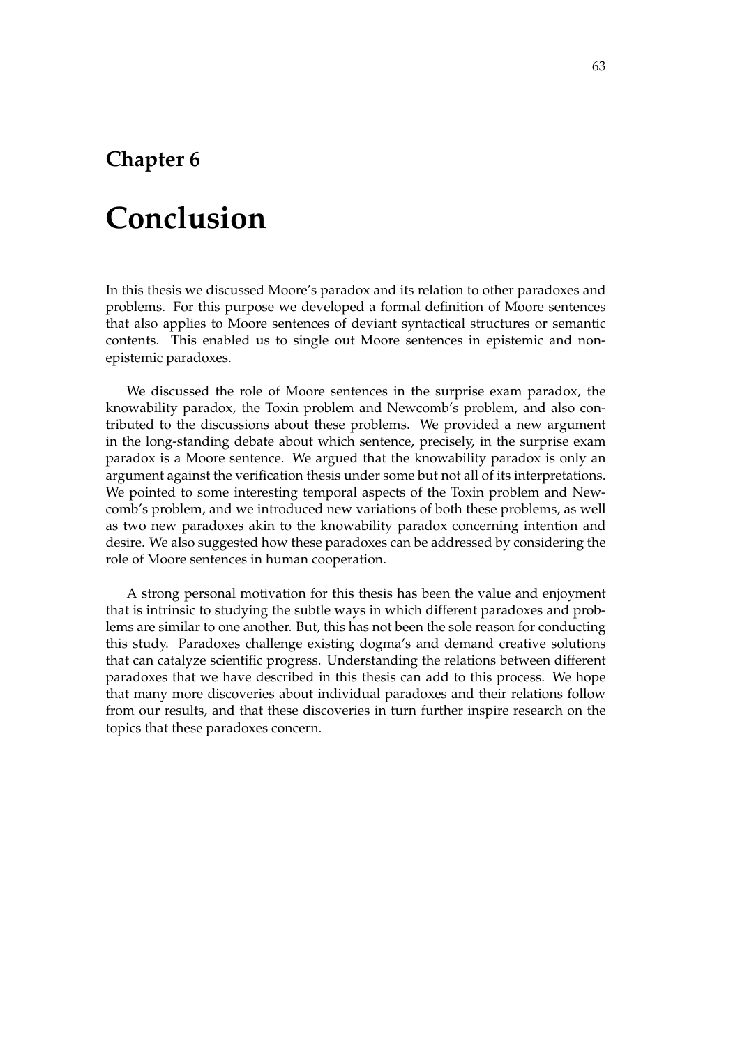# Chapter 6

# Conclusion

In this thesis we discussed Moore's paradox and its relation to other paradoxes and problems. For this purpose we developed a formal definition of Moore sentences that also applies to Moore sentences of deviant syntactical structures or semantic contents. This enabled us to single out Moore sentences in epistemic and non-epistemic paradoxes.

We discussed the role of Moore sentences in the surprise exam paradox, the knowability paradox, the Toxin problem and Newcomb's problem, and also contributed to the discussions about these problems. We provided a new argument in the long-standing debate about which sentence, precisely, in the surprise exam paradox is a Moore sentence. We argued that the knowability paradox is only an argument against the verification thesis under some but not all of its interpretations. We pointed to some interesting temporal aspects of the Toxin problem and Newcomb's problem, and we introduced new variations of both these problems, as well as two new paradoxes akin to the knowability paradox concerning intention and desire. We also suggested how these paradoxes can be addressed by considering the role of Moore sentences in human cooperation.

A strong personal motivation for this thesis has been the value and enjoyment that is intrinsic to studying the subtle ways in which different paradoxes and problems are similar to one another. But, this has not been the sole reason for conducting this study. Paradoxes challenge existing dogma's and demand creative solutions that can catalyze scientific progress. Understanding the relations between different paradoxes that we have described in this thesis can add to this process. We hope that many more discoveries about individual paradoxes and their relations follow from our results, and that these discoveries in turn further inspire research on the topics that these paradoxes concern.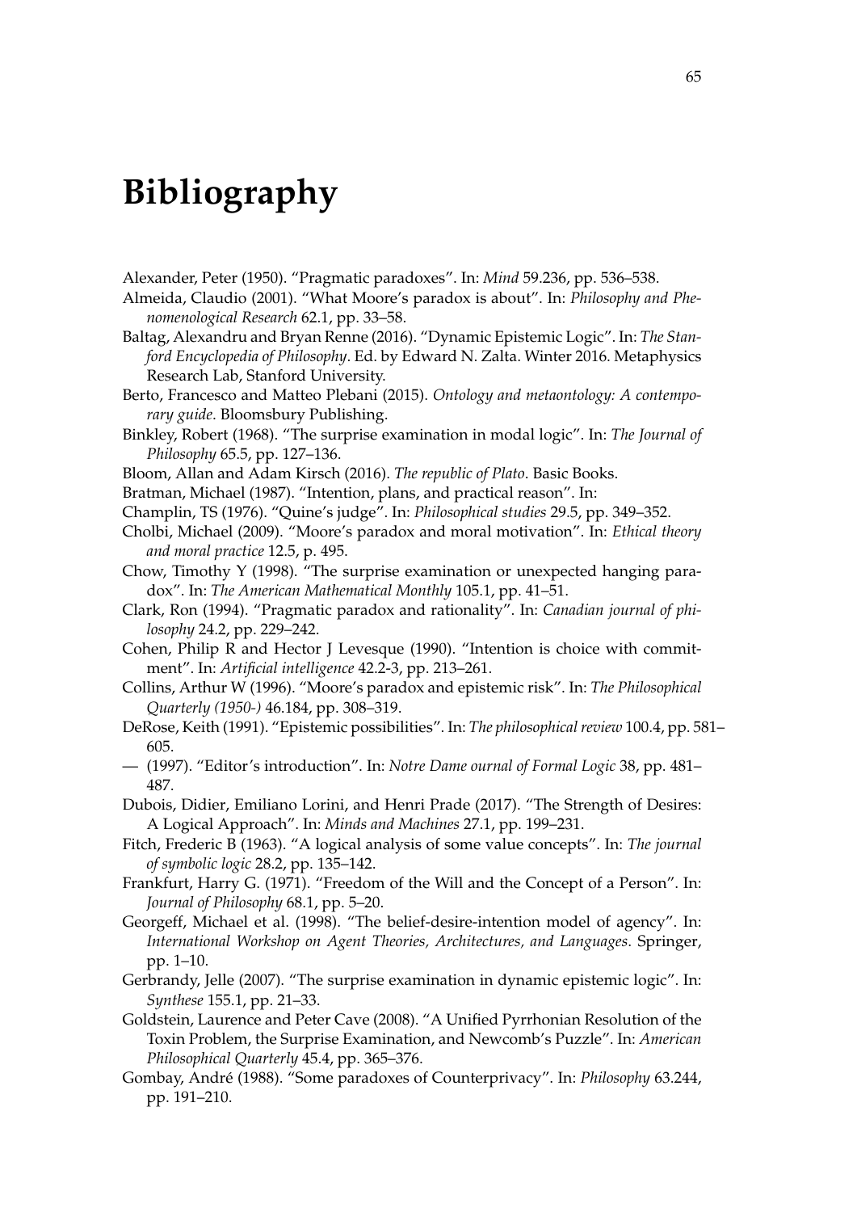# Bibliography

Alexander, Peter (1950). "Pragmatic paradoxes". In: *Mind* 59.236, pp. 536–538.

Almeida, Claudio (2001). "What Moore's paradox is about". In: *Philosophy and Phenomenological Research* 62.1, pp. 33–58.

Baltag, Alexandru and Bryan Renne (2016). "Dynamic Epistemic Logic". In: *The Stanford Encyclopedia of Philosophy*. Ed. by Edward N. Zalta. Winter 2016. Metaphysics Research Lab, Stanford University.

Berto, Francesco and Matteo Plebani (2015). *Ontology and metaontology: A contemporary guide*. Bloomsbury Publishing.

Binkley, Robert (1968). "The surprise examination in modal logic". In: *The Journal of Philosophy* 65.5, pp. 127–136.

Bloom, Allan and Adam Kirsch (2016). *The republic of Plato*. Basic Books.

Bratman, Michael (1987). "Intention, plans, and practical reason". In:

Champlin, TS (1976). "Quine's judge". In: *Philosophical studies* 29.5, pp. 349–352.

Cholbi, Michael (2009). "Moore's paradox and moral motivation". In: *Ethical theory and moral practice* 12.5, p. 495.

Chow, Timothy Y (1998). "The surprise examination or unexpected hanging paradox". In: *The American Mathematical Monthly* 105.1, pp. 41–51.

Clark, Ron (1994). "Pragmatic paradox and rationality". In: *Canadian journal of philosophy* 24.2, pp. 229–242.

Cohen, Philip R and Hector J Levesque (1990). "Intention is choice with commitment". In: *Artificial intelligence* 42.2-3, pp. 213–261.

Collins, Arthur W (1996). "Moore's paradox and epistemic risk". In: *The Philosophical Quarterly (1950-)* 46.184, pp. 308–319.

DeRose, Keith (1991). "Epistemic possibilities". In: *The philosophical review* 100.4, pp. 581–605.

— (1997). "Editor's introduction". In: *Notre Dame ournal of Formal Logic* 38, pp. 481–487.

Dubois, Didier, Emiliano Lorini, and Henri Prade (2017). "The Strength of Desires: A Logical Approach". In: *Minds and Machines* 27.1, pp. 199–231.

Fitch, Frederic B (1963). "A logical analysis of some value concepts". In: *The journal of symbolic logic* 28.2, pp. 135–142.

Frankfurt, Harry G. (1971). "Freedom of the Will and the Concept of a Person". In: *Journal of Philosophy* 68.1, pp. 5–20.

Georgeff, Michael et al. (1998). "The belief-desire-intention model of agency". In: *International Workshop on Agent Theories, Architectures, and Languages*. Springer, pp. 1–10.

Gerbrandy, Jelle (2007). "The surprise examination in dynamic epistemic logic". In: *Synthese* 155.1, pp. 21–33.

Goldstein, Laurence and Peter Cave (2008). "A Unified Pyrrhonian Resolution of the Toxin Problem, the Surprise Examination, and Newcomb's Puzzle". In: *American Philosophical Quarterly* 45.4, pp. 365–376.

Gombay, André (1988). "Some paradoxes of Counterprivacy". In: *Philosophy* 63.244, pp. 191–210.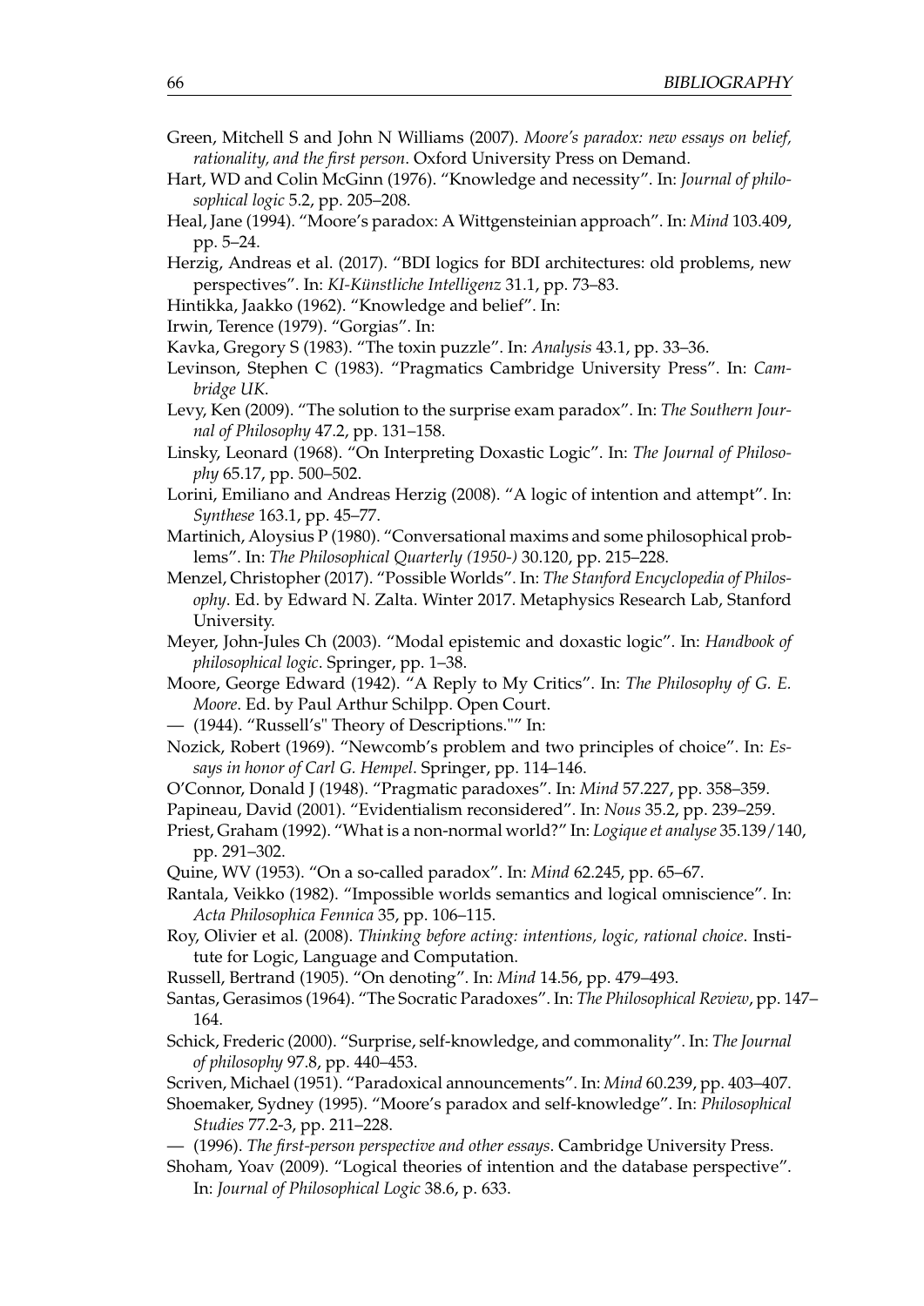Green, Mitchell S and John N Williams (2007). *Moore's paradox: new essays on belief, rationality, and the first person*. Oxford University Press on Demand.

Hart, WD and Colin McGinn (1976). "Knowledge and necessity". In: *Journal of philosophical logic* 5.2, pp. 205–208.

Heal, Jane (1994). "Moore's paradox: A Wittgensteinian approach". In: *Mind* 103.409, pp. 5–24.

Herzig, Andreas et al. (2017). "BDI logics for BDI architectures: old problems, new perspectives". In: *KI-Künstliche Intelligenz* 31.1, pp. 73–83.

Hintikka, Jaakko (1962). "Knowledge and belief". In:

Irwin, Terence (1979). "Gorgias". In:

Kavka, Gregory S (1983). "The toxin puzzle". In: *Analysis* 43.1, pp. 33–36.

Levinson, Stephen C (1983). "Pragmatics Cambridge University Press". In: *Cambridge UK*.

Levy, Ken (2009). "The solution to the surprise exam paradox". In: *The Southern Journal of Philosophy* 47.2, pp. 131–158.

Linsky, Leonard (1968). "On Interpreting Doxastic Logic". In: *The Journal of Philosophy* 65.17, pp. 500–502.

Lorini, Emiliano and Andreas Herzig (2008). "A logic of intention and attempt". In: *Synthese* 163.1, pp. 45–77.

Martinich, Aloysius P (1980). "Conversational maxims and some philosophical problems". In: *The Philosophical Quarterly (1950-)* 30.120, pp. 215–228.

Menzel, Christopher (2017). "Possible Worlds". In: *The Stanford Encyclopedia of Philosophy*. Ed. by Edward N. Zalta. Winter 2017. Metaphysics Research Lab, Stanford University.

Meyer, John-Jules Ch (2003). "Modal epistemic and doxastic logic". In: *Handbook of philosophical logic*. Springer, pp. 1–38.

Moore, George Edward (1942). "A Reply to My Critics". In: *The Philosophy of G. E. Moore*. Ed. by Paul Arthur Schilpp. Open Court.

— (1944). "Russell's" Theory of Descriptions."" In:

Nozick, Robert (1969). "Newcomb's problem and two principles of choice". In: *Essays in honor of Carl G. Hempel*. Springer, pp. 114–146.

O'Connor, Donald J (1948). "Pragmatic paradoxes". In: *Mind* 57.227, pp. 358–359.

Papineau, David (2001). "Evidentialism reconsidered". In: *Nous* 35.2, pp. 239–259.

Priest, Graham (1992). "What is a non-normal world?" In: *Logique et analyse* 35.139/140, pp. 291–302.

Quine, WV (1953). "On a so-called paradox". In: *Mind* 62.245, pp. 65–67.

Rantala, Veikko (1982). "Impossible worlds semantics and logical omniscience". In: *Acta Philosophica Fennica* 35, pp. 106–115.

Roy, Olivier et al. (2008). *Thinking before acting: intentions, logic, rational choice*. Institute for Logic, Language and Computation.

Russell, Bertrand (1905). "On denoting". In: *Mind* 14.56, pp. 479–493.

Santas, Gerasimos (1964). "The Socratic Paradoxes". In: *The Philosophical Review*, pp. 147–164.

Schick, Frederic (2000). "Surprise, self-knowledge, and commonality". In: *The Journal of philosophy* 97.8, pp. 440–453.

Scriven, Michael (1951). "Paradoxical announcements". In: *Mind* 60.239, pp. 403–407.

Shoemaker, Sydney (1995). "Moore's paradox and self-knowledge". In: *Philosophical Studies* 77.2-3, pp. 211–228.

— (1996). *The first-person perspective and other essays*. Cambridge University Press.

Shoham, Yoav (2009). "Logical theories of intention and the database perspective". In: *Journal of Philosophical Logic* 38.6, p. 633.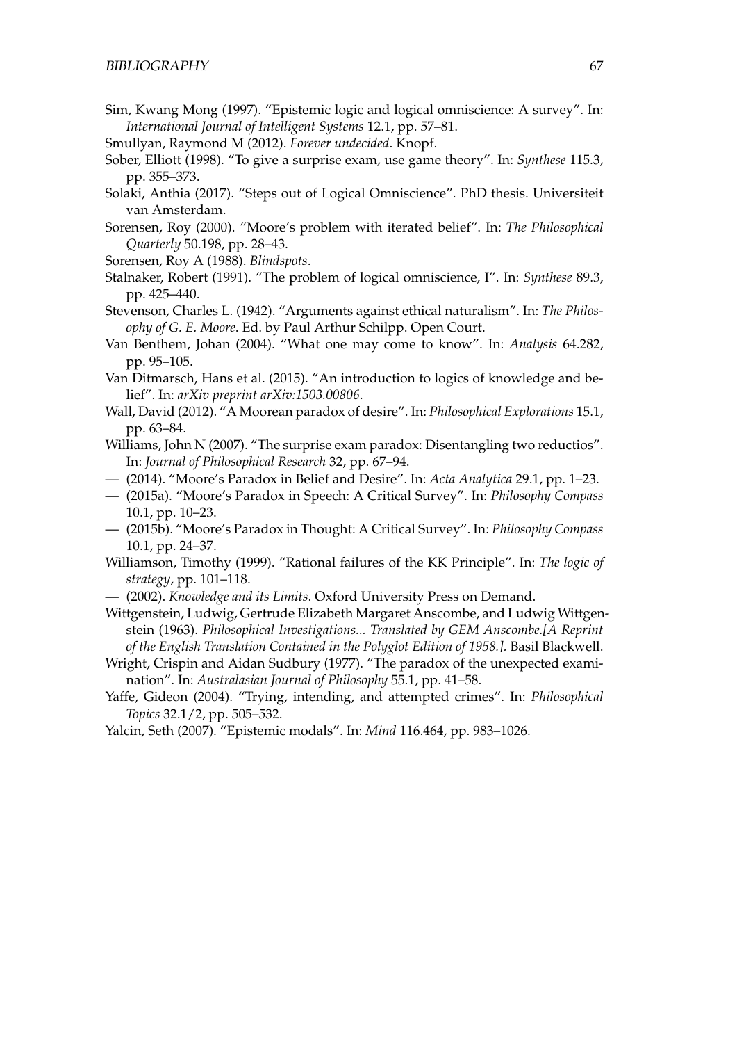Sim, Kwang Mong (1997). “Epistemic logic and logical omniscience: A survey”. In: *International Journal of Intelligent Systems* 12.1, pp. 57–81.

Smullyan, Raymond M (2012). *Forever undecided*. Knopf.

Sober, Elliott (1998). “To give a surprise exam, use game theory”. In: *Synthese* 115.3, pp. 355–373.

Solaki, Anthia (2017). “Steps out of Logical Omniscience”. PhD thesis. Universiteit van Amsterdam.

Sorensen, Roy (2000). “Moore’s problem with iterated belief”. In: *The Philosophical Quarterly* 50.198, pp. 28–43.

Sorensen, Roy A (1988). *Blindspots*.

Stalnaker, Robert (1991). “The problem of logical omniscience, I”. In: *Synthese* 89.3, pp. 425–440.

Stevenson, Charles L. (1942). “Arguments against ethical naturalism”. In: *The Philosophy of G. E. Moore*. Ed. by Paul Arthur Schilpp. Open Court.

Van Benthem, Johan (2004). “What one may come to know”. In: *Analysis* 64.282, pp. 95–105.

Van Ditmarsch, Hans et al. (2015). “An introduction to logics of knowledge and belief”. In: *arXiv preprint arXiv:1503.00806*.

Wall, David (2012). “A Moorean paradox of desire”. In: *Philosophical Explorations* 15.1, pp. 63–84.

Williams, John N (2007). “The surprise exam paradox: Disentangling two reductios”. In: *Journal of Philosophical Research* 32, pp. 67–94.

— (2014). “Moore’s Paradox in Belief and Desire”. In: *Acta Analytica* 29.1, pp. 1–23.

— (2015a). “Moore’s Paradox in Speech: A Critical Survey”. In: *Philosophy Compass* 10.1, pp. 10–23.

— (2015b). “Moore’s Paradox in Thought: A Critical Survey”. In: *Philosophy Compass* 10.1, pp. 24–37.

Williamson, Timothy (1999). “Rational failures of the KK Principle”. In: *The logic of strategy*, pp. 101–118.

— (2002). *Knowledge and its Limits*. Oxford University Press on Demand.

Wittgenstein, Ludwig, Gertrude Elizabeth Margaret Anscombe, and Ludwig Wittgenstein (1963). *Philosophical Investigations... Translated by GEM Anscombe.[A Reprint of the English Translation Contained in the Polyglot Edition of 1958.]*. Basil Blackwell.

Wright, Crispin and Aidan Sudbury (1977). “The paradox of the unexpected examination”. In: *Australasian Journal of Philosophy* 55.1, pp. 41–58.

Yaffe, Gideon (2004). “Trying, intending, and attempted crimes”. In: *Philosophical Topics* 32.1/2, pp. 505–532.

Yalcin, Seth (2007). “Epistemic modals”. In: *Mind* 116.464, pp. 983–1026.